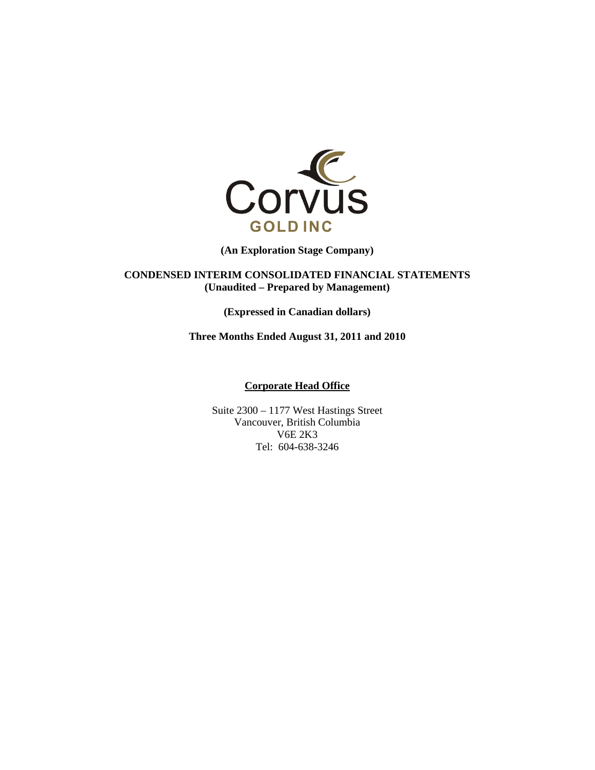Corvus

GOLD INC

**(An Exploration Stage Company)**

**CONDENSED INTERIM CONSOLIDATED FINANCIAL STATEMENTS**
**(Unaudited – Prepared by Management)**

**(Expressed in Canadian dollars)**

**Three Months Ended August 31, 2011 and 2010**

**Corporate Head Office**

Suite 2300 – 1177 West Hastings Street
Vancouver, British Columbia
V6E 2K3
Tel: 604-638-3246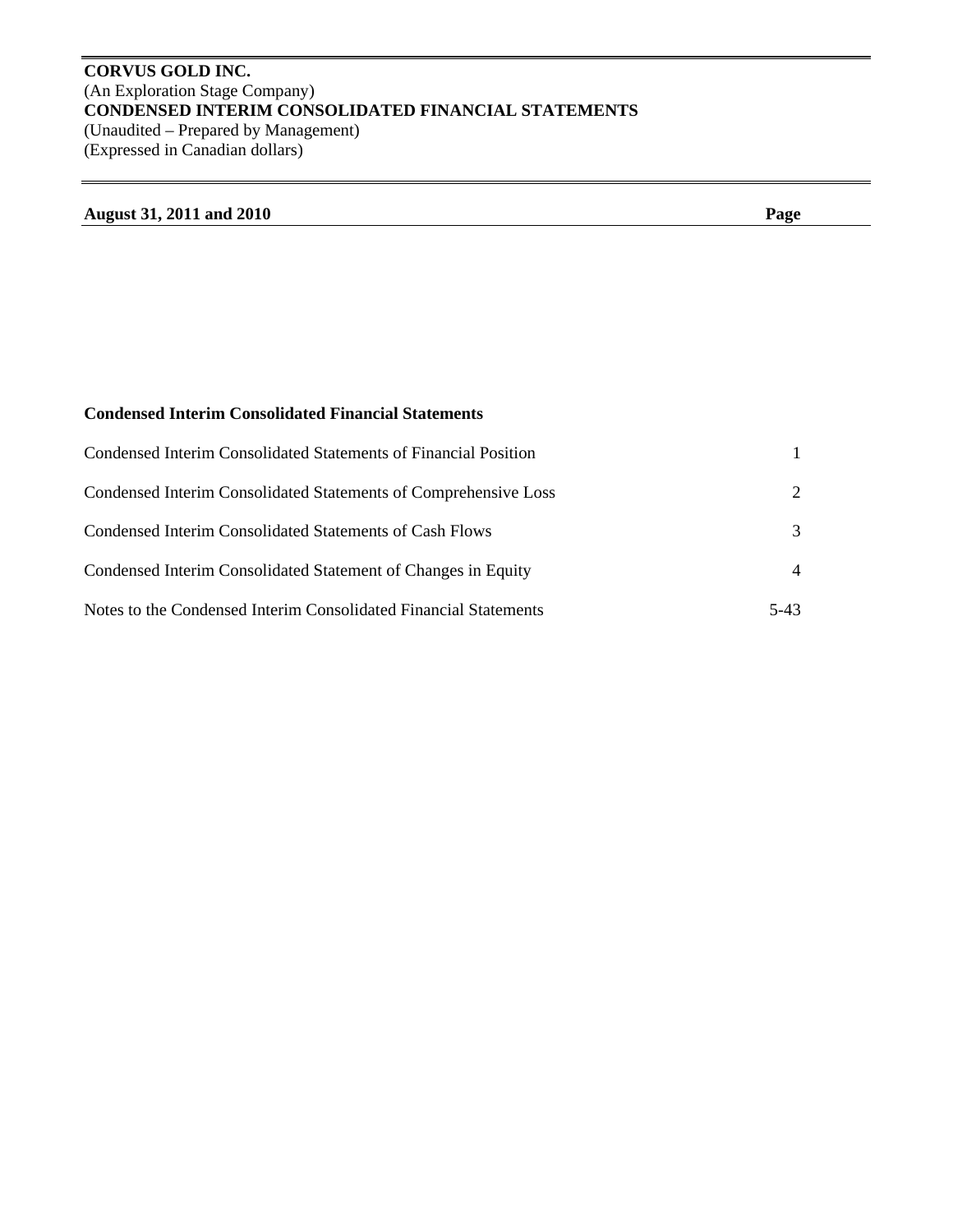**CORVUS GOLD INC.**
(An Exploration Stage Company)
**CONDENSED INTERIM CONSOLIDATED FINANCIAL STATEMENTS**
(Unaudited – Prepared by Management)
(Expressed in Canadian dollars)

| **August 31, 2011 and 2010** | **Page** |
|---|---|
| **Condensed Interim Consolidated Financial Statements** | |
| Condensed Interim Consolidated Statements of Financial Position | 1 |
| Condensed Interim Consolidated Statements of Comprehensive Loss | 2 |
| Condensed Interim Consolidated Statements of Cash Flows | 3 |
| Condensed Interim Consolidated Statement of Changes in Equity | 4 |
| Notes to the Condensed Interim Consolidated Financial Statements | 5-43 |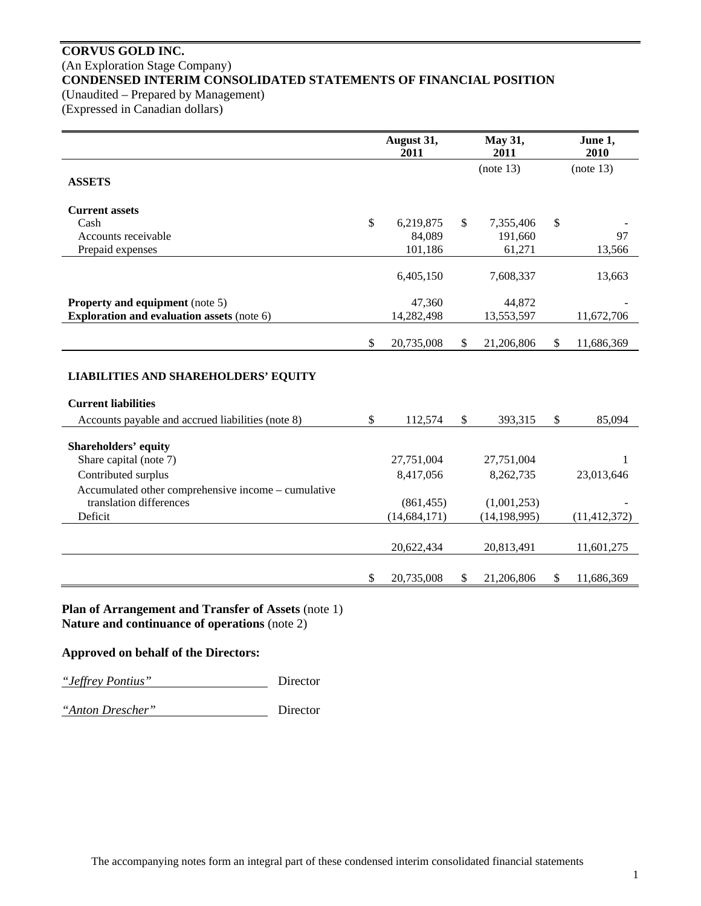**CORVUS GOLD INC.**
(An Exploration Stage Company)
**CONDENSED INTERIM CONSOLIDATED STATEMENTS OF FINANCIAL POSITION**
(Unaudited – Prepared by Management)
(Expressed in Canadian dollars)

| | August 31, 2011 | May 31, 2011 | June 1, 2010 |
|---|---|---|---|
| | | (note 13) | (note 13) |
| **ASSETS** | | | |
| **Current assets** | | | |
| Cash | $ 6,219,875 | $ 7,355,406 | $ - |
| Accounts receivable | 84,089 | 191,660 | 97 |
| Prepaid expenses | 101,186 | 61,271 | 13,566 |
| | 6,405,150 | 7,608,337 | 13,663 |
| **Property and equipment** (note 5) | 47,360 | 44,872 | - |
| **Exploration and evaluation assets** (note 6) | 14,282,498 | 13,553,597 | 11,672,706 |
| | $ 20,735,008 | $ 21,206,806 | $ 11,686,369 |
| **LIABILITIES AND SHAREHOLDERS' EQUITY** | | | |
| **Current liabilities** | | | |
| Accounts payable and accrued liabilities (note 8) | $ 112,574 | $ 393,315 | $ 85,094 |
| **Shareholders' equity** | | | |
| Share capital (note 7) | 27,751,004 | 27,751,004 | 1 |
| Contributed surplus | 8,417,056 | 8,262,735 | 23,013,646 |
| Accumulated other comprehensive income – cumulative translation differences | (861,455) | (1,001,253) | - |
| Deficit | (14,684,171) | (14,198,995) | (11,412,372) |
| | 20,622,434 | 20,813,491 | 11,601,275 |
| | $ 20,735,008 | $ 21,206,806 | $ 11,686,369 |

**Plan of Arrangement and Transfer of Assets** (note 1)
**Nature and continuance of operations** (note 2)

**Approved on behalf of the Directors:**

*"Jeffrey Pontius"* Director

*"Anton Drescher"* Director

The accompanying notes form an integral part of these condensed interim consolidated financial statements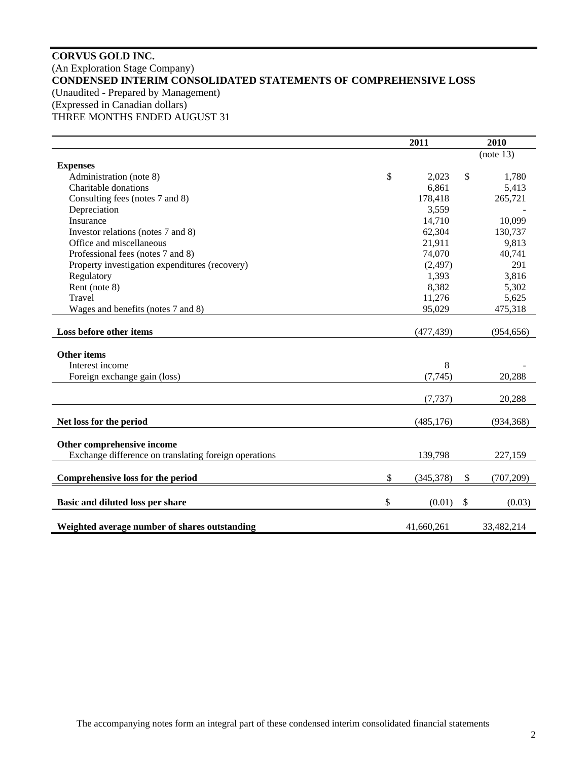**CORVUS GOLD INC.**
(An Exploration Stage Company)
**CONDENSED INTERIM CONSOLIDATED STATEMENTS OF COMPREHENSIVE LOSS**
(Unaudited - Prepared by Management)
(Expressed in Canadian dollars)
THREE MONTHS ENDED AUGUST 31

| | 2011 | 2010 |
|---|---|---|
| | | (note 13) |
| **Expenses** | | |
| Administration (note 8) | $ 2,023 | $ 1,780 |
| Charitable donations | 6,861 | 5,413 |
| Consulting fees (notes 7 and 8) | 178,418 | 265,721 |
| Depreciation | 3,559 | - |
| Insurance | 14,710 | 10,099 |
| Investor relations (notes 7 and 8) | 62,304 | 130,737 |
| Office and miscellaneous | 21,911 | 9,813 |
| Professional fees (notes 7 and 8) | 74,070 | 40,741 |
| Property investigation expenditures (recovery) | (2,497) | 291 |
| Regulatory | 1,393 | 3,816 |
| Rent (note 8) | 8,382 | 5,302 |
| Travel | 11,276 | 5,625 |
| Wages and benefits (notes 7 and 8) | 95,029 | 475,318 |
| **Loss before other items** | (477,439) | (954,656) |
| **Other items** | | |
| Interest income | 8 | - |
| Foreign exchange gain (loss) | (7,745) | 20,288 |
| | (7,737) | 20,288 |
| **Net loss for the period** | (485,176) | (934,368) |
| **Other comprehensive income** | | |
| Exchange difference on translating foreign operations | 139,798 | 227,159 |
| **Comprehensive loss for the period** | $ (345,378) | $ (707,209) |
| **Basic and diluted loss per share** | $ (0.01) | $ (0.03) |
| **Weighted average number of shares outstanding** | 41,660,261 | 33,482,214 |

The accompanying notes form an integral part of these condensed interim consolidated financial statements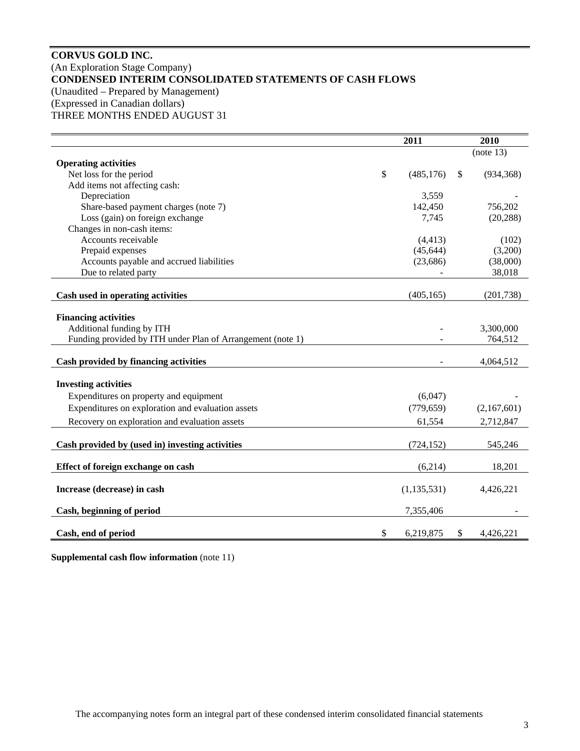**CORVUS GOLD INC.**
(An Exploration Stage Company)
**CONDENSED INTERIM CONSOLIDATED STATEMENTS OF CASH FLOWS**
(Unaudited – Prepared by Management)
(Expressed in Canadian dollars)
THREE MONTHS ENDED AUGUST 31

| | 2011 | 2010 |
|---|---|---|
| | | (note 13) |
| **Operating activities** | | |
| Net loss for the period | $ (485,176) | $ (934,368) |
| Add items not affecting cash: | | |
| Depreciation | 3,559 | - |
| Share-based payment charges (note 7) | 142,450 | 756,202 |
| Loss (gain) on foreign exchange | 7,745 | (20,288) |
| Changes in non-cash items: | | |
| Accounts receivable | (4,413) | (102) |
| Prepaid expenses | (45,644) | (3,200) |
| Accounts payable and accrued liabilities | (23,686) | (38,000) |
| Due to related party | - | 38,018 |
| **Cash used in operating activities** | (405,165) | (201,738) |
| **Financing activities** | | |
| Additional funding by ITH | - | 3,300,000 |
| Funding provided by ITH under Plan of Arrangement (note 1) | - | 764,512 |
| **Cash provided by financing activities** | - | 4,064,512 |
| **Investing activities** | | |
| Expenditures on property and equipment | (6,047) | - |
| Expenditures on exploration and evaluation assets | (779,659) | (2,167,601) |
| Recovery on exploration and evaluation assets | 61,554 | 2,712,847 |
| **Cash provided by (used in) investing activities** | (724,152) | 545,246 |
| **Effect of foreign exchange on cash** | (6,214) | 18,201 |
| **Increase (decrease) in cash** | (1,135,531) | 4,426,221 |
| **Cash, beginning of period** | 7,355,406 | - |
| **Cash, end of period** | $ 6,219,875 | $ 4,426,221 |

**Supplemental cash flow information** (note 11)

The accompanying notes form an integral part of these condensed interim consolidated financial statements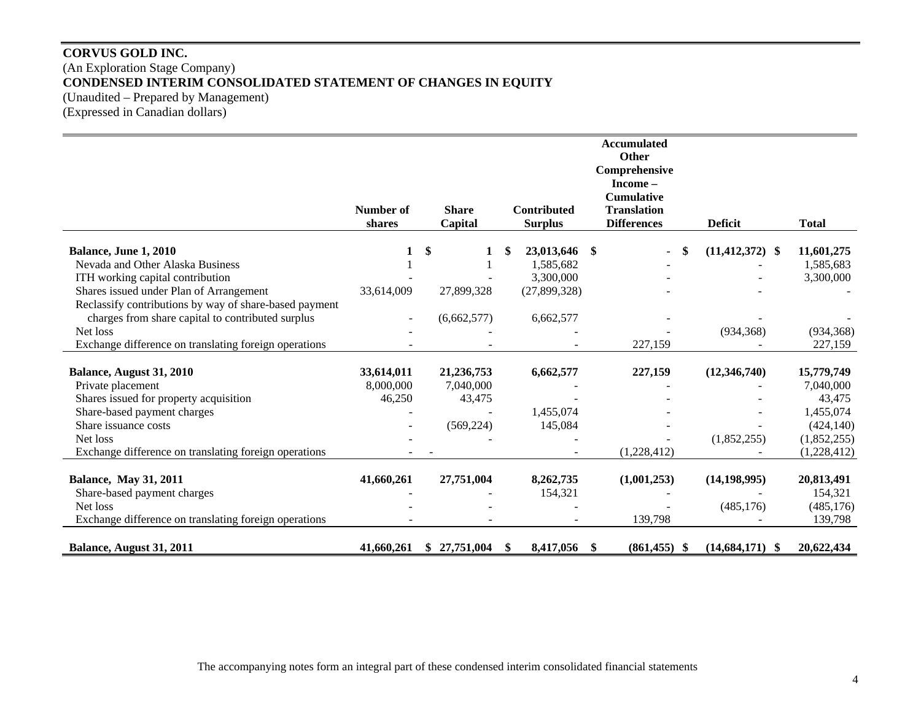**CORVUS GOLD INC.**
(An Exploration Stage Company)
**CONDENSED INTERIM CONSOLIDATED STATEMENT OF CHANGES IN EQUITY**
(Unaudited – Prepared by Management)
(Expressed in Canadian dollars)

| | Number of shares | Share Capital | Contributed Surplus | Accumulated Other Comprehensive Income – Cumulative Translation Differences | Deficit | Total |
|---|---|---|---|---|---|---|
| **Balance, June 1, 2010** | **1** | **$ 1** | **$ 23,013,646** | **$ -** | **$ (11,412,372)** | **$ 11,601,275** |
| Nevada and Other Alaska Business | 1 | 1 | 1,585,682 | - | - | 1,585,683 |
| ITH working capital contribution | - | - | 3,300,000 | - | - | 3,300,000 |
| Shares issued under Plan of Arrangement | 33,614,009 | 27,899,328 | (27,899,328) | - | - | - |
| Reclassify contributions by way of share-based payment charges from share capital to contributed surplus | - | (6,662,577) | 6,662,577 | - | - | - |
| Net loss | - | - | - | - | (934,368) | (934,368) |
| Exchange difference on translating foreign operations | - | - | - | 227,159 | - | 227,159 |
| **Balance, August 31, 2010** | **33,614,011** | **21,236,753** | **6,662,577** | **227,159** | **(12,346,740)** | **15,779,749** |
| Private placement | 8,000,000 | 7,040,000 | - | - | - | 7,040,000 |
| Shares issued for property acquisition | 46,250 | 43,475 | - | - | - | 43,475 |
| Share-based payment charges | - | - | 1,455,074 | - | - | 1,455,074 |
| Share issuance costs | - | (569,224) | 145,084 | - | - | (424,140) |
| Net loss | - | - | - | - | (1,852,255) | (1,852,255) |
| Exchange difference on translating foreign operations | - | - | - | (1,228,412) | - | (1,228,412) |
| **Balance, May 31, 2011** | **41,660,261** | **27,751,004** | **8,262,735** | **(1,001,253)** | **(14,198,995)** | **20,813,491** |
| Share-based payment charges | - | - | 154,321 | - | - | 154,321 |
| Net loss | - | - | - | - | (485,176) | (485,176) |
| Exchange difference on translating foreign operations | - | - | - | 139,798 | - | 139,798 |
| **Balance, August 31, 2011** | **41,660,261** | **$ 27,751,004** | **$ 8,417,056** | **$ (861,455)** | **$ (14,684,171)** | **$ 20,622,434** |

The accompanying notes form an integral part of these condensed interim consolidated financial statements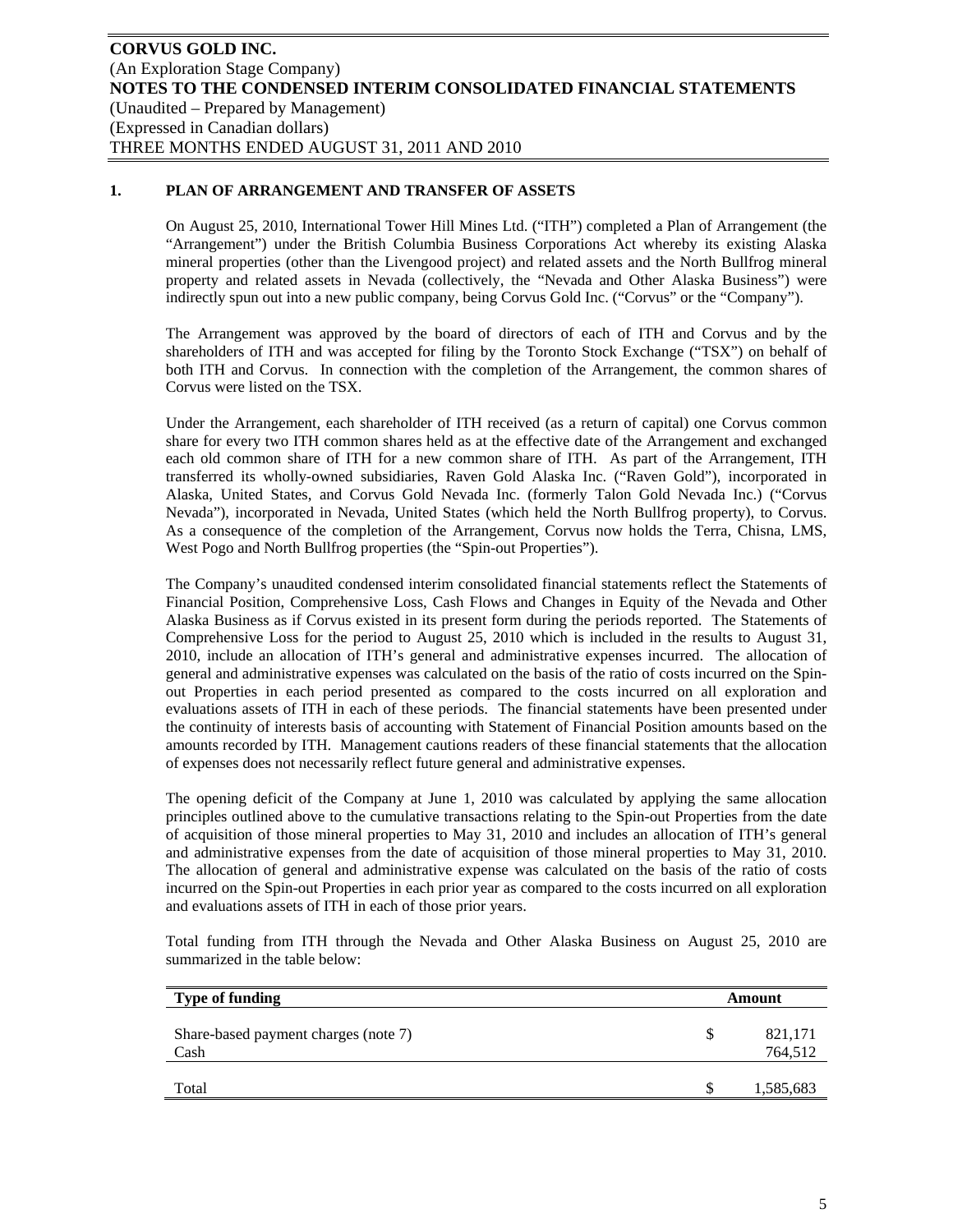## 1. PLAN OF ARRANGEMENT AND TRANSFER OF ASSETS

On August 25, 2010, International Tower Hill Mines Ltd. ("ITH") completed a Plan of Arrangement (the "Arrangement") under the British Columbia Business Corporations Act whereby its existing Alaska mineral properties (other than the Livengood project) and related assets and the North Bullfrog mineral property and related assets in Nevada (collectively, the "Nevada and Other Alaska Business") were indirectly spun out into a new public company, being Corvus Gold Inc. ("Corvus" or the "Company").

The Arrangement was approved by the board of directors of each of ITH and Corvus and by the shareholders of ITH and was accepted for filing by the Toronto Stock Exchange ("TSX") on behalf of both ITH and Corvus. In connection with the completion of the Arrangement, the common shares of Corvus were listed on the TSX.

Under the Arrangement, each shareholder of ITH received (as a return of capital) one Corvus common share for every two ITH common shares held as at the effective date of the Arrangement and exchanged each old common share of ITH for a new common share of ITH. As part of the Arrangement, ITH transferred its wholly-owned subsidiaries, Raven Gold Alaska Inc. ("Raven Gold"), incorporated in Alaska, United States, and Corvus Gold Nevada Inc. (formerly Talon Gold Nevada Inc.) ("Corvus Nevada"), incorporated in Nevada, United States (which held the North Bullfrog property), to Corvus. As a consequence of the completion of the Arrangement, Corvus now holds the Terra, Chisna, LMS, West Pogo and North Bullfrog properties (the "Spin-out Properties").

The Company's unaudited condensed interim consolidated financial statements reflect the Statements of Financial Position, Comprehensive Loss, Cash Flows and Changes in Equity of the Nevada and Other Alaska Business as if Corvus existed in its present form during the periods reported. The Statements of Comprehensive Loss for the period to August 25, 2010 which is included in the results to August 31, 2010, include an allocation of ITH's general and administrative expenses incurred. The allocation of general and administrative expenses was calculated on the basis of the ratio of costs incurred on the Spin-out Properties in each period presented as compared to the costs incurred on all exploration and evaluations assets of ITH in each of these periods. The financial statements have been presented under the continuity of interests basis of accounting with Statement of Financial Position amounts based on the amounts recorded by ITH. Management cautions readers of these financial statements that the allocation of expenses does not necessarily reflect future general and administrative expenses.

The opening deficit of the Company at June 1, 2010 was calculated by applying the same allocation principles outlined above to the cumulative transactions relating to the Spin-out Properties from the date of acquisition of those mineral properties to May 31, 2010 and includes an allocation of ITH's general and administrative expenses from the date of acquisition of those mineral properties to May 31, 2010. The allocation of general and administrative expense was calculated on the basis of the ratio of costs incurred on the Spin-out Properties in each prior year as compared to the costs incurred on all exploration and evaluations assets of ITH in each of those prior years.

Total funding from ITH through the Nevada and Other Alaska Business on August 25, 2010 are summarized in the table below:

| Type of funding | Amount |
|---|---|
| Share-based payment charges (note 7) | $ 821,171 |
| Cash | 764,512 |
| Total | $ 1,585,683 |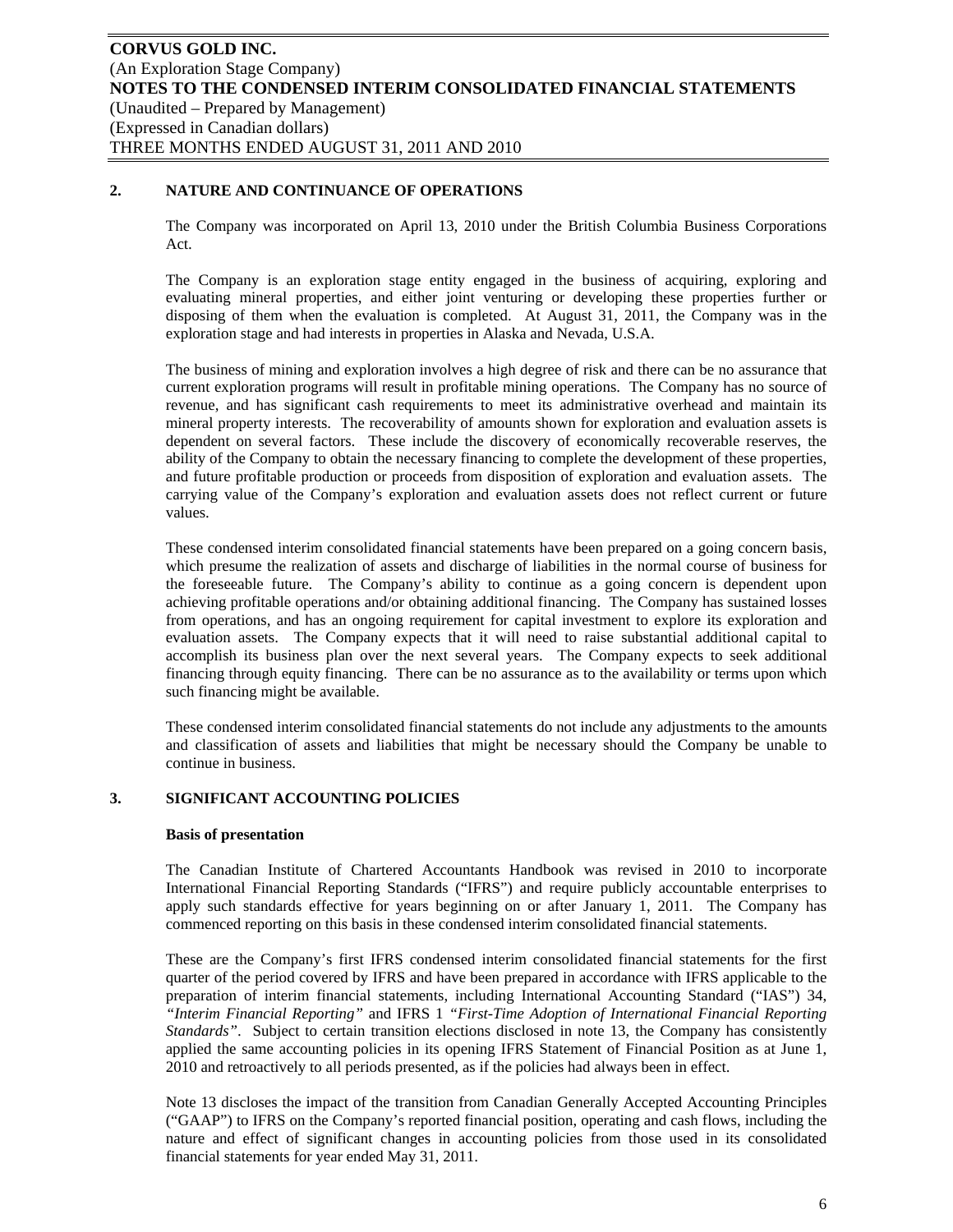## 2. NATURE AND CONTINUANCE OF OPERATIONS

The Company was incorporated on April 13, 2010 under the British Columbia Business Corporations Act.

The Company is an exploration stage entity engaged in the business of acquiring, exploring and evaluating mineral properties, and either joint venturing or developing these properties further or disposing of them when the evaluation is completed. At August 31, 2011, the Company was in the exploration stage and had interests in properties in Alaska and Nevada, U.S.A.

The business of mining and exploration involves a high degree of risk and there can be no assurance that current exploration programs will result in profitable mining operations. The Company has no source of revenue, and has significant cash requirements to meet its administrative overhead and maintain its mineral property interests. The recoverability of amounts shown for exploration and evaluation assets is dependent on several factors. These include the discovery of economically recoverable reserves, the ability of the Company to obtain the necessary financing to complete the development of these properties, and future profitable production or proceeds from disposition of exploration and evaluation assets. The carrying value of the Company's exploration and evaluation assets does not reflect current or future values.

These condensed interim consolidated financial statements have been prepared on a going concern basis, which presume the realization of assets and discharge of liabilities in the normal course of business for the foreseeable future. The Company's ability to continue as a going concern is dependent upon achieving profitable operations and/or obtaining additional financing. The Company has sustained losses from operations, and has an ongoing requirement for capital investment to explore its exploration and evaluation assets. The Company expects that it will need to raise substantial additional capital to accomplish its business plan over the next several years. The Company expects to seek additional financing through equity financing. There can be no assurance as to the availability or terms upon which such financing might be available.

These condensed interim consolidated financial statements do not include any adjustments to the amounts and classification of assets and liabilities that might be necessary should the Company be unable to continue in business.

## 3. SIGNIFICANT ACCOUNTING POLICIES

**Basis of presentation**

The Canadian Institute of Chartered Accountants Handbook was revised in 2010 to incorporate International Financial Reporting Standards ("IFRS") and require publicly accountable enterprises to apply such standards effective for years beginning on or after January 1, 2011. The Company has commenced reporting on this basis in these condensed interim consolidated financial statements.

These are the Company's first IFRS condensed interim consolidated financial statements for the first quarter of the period covered by IFRS and have been prepared in accordance with IFRS applicable to the preparation of interim financial statements, including International Accounting Standard ("IAS") 34, *"Interim Financial Reporting"* and IFRS 1 *"First-Time Adoption of International Financial Reporting Standards"*. Subject to certain transition elections disclosed in note 13, the Company has consistently applied the same accounting policies in its opening IFRS Statement of Financial Position as at June 1, 2010 and retroactively to all periods presented, as if the policies had always been in effect.

Note 13 discloses the impact of the transition from Canadian Generally Accepted Accounting Principles ("GAAP") to IFRS on the Company's reported financial position, operating and cash flows, including the nature and effect of significant changes in accounting policies from those used in its consolidated financial statements for year ended May 31, 2011.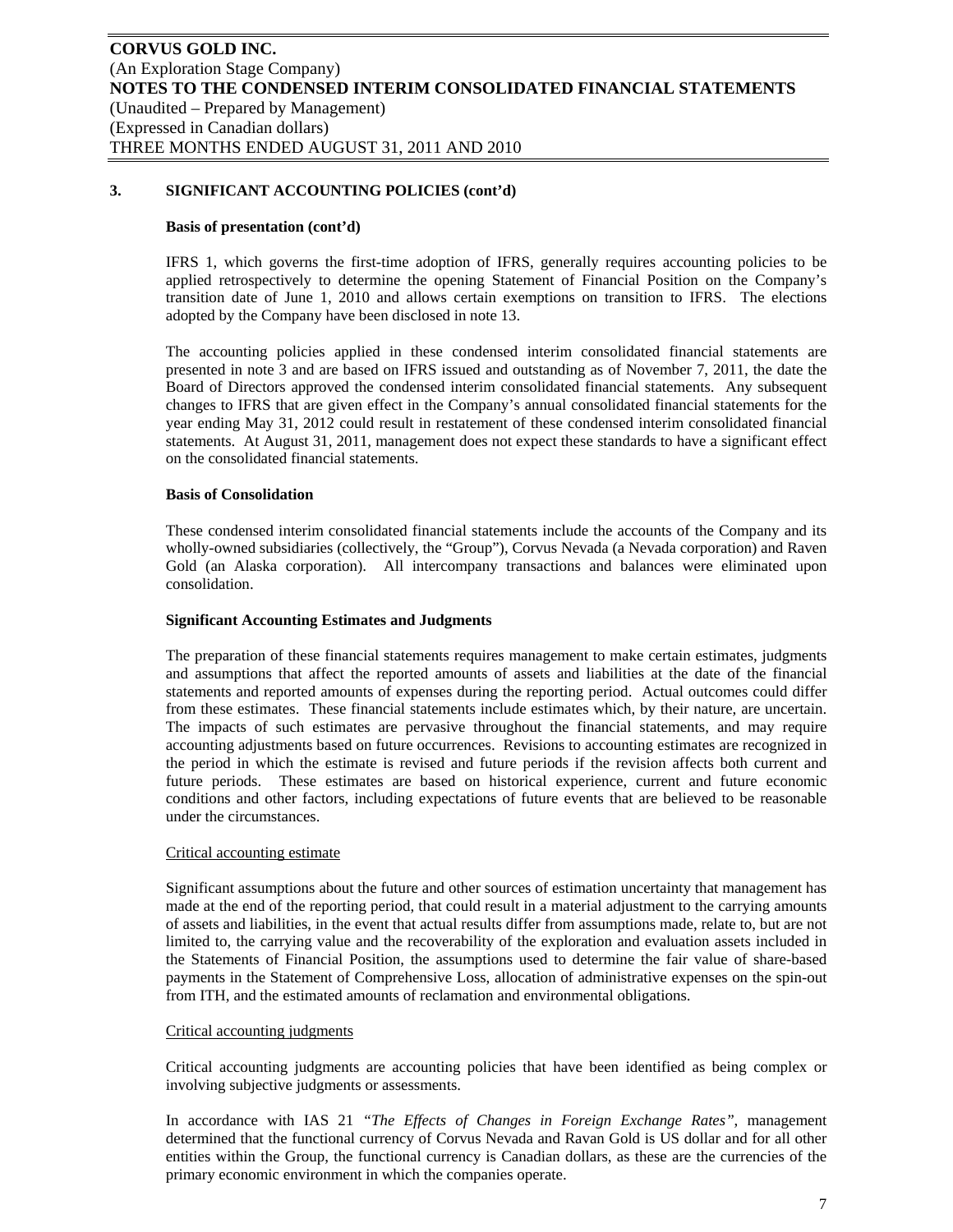## 3. SIGNIFICANT ACCOUNTING POLICIES (cont'd)

### Basis of presentation (cont'd)

IFRS 1, which governs the first-time adoption of IFRS, generally requires accounting policies to be applied retrospectively to determine the opening Statement of Financial Position on the Company's transition date of June 1, 2010 and allows certain exemptions on transition to IFRS. The elections adopted by the Company have been disclosed in note 13.

The accounting policies applied in these condensed interim consolidated financial statements are presented in note 3 and are based on IFRS issued and outstanding as of November 7, 2011, the date the Board of Directors approved the condensed interim consolidated financial statements. Any subsequent changes to IFRS that are given effect in the Company's annual consolidated financial statements for the year ending May 31, 2012 could result in restatement of these condensed interim consolidated financial statements. At August 31, 2011, management does not expect these standards to have a significant effect on the consolidated financial statements.

### Basis of Consolidation

These condensed interim consolidated financial statements include the accounts of the Company and its wholly-owned subsidiaries (collectively, the "Group"), Corvus Nevada (a Nevada corporation) and Raven Gold (an Alaska corporation). All intercompany transactions and balances were eliminated upon consolidation.

### Significant Accounting Estimates and Judgments

The preparation of these financial statements requires management to make certain estimates, judgments and assumptions that affect the reported amounts of assets and liabilities at the date of the financial statements and reported amounts of expenses during the reporting period. Actual outcomes could differ from these estimates. These financial statements include estimates which, by their nature, are uncertain. The impacts of such estimates are pervasive throughout the financial statements, and may require accounting adjustments based on future occurrences. Revisions to accounting estimates are recognized in the period in which the estimate is revised and future periods if the revision affects both current and future periods. These estimates are based on historical experience, current and future economic conditions and other factors, including expectations of future events that are believed to be reasonable under the circumstances.

Critical accounting estimate

Significant assumptions about the future and other sources of estimation uncertainty that management has made at the end of the reporting period, that could result in a material adjustment to the carrying amounts of assets and liabilities, in the event that actual results differ from assumptions made, relate to, but are not limited to, the carrying value and the recoverability of the exploration and evaluation assets included in the Statements of Financial Position, the assumptions used to determine the fair value of share-based payments in the Statement of Comprehensive Loss, allocation of administrative expenses on the spin-out from ITH, and the estimated amounts of reclamation and environmental obligations.

Critical accounting judgments

Critical accounting judgments are accounting policies that have been identified as being complex or involving subjective judgments or assessments.

In accordance with IAS 21 *"The Effects of Changes in Foreign Exchange Rates"*, management determined that the functional currency of Corvus Nevada and Ravan Gold is US dollar and for all other entities within the Group, the functional currency is Canadian dollars, as these are the currencies of the primary economic environment in which the companies operate.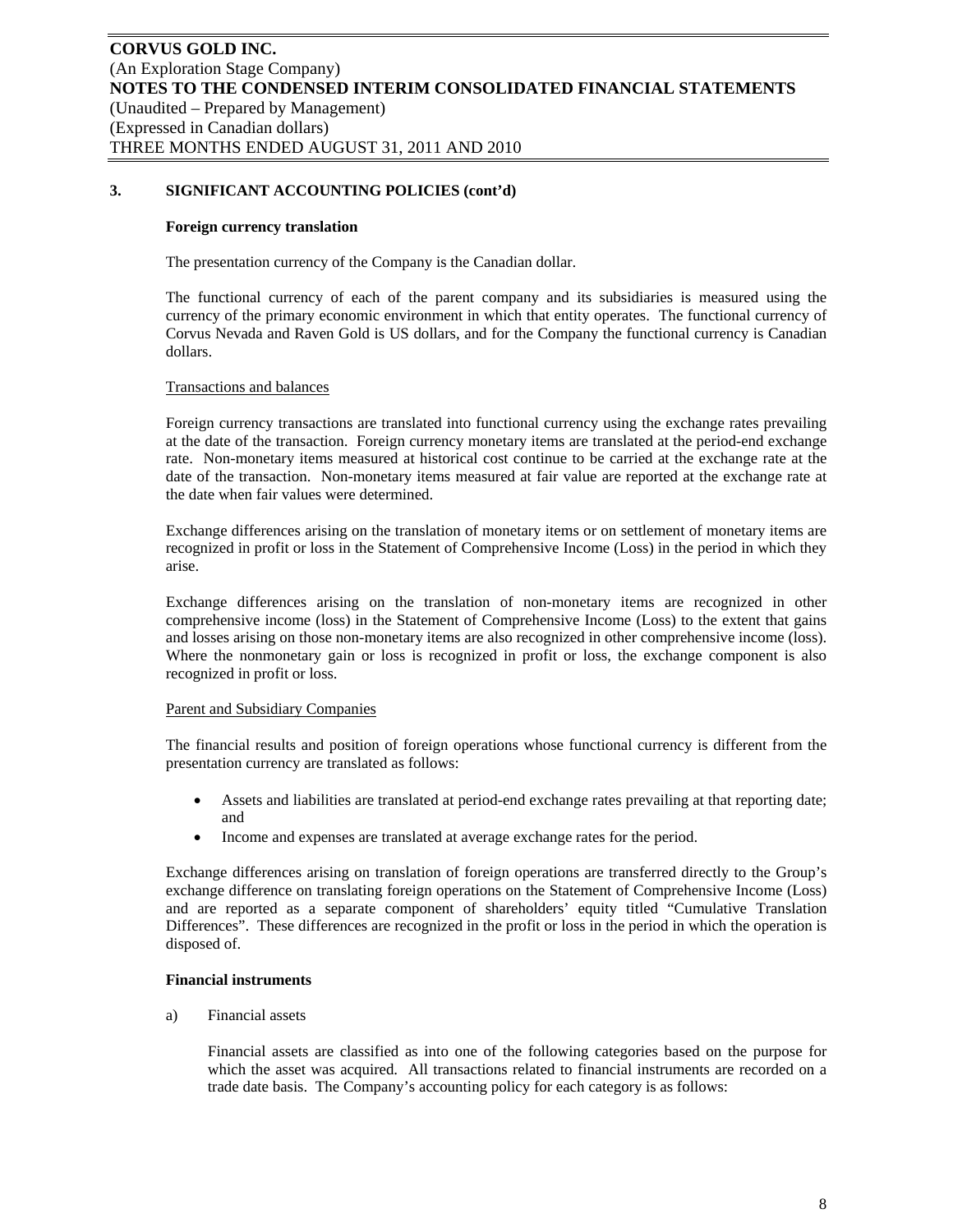## 3. SIGNIFICANT ACCOUNTING POLICIES (cont'd)

### Foreign currency translation

The presentation currency of the Company is the Canadian dollar.

The functional currency of each of the parent company and its subsidiaries is measured using the currency of the primary economic environment in which that entity operates. The functional currency of Corvus Nevada and Raven Gold is US dollars, and for the Company the functional currency is Canadian dollars.

Transactions and balances

Foreign currency transactions are translated into functional currency using the exchange rates prevailing at the date of the transaction. Foreign currency monetary items are translated at the period-end exchange rate. Non-monetary items measured at historical cost continue to be carried at the exchange rate at the date of the transaction. Non-monetary items measured at fair value are reported at the exchange rate at the date when fair values were determined.

Exchange differences arising on the translation of monetary items or on settlement of monetary items are recognized in profit or loss in the Statement of Comprehensive Income (Loss) in the period in which they arise.

Exchange differences arising on the translation of non-monetary items are recognized in other comprehensive income (loss) in the Statement of Comprehensive Income (Loss) to the extent that gains and losses arising on those non-monetary items are also recognized in other comprehensive income (loss). Where the nonmonetary gain or loss is recognized in profit or loss, the exchange component is also recognized in profit or loss.

Parent and Subsidiary Companies

The financial results and position of foreign operations whose functional currency is different from the presentation currency are translated as follows:

- Assets and liabilities are translated at period-end exchange rates prevailing at that reporting date; and
- Income and expenses are translated at average exchange rates for the period.

Exchange differences arising on translation of foreign operations are transferred directly to the Group's exchange difference on translating foreign operations on the Statement of Comprehensive Income (Loss) and are reported as a separate component of shareholders' equity titled "Cumulative Translation Differences". These differences are recognized in the profit or loss in the period in which the operation is disposed of.

### Financial instruments

a) Financial assets

Financial assets are classified as into one of the following categories based on the purpose for which the asset was acquired. All transactions related to financial instruments are recorded on a trade date basis. The Company's accounting policy for each category is as follows: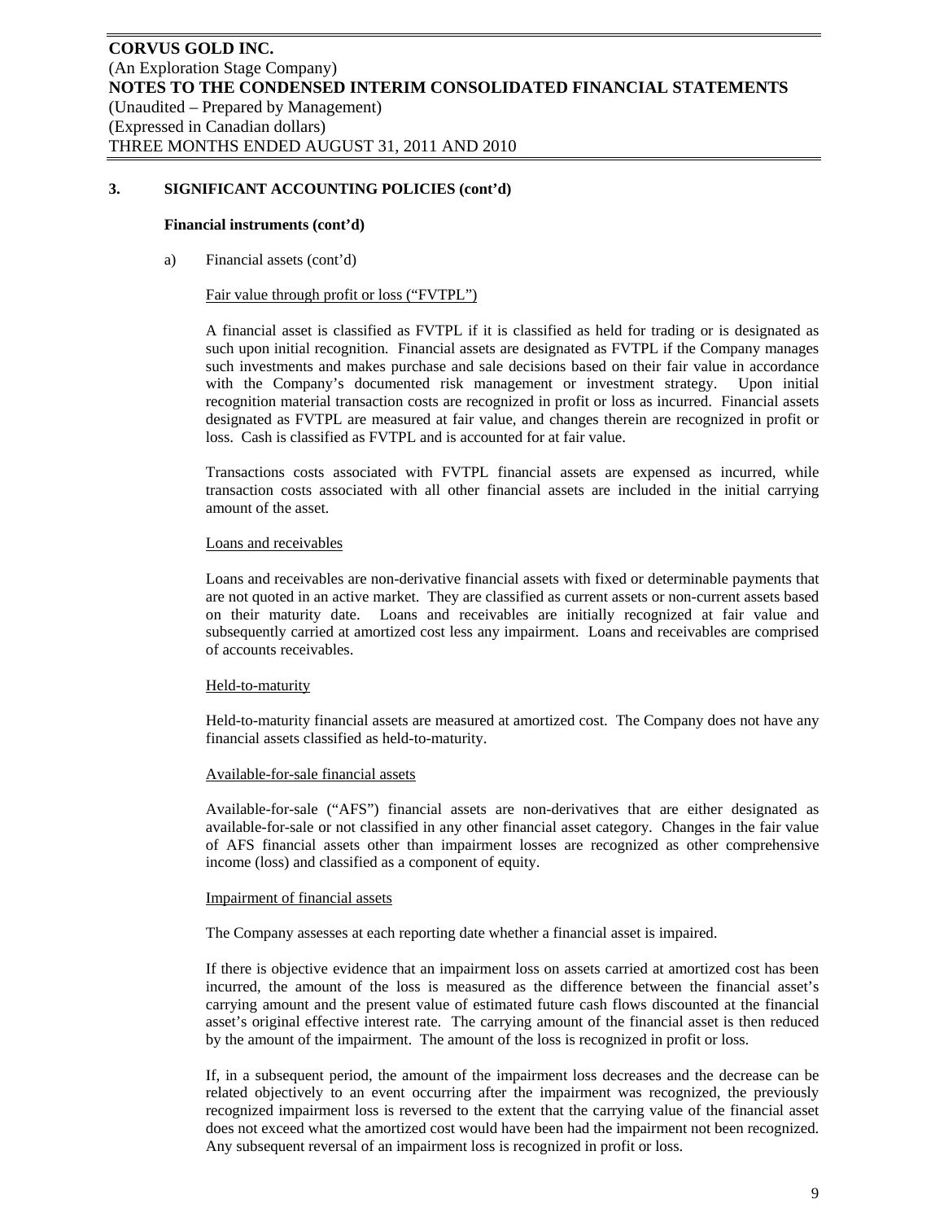## 3. SIGNIFICANT ACCOUNTING POLICIES (cont'd)

### Financial instruments (cont'd)

a) Financial assets (cont'd)

Fair value through profit or loss ("FVTPL")

A financial asset is classified as FVTPL if it is classified as held for trading or is designated as such upon initial recognition. Financial assets are designated as FVTPL if the Company manages such investments and makes purchase and sale decisions based on their fair value in accordance with the Company's documented risk management or investment strategy. Upon initial recognition material transaction costs are recognized in profit or loss as incurred. Financial assets designated as FVTPL are measured at fair value, and changes therein are recognized in profit or loss. Cash is classified as FVTPL and is accounted for at fair value.

Transactions costs associated with FVTPL financial assets are expensed as incurred, while transaction costs associated with all other financial assets are included in the initial carrying amount of the asset.

Loans and receivables

Loans and receivables are non-derivative financial assets with fixed or determinable payments that are not quoted in an active market. They are classified as current assets or non-current assets based on their maturity date. Loans and receivables are initially recognized at fair value and subsequently carried at amortized cost less any impairment. Loans and receivables are comprised of accounts receivables.

Held-to-maturity

Held-to-maturity financial assets are measured at amortized cost. The Company does not have any financial assets classified as held-to-maturity.

Available-for-sale financial assets

Available-for-sale ("AFS") financial assets are non-derivatives that are either designated as available-for-sale or not classified in any other financial asset category. Changes in the fair value of AFS financial assets other than impairment losses are recognized as other comprehensive income (loss) and classified as a component of equity.

Impairment of financial assets

The Company assesses at each reporting date whether a financial asset is impaired.

If there is objective evidence that an impairment loss on assets carried at amortized cost has been incurred, the amount of the loss is measured as the difference between the financial asset's carrying amount and the present value of estimated future cash flows discounted at the financial asset's original effective interest rate. The carrying amount of the financial asset is then reduced by the amount of the impairment. The amount of the loss is recognized in profit or loss.

If, in a subsequent period, the amount of the impairment loss decreases and the decrease can be related objectively to an event occurring after the impairment was recognized, the previously recognized impairment loss is reversed to the extent that the carrying value of the financial asset does not exceed what the amortized cost would have been had the impairment not been recognized. Any subsequent reversal of an impairment loss is recognized in profit or loss.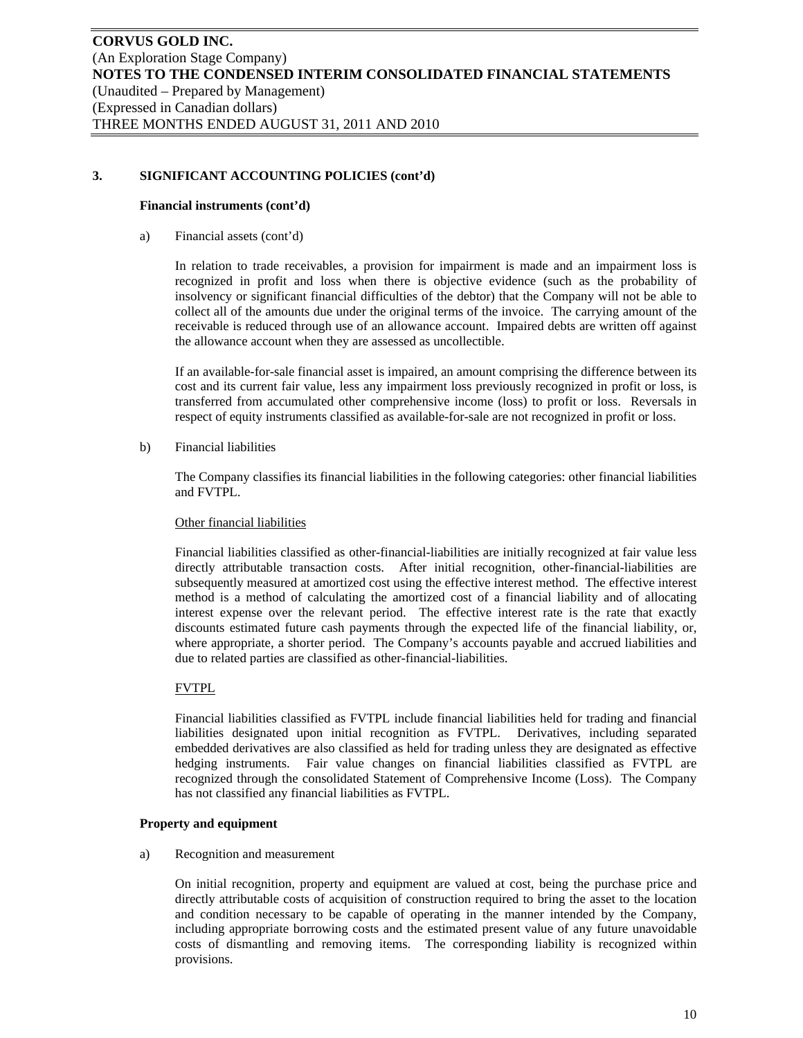## 3. SIGNIFICANT ACCOUNTING POLICIES (cont'd)

### Financial instruments (cont'd)

a) Financial assets (cont'd)

In relation to trade receivables, a provision for impairment is made and an impairment loss is recognized in profit and loss when there is objective evidence (such as the probability of insolvency or significant financial difficulties of the debtor) that the Company will not be able to collect all of the amounts due under the original terms of the invoice. The carrying amount of the receivable is reduced through use of an allowance account. Impaired debts are written off against the allowance account when they are assessed as uncollectible.

If an available-for-sale financial asset is impaired, an amount comprising the difference between its cost and its current fair value, less any impairment loss previously recognized in profit or loss, is transferred from accumulated other comprehensive income (loss) to profit or loss. Reversals in respect of equity instruments classified as available-for-sale are not recognized in profit or loss.

b) Financial liabilities

The Company classifies its financial liabilities in the following categories: other financial liabilities and FVTPL.

Other financial liabilities

Financial liabilities classified as other-financial-liabilities are initially recognized at fair value less directly attributable transaction costs. After initial recognition, other-financial-liabilities are subsequently measured at amortized cost using the effective interest method. The effective interest method is a method of calculating the amortized cost of a financial liability and of allocating interest expense over the relevant period. The effective interest rate is the rate that exactly discounts estimated future cash payments through the expected life of the financial liability, or, where appropriate, a shorter period. The Company's accounts payable and accrued liabilities and due to related parties are classified as other-financial-liabilities.

FVTPL

Financial liabilities classified as FVTPL include financial liabilities held for trading and financial liabilities designated upon initial recognition as FVTPL. Derivatives, including separated embedded derivatives are also classified as held for trading unless they are designated as effective hedging instruments. Fair value changes on financial liabilities classified as FVTPL are recognized through the consolidated Statement of Comprehensive Income (Loss). The Company has not classified any financial liabilities as FVTPL.

### Property and equipment

a) Recognition and measurement

On initial recognition, property and equipment are valued at cost, being the purchase price and directly attributable costs of acquisition of construction required to bring the asset to the location and condition necessary to be capable of operating in the manner intended by the Company, including appropriate borrowing costs and the estimated present value of any future unavoidable costs of dismantling and removing items. The corresponding liability is recognized within provisions.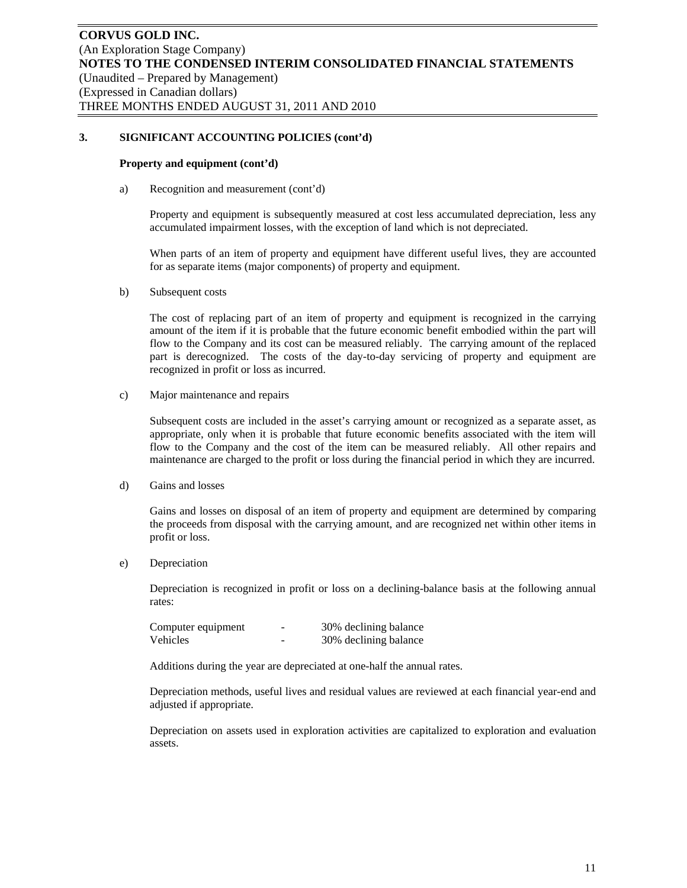## 3. SIGNIFICANT ACCOUNTING POLICIES (cont'd)

### Property and equipment (cont'd)

a) Recognition and measurement (cont'd)

Property and equipment is subsequently measured at cost less accumulated depreciation, less any accumulated impairment losses, with the exception of land which is not depreciated.

When parts of an item of property and equipment have different useful lives, they are accounted for as separate items (major components) of property and equipment.

b) Subsequent costs

The cost of replacing part of an item of property and equipment is recognized in the carrying amount of the item if it is probable that the future economic benefit embodied within the part will flow to the Company and its cost can be measured reliably. The carrying amount of the replaced part is derecognized. The costs of the day-to-day servicing of property and equipment are recognized in profit or loss as incurred.

c) Major maintenance and repairs

Subsequent costs are included in the asset's carrying amount or recognized as a separate asset, as appropriate, only when it is probable that future economic benefits associated with the item will flow to the Company and the cost of the item can be measured reliably. All other repairs and maintenance are charged to the profit or loss during the financial period in which they are incurred.

d) Gains and losses

Gains and losses on disposal of an item of property and equipment are determined by comparing the proceeds from disposal with the carrying amount, and are recognized net within other items in profit or loss.

e) Depreciation

Depreciation is recognized in profit or loss on a declining-balance basis at the following annual rates:

| | | |
|---|---|---|
| Computer equipment | - | 30% declining balance |
| Vehicles | - | 30% declining balance |

Additions during the year are depreciated at one-half the annual rates.

Depreciation methods, useful lives and residual values are reviewed at each financial year-end and adjusted if appropriate.

Depreciation on assets used in exploration activities are capitalized to exploration and evaluation assets.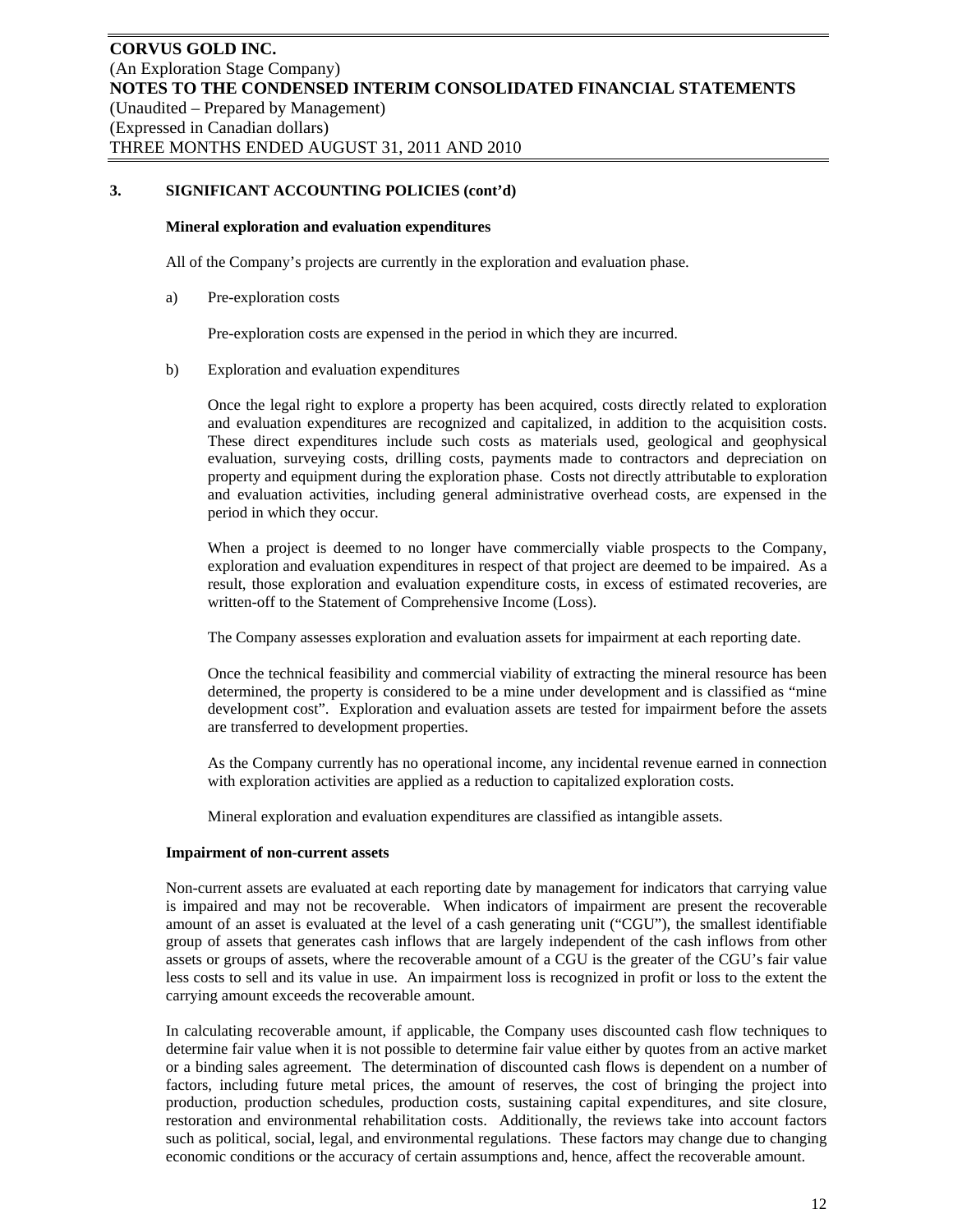## 3. SIGNIFICANT ACCOUNTING POLICIES (cont'd)

### Mineral exploration and evaluation expenditures

All of the Company's projects are currently in the exploration and evaluation phase.

a) Pre-exploration costs

Pre-exploration costs are expensed in the period in which they are incurred.

b) Exploration and evaluation expenditures

Once the legal right to explore a property has been acquired, costs directly related to exploration and evaluation expenditures are recognized and capitalized, in addition to the acquisition costs. These direct expenditures include such costs as materials used, geological and geophysical evaluation, surveying costs, drilling costs, payments made to contractors and depreciation on property and equipment during the exploration phase. Costs not directly attributable to exploration and evaluation activities, including general administrative overhead costs, are expensed in the period in which they occur.

When a project is deemed to no longer have commercially viable prospects to the Company, exploration and evaluation expenditures in respect of that project are deemed to be impaired. As a result, those exploration and evaluation expenditure costs, in excess of estimated recoveries, are written-off to the Statement of Comprehensive Income (Loss).

The Company assesses exploration and evaluation assets for impairment at each reporting date.

Once the technical feasibility and commercial viability of extracting the mineral resource has been determined, the property is considered to be a mine under development and is classified as "mine development cost". Exploration and evaluation assets are tested for impairment before the assets are transferred to development properties.

As the Company currently has no operational income, any incidental revenue earned in connection with exploration activities are applied as a reduction to capitalized exploration costs.

Mineral exploration and evaluation expenditures are classified as intangible assets.

### Impairment of non-current assets

Non-current assets are evaluated at each reporting date by management for indicators that carrying value is impaired and may not be recoverable. When indicators of impairment are present the recoverable amount of an asset is evaluated at the level of a cash generating unit ("CGU"), the smallest identifiable group of assets that generates cash inflows that are largely independent of the cash inflows from other assets or groups of assets, where the recoverable amount of a CGU is the greater of the CGU's fair value less costs to sell and its value in use. An impairment loss is recognized in profit or loss to the extent the carrying amount exceeds the recoverable amount.

In calculating recoverable amount, if applicable, the Company uses discounted cash flow techniques to determine fair value when it is not possible to determine fair value either by quotes from an active market or a binding sales agreement. The determination of discounted cash flows is dependent on a number of factors, including future metal prices, the amount of reserves, the cost of bringing the project into production, production schedules, production costs, sustaining capital expenditures, and site closure, restoration and environmental rehabilitation costs. Additionally, the reviews take into account factors such as political, social, legal, and environmental regulations. These factors may change due to changing economic conditions or the accuracy of certain assumptions and, hence, affect the recoverable amount.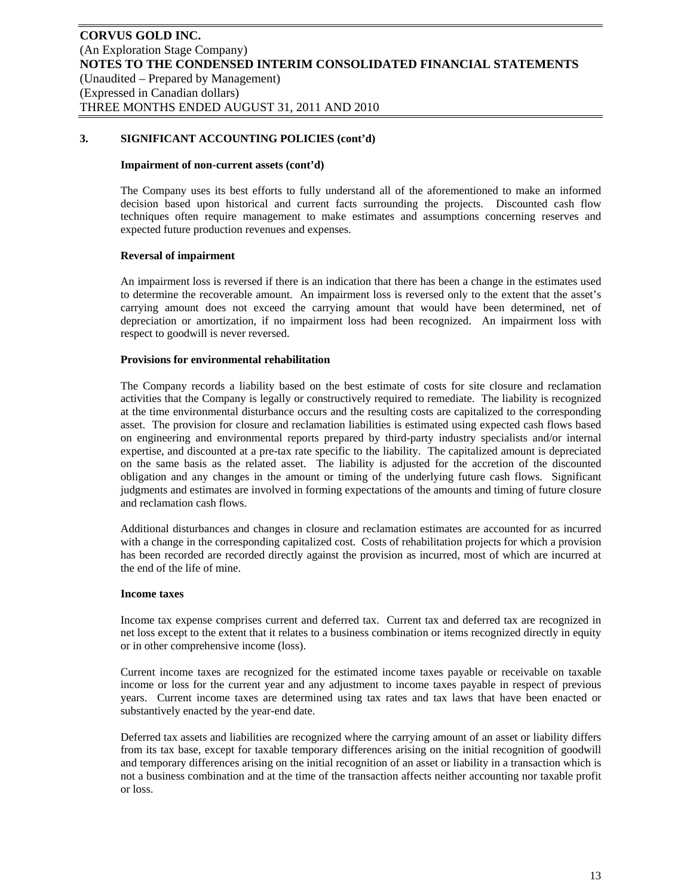## 3. SIGNIFICANT ACCOUNTING POLICIES (cont'd)

### Impairment of non-current assets (cont'd)

The Company uses its best efforts to fully understand all of the aforementioned to make an informed decision based upon historical and current facts surrounding the projects. Discounted cash flow techniques often require management to make estimates and assumptions concerning reserves and expected future production revenues and expenses.

### Reversal of impairment

An impairment loss is reversed if there is an indication that there has been a change in the estimates used to determine the recoverable amount. An impairment loss is reversed only to the extent that the asset's carrying amount does not exceed the carrying amount that would have been determined, net of depreciation or amortization, if no impairment loss had been recognized. An impairment loss with respect to goodwill is never reversed.

### Provisions for environmental rehabilitation

The Company records a liability based on the best estimate of costs for site closure and reclamation activities that the Company is legally or constructively required to remediate. The liability is recognized at the time environmental disturbance occurs and the resulting costs are capitalized to the corresponding asset. The provision for closure and reclamation liabilities is estimated using expected cash flows based on engineering and environmental reports prepared by third-party industry specialists and/or internal expertise, and discounted at a pre-tax rate specific to the liability. The capitalized amount is depreciated on the same basis as the related asset. The liability is adjusted for the accretion of the discounted obligation and any changes in the amount or timing of the underlying future cash flows. Significant judgments and estimates are involved in forming expectations of the amounts and timing of future closure and reclamation cash flows.

Additional disturbances and changes in closure and reclamation estimates are accounted for as incurred with a change in the corresponding capitalized cost. Costs of rehabilitation projects for which a provision has been recorded are recorded directly against the provision as incurred, most of which are incurred at the end of the life of mine.

### Income taxes

Income tax expense comprises current and deferred tax. Current tax and deferred tax are recognized in net loss except to the extent that it relates to a business combination or items recognized directly in equity or in other comprehensive income (loss).

Current income taxes are recognized for the estimated income taxes payable or receivable on taxable income or loss for the current year and any adjustment to income taxes payable in respect of previous years. Current income taxes are determined using tax rates and tax laws that have been enacted or substantively enacted by the year-end date.

Deferred tax assets and liabilities are recognized where the carrying amount of an asset or liability differs from its tax base, except for taxable temporary differences arising on the initial recognition of goodwill and temporary differences arising on the initial recognition of an asset or liability in a transaction which is not a business combination and at the time of the transaction affects neither accounting nor taxable profit or loss.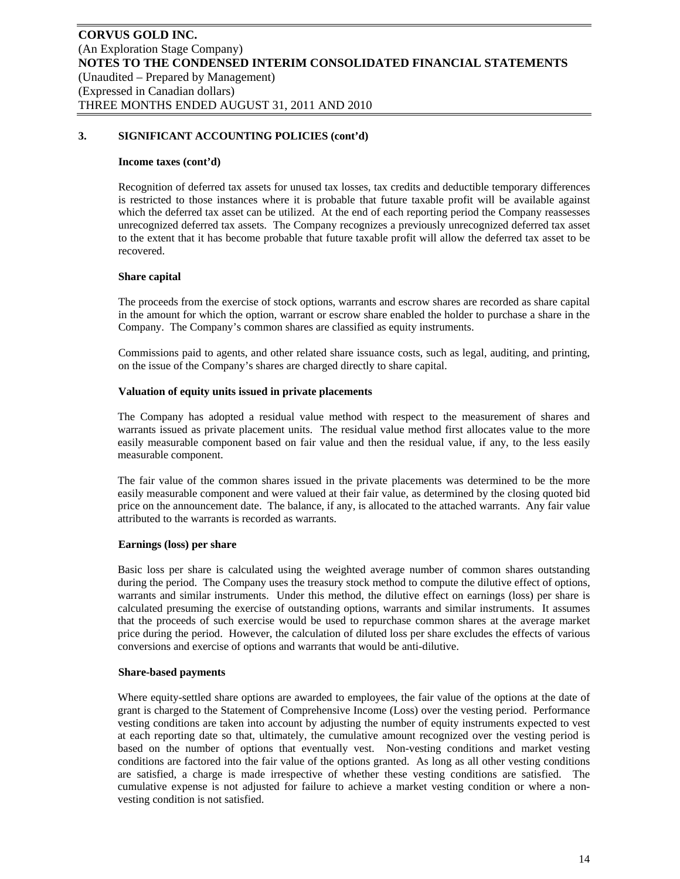## 3. SIGNIFICANT ACCOUNTING POLICIES (cont'd)

**Income taxes (cont'd)**

Recognition of deferred tax assets for unused tax losses, tax credits and deductible temporary differences is restricted to those instances where it is probable that future taxable profit will be available against which the deferred tax asset can be utilized. At the end of each reporting period the Company reassesses unrecognized deferred tax assets. The Company recognizes a previously unrecognized deferred tax asset to the extent that it has become probable that future taxable profit will allow the deferred tax asset to be recovered.

**Share capital**

The proceeds from the exercise of stock options, warrants and escrow shares are recorded as share capital in the amount for which the option, warrant or escrow share enabled the holder to purchase a share in the Company. The Company's common shares are classified as equity instruments.

Commissions paid to agents, and other related share issuance costs, such as legal, auditing, and printing, on the issue of the Company's shares are charged directly to share capital.

**Valuation of equity units issued in private placements**

The Company has adopted a residual value method with respect to the measurement of shares and warrants issued as private placement units. The residual value method first allocates value to the more easily measurable component based on fair value and then the residual value, if any, to the less easily measurable component.

The fair value of the common shares issued in the private placements was determined to be the more easily measurable component and were valued at their fair value, as determined by the closing quoted bid price on the announcement date. The balance, if any, is allocated to the attached warrants. Any fair value attributed to the warrants is recorded as warrants.

**Earnings (loss) per share**

Basic loss per share is calculated using the weighted average number of common shares outstanding during the period. The Company uses the treasury stock method to compute the dilutive effect of options, warrants and similar instruments. Under this method, the dilutive effect on earnings (loss) per share is calculated presuming the exercise of outstanding options, warrants and similar instruments. It assumes that the proceeds of such exercise would be used to repurchase common shares at the average market price during the period. However, the calculation of diluted loss per share excludes the effects of various conversions and exercise of options and warrants that would be anti-dilutive.

**Share-based payments**

Where equity-settled share options are awarded to employees, the fair value of the options at the date of grant is charged to the Statement of Comprehensive Income (Loss) over the vesting period. Performance vesting conditions are taken into account by adjusting the number of equity instruments expected to vest at each reporting date so that, ultimately, the cumulative amount recognized over the vesting period is based on the number of options that eventually vest. Non-vesting conditions and market vesting conditions are factored into the fair value of the options granted. As long as all other vesting conditions are satisfied, a charge is made irrespective of whether these vesting conditions are satisfied. The cumulative expense is not adjusted for failure to achieve a market vesting condition or where a non-vesting condition is not satisfied.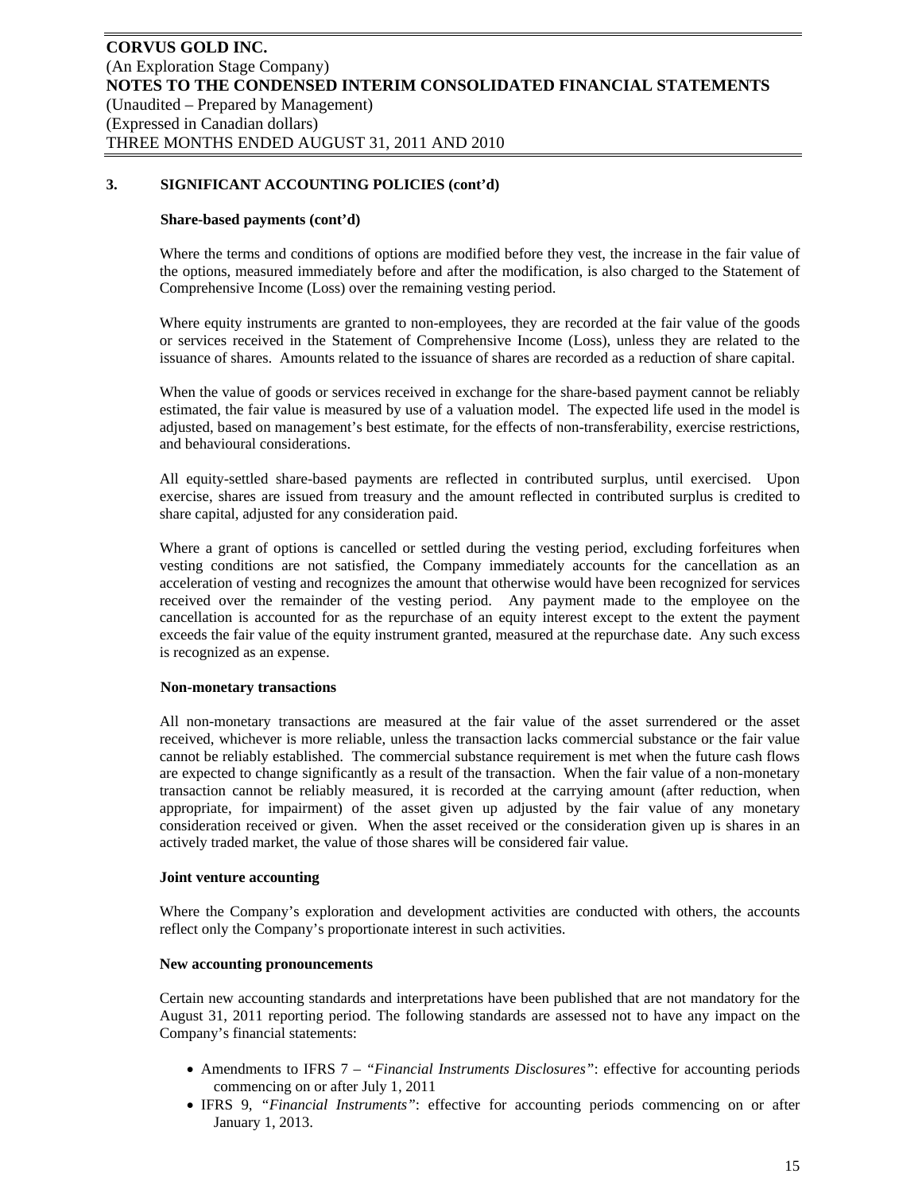## 3. SIGNIFICANT ACCOUNTING POLICIES (cont'd)

**Share-based payments (cont'd)**

Where the terms and conditions of options are modified before they vest, the increase in the fair value of the options, measured immediately before and after the modification, is also charged to the Statement of Comprehensive Income (Loss) over the remaining vesting period.

Where equity instruments are granted to non-employees, they are recorded at the fair value of the goods or services received in the Statement of Comprehensive Income (Loss), unless they are related to the issuance of shares. Amounts related to the issuance of shares are recorded as a reduction of share capital.

When the value of goods or services received in exchange for the share-based payment cannot be reliably estimated, the fair value is measured by use of a valuation model. The expected life used in the model is adjusted, based on management's best estimate, for the effects of non-transferability, exercise restrictions, and behavioural considerations.

All equity-settled share-based payments are reflected in contributed surplus, until exercised. Upon exercise, shares are issued from treasury and the amount reflected in contributed surplus is credited to share capital, adjusted for any consideration paid.

Where a grant of options is cancelled or settled during the vesting period, excluding forfeitures when vesting conditions are not satisfied, the Company immediately accounts for the cancellation as an acceleration of vesting and recognizes the amount that otherwise would have been recognized for services received over the remainder of the vesting period. Any payment made to the employee on the cancellation is accounted for as the repurchase of an equity interest except to the extent the payment exceeds the fair value of the equity instrument granted, measured at the repurchase date. Any such excess is recognized as an expense.

**Non-monetary transactions**

All non-monetary transactions are measured at the fair value of the asset surrendered or the asset received, whichever is more reliable, unless the transaction lacks commercial substance or the fair value cannot be reliably established. The commercial substance requirement is met when the future cash flows are expected to change significantly as a result of the transaction. When the fair value of a non-monetary transaction cannot be reliably measured, it is recorded at the carrying amount (after reduction, when appropriate, for impairment) of the asset given up adjusted by the fair value of any monetary consideration received or given. When the asset received or the consideration given up is shares in an actively traded market, the value of those shares will be considered fair value.

**Joint venture accounting**

Where the Company's exploration and development activities are conducted with others, the accounts reflect only the Company's proportionate interest in such activities.

**New accounting pronouncements**

Certain new accounting standards and interpretations have been published that are not mandatory for the August 31, 2011 reporting period. The following standards are assessed not to have any impact on the Company's financial statements:

- Amendments to IFRS 7 – *"Financial Instruments Disclosures"*: effective for accounting periods commencing on or after July 1, 2011
- IFRS 9, *"Financial Instruments"*: effective for accounting periods commencing on or after January 1, 2013.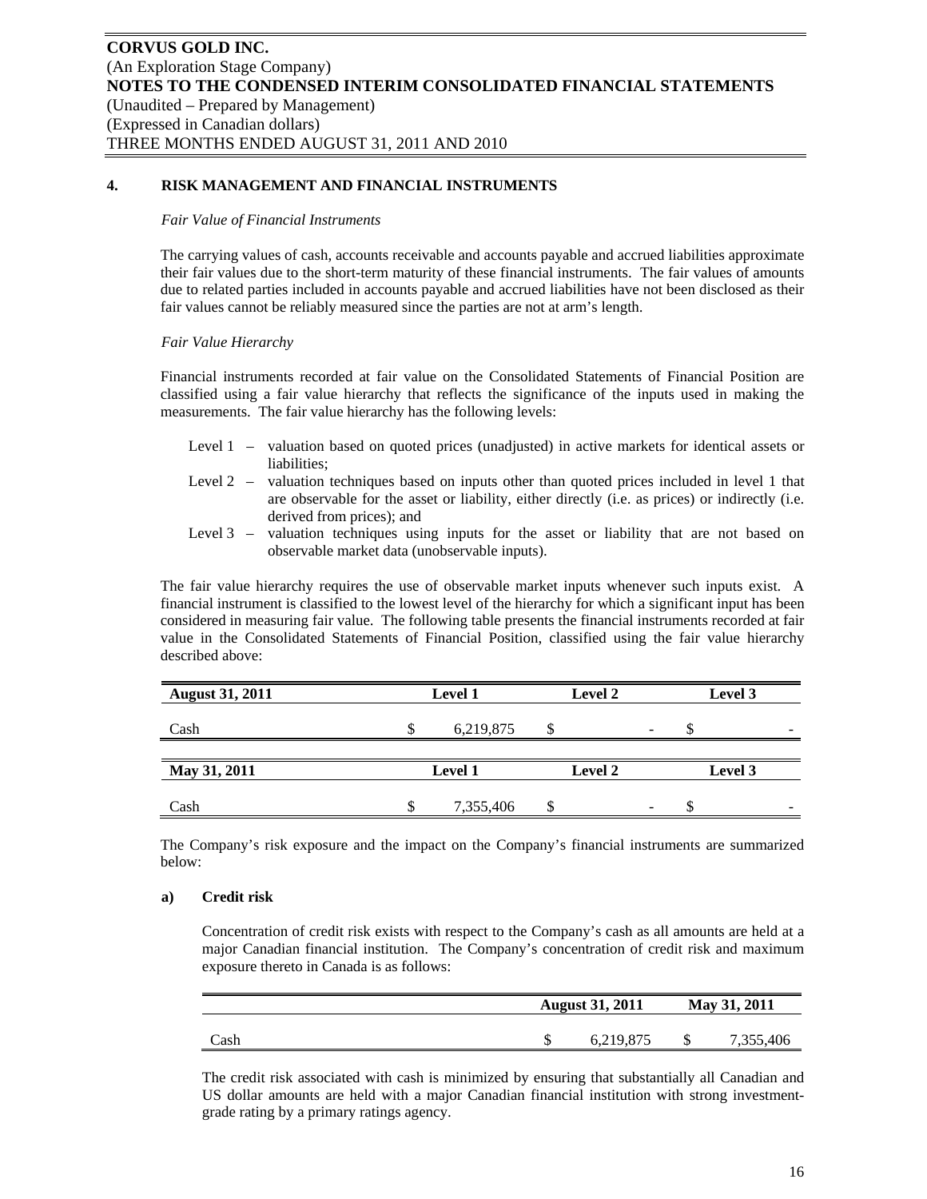## 4. RISK MANAGEMENT AND FINANCIAL INSTRUMENTS

*Fair Value of Financial Instruments*

The carrying values of cash, accounts receivable and accounts payable and accrued liabilities approximate their fair values due to the short-term maturity of these financial instruments. The fair values of amounts due to related parties included in accounts payable and accrued liabilities have not been disclosed as their fair values cannot be reliably measured since the parties are not at arm's length.

*Fair Value Hierarchy*

Financial instruments recorded at fair value on the Consolidated Statements of Financial Position are classified using a fair value hierarchy that reflects the significance of the inputs used in making the measurements. The fair value hierarchy has the following levels:

- Level 1 – valuation based on quoted prices (unadjusted) in active markets for identical assets or liabilities;
- Level 2 – valuation techniques based on inputs other than quoted prices included in level 1 that are observable for the asset or liability, either directly (i.e. as prices) or indirectly (i.e. derived from prices); and
- Level 3 – valuation techniques using inputs for the asset or liability that are not based on observable market data (unobservable inputs).

The fair value hierarchy requires the use of observable market inputs whenever such inputs exist. A financial instrument is classified to the lowest level of the hierarchy for which a significant input has been considered in measuring fair value. The following table presents the financial instruments recorded at fair value in the Consolidated Statements of Financial Position, classified using the fair value hierarchy described above:

| **August 31, 2011** | **Level 1** | **Level 2** | **Level 3** |
|---|---|---|---|
| Cash | $ 6,219,875 | $ - | $ - |

| **May 31, 2011** | **Level 1** | **Level 2** | **Level 3** |
|---|---|---|---|
| Cash | $ 7,355,406 | $ - | $ - |

The Company's risk exposure and the impact on the Company's financial instruments are summarized below:

### a) Credit risk

Concentration of credit risk exists with respect to the Company's cash as all amounts are held at a major Canadian financial institution. The Company's concentration of credit risk and maximum exposure thereto in Canada is as follows:

| | **August 31, 2011** | **May 31, 2011** |
|---|---|---|
| Cash | $ 6,219,875 | $ 7,355,406 |

The credit risk associated with cash is minimized by ensuring that substantially all Canadian and US dollar amounts are held with a major Canadian financial institution with strong investment-grade rating by a primary ratings agency.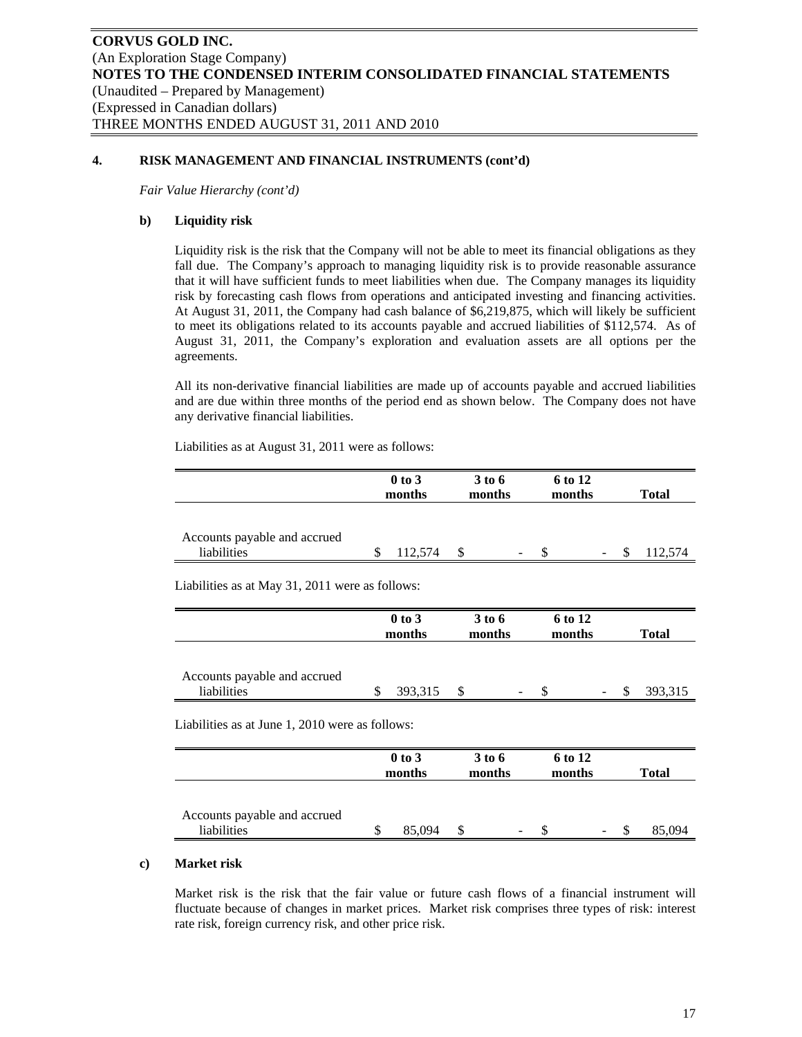**CORVUS GOLD INC.**
(An Exploration Stage Company)
**NOTES TO THE CONDENSED INTERIM CONSOLIDATED FINANCIAL STATEMENTS**
(Unaudited – Prepared by Management)
(Expressed in Canadian dollars)
THREE MONTHS ENDED AUGUST 31, 2011 AND 2010

## 4. RISK MANAGEMENT AND FINANCIAL INSTRUMENTS (cont'd)

*Fair Value Hierarchy (cont'd)*

### b) Liquidity risk

Liquidity risk is the risk that the Company will not be able to meet its financial obligations as they fall due. The Company's approach to managing liquidity risk is to provide reasonable assurance that it will have sufficient funds to meet liabilities when due. The Company manages its liquidity risk by forecasting cash flows from operations and anticipated investing and financing activities. At August 31, 2011, the Company had cash balance of $6,219,875, which will likely be sufficient to meet its obligations related to its accounts payable and accrued liabilities of $112,574. As of August 31, 2011, the Company's exploration and evaluation assets are all options per the agreements.

All its non-derivative financial liabilities are made up of accounts payable and accrued liabilities and are due within three months of the period end as shown below. The Company does not have any derivative financial liabilities.

Liabilities as at August 31, 2011 were as follows:

| | 0 to 3 months | 3 to 6 months | 6 to 12 months | Total |
|---|---|---|---|---|
| Accounts payable and accrued liabilities | $ 112,574 | $ - | $ - | $ 112,574 |

Liabilities as at May 31, 2011 were as follows:

| | 0 to 3 months | 3 to 6 months | 6 to 12 months | Total |
|---|---|---|---|---|
| Accounts payable and accrued liabilities | $ 393,315 | $ - | $ - | $ 393,315 |

Liabilities as at June 1, 2010 were as follows:

| | 0 to 3 months | 3 to 6 months | 6 to 12 months | Total |
|---|---|---|---|---|
| Accounts payable and accrued liabilities | $ 85,094 | $ - | $ - | $ 85,094 |

### c) Market risk

Market risk is the risk that the fair value or future cash flows of a financial instrument will fluctuate because of changes in market prices. Market risk comprises three types of risk: interest rate risk, foreign currency risk, and other price risk.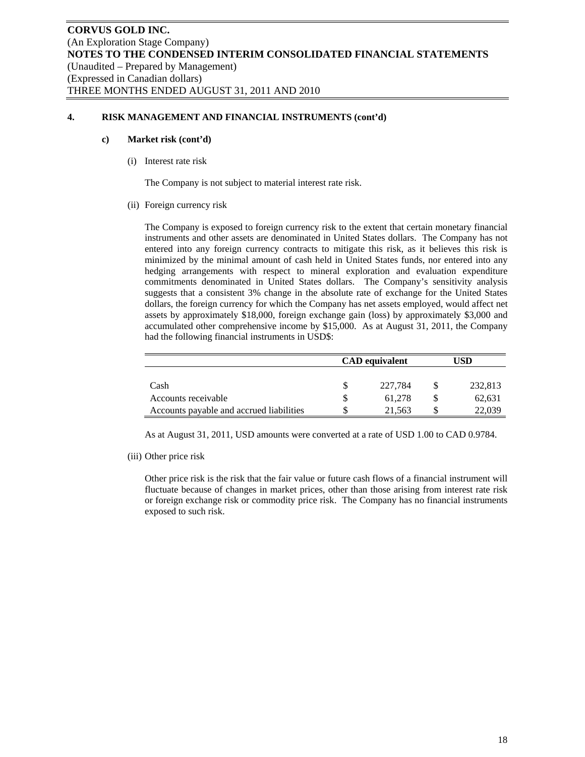**4. RISK MANAGEMENT AND FINANCIAL INSTRUMENTS (cont'd)**

**c) Market risk (cont'd)**

(i) Interest rate risk

The Company is not subject to material interest rate risk.

(ii) Foreign currency risk

The Company is exposed to foreign currency risk to the extent that certain monetary financial instruments and other assets are denominated in United States dollars. The Company has not entered into any foreign currency contracts to mitigate this risk, as it believes this risk is minimized by the minimal amount of cash held in United States funds, nor entered into any hedging arrangements with respect to mineral exploration and evaluation expenditure commitments denominated in United States dollars. The Company's sensitivity analysis suggests that a consistent 3% change in the absolute rate of exchange for the United States dollars, the foreign currency for which the Company has net assets employed, would affect net assets by approximately $18,000, foreign exchange gain (loss) by approximately $3,000 and accumulated other comprehensive income by $15,000. As at August 31, 2011, the Company had the following financial instruments in USD$:

| | CAD equivalent | USD |
|---|---|---|
| Cash | $ 227,784 | $ 232,813 |
| Accounts receivable | $ 61,278 | $ 62,631 |
| Accounts payable and accrued liabilities | $ 21,563 | $ 22,039 |

As at August 31, 2011, USD amounts were converted at a rate of USD 1.00 to CAD 0.9784.

(iii) Other price risk

Other price risk is the risk that the fair value or future cash flows of a financial instrument will fluctuate because of changes in market prices, other than those arising from interest rate risk or foreign exchange risk or commodity price risk. The Company has no financial instruments exposed to such risk.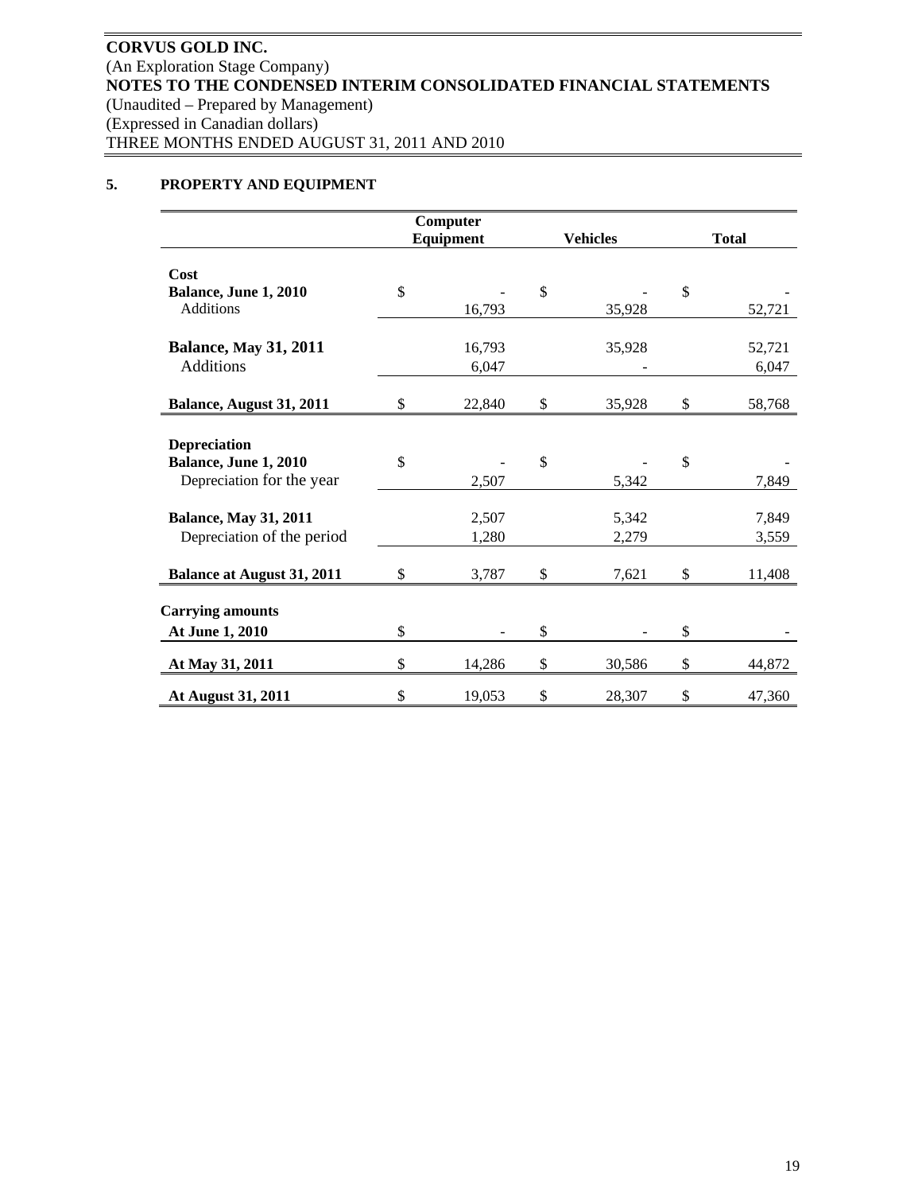**CORVUS GOLD INC.**
(An Exploration Stage Company)
**NOTES TO THE CONDENSED INTERIM CONSOLIDATED FINANCIAL STATEMENTS**
(Unaudited – Prepared by Management)
(Expressed in Canadian dollars)
THREE MONTHS ENDED AUGUST 31, 2011 AND 2010

## 5. PROPERTY AND EQUIPMENT

| | Computer Equipment | Vehicles | Total |
|---|---|---|---|
| **Cost** | | | |
| **Balance, June 1, 2010** | $ - | $ - | $ - |
| Additions | 16,793 | 35,928 | 52,721 |
| **Balance, May 31, 2011** | 16,793 | 35,928 | 52,721 |
| Additions | 6,047 | - | 6,047 |
| **Balance, August 31, 2011** | $ 22,840 | $ 35,928 | $ 58,768 |
| **Depreciation** | | | |
| **Balance, June 1, 2010** | $ - | $ - | $ - |
| Depreciation for the year | 2,507 | 5,342 | 7,849 |
| **Balance, May 31, 2011** | 2,507 | 5,342 | 7,849 |
| Depreciation of the period | 1,280 | 2,279 | 3,559 |
| **Balance at August 31, 2011** | $ 3,787 | $ 7,621 | $ 11,408 |
| **Carrying amounts** | | | |
| **At June 1, 2010** | $ - | $ - | $ - |
| **At May 31, 2011** | $ 14,286 | $ 30,586 | $ 44,872 |
| **At August 31, 2011** | $ 19,053 | $ 28,307 | $ 47,360 |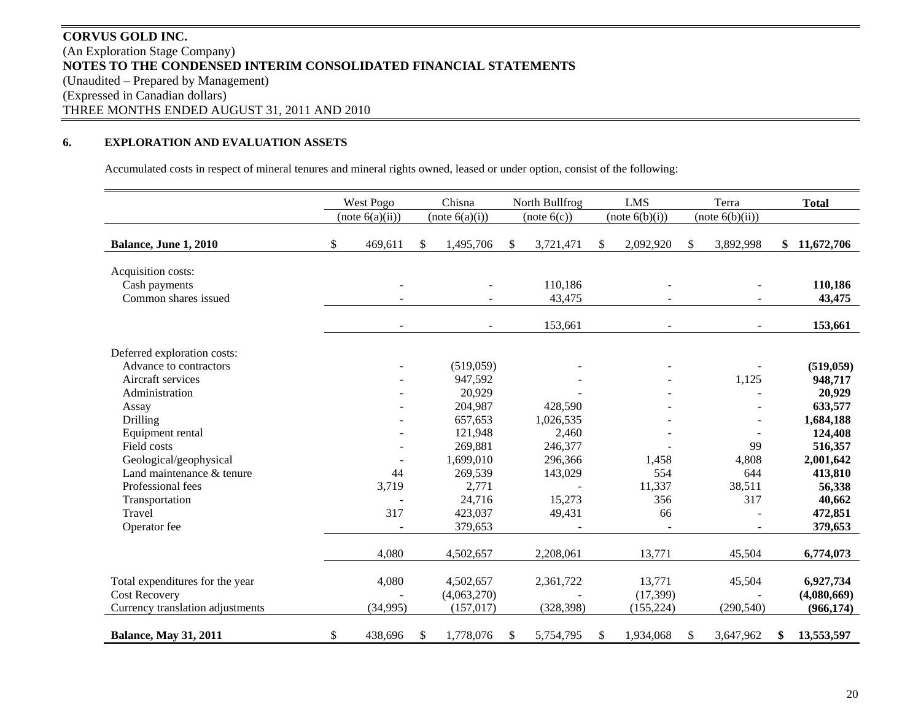**CORVUS GOLD INC.**
(An Exploration Stage Company)
**NOTES TO THE CONDENSED INTERIM CONSOLIDATED FINANCIAL STATEMENTS**
(Unaudited – Prepared by Management)
(Expressed in Canadian dollars)
THREE MONTHS ENDED AUGUST 31, 2011 AND 2010

## 6. EXPLORATION AND EVALUATION ASSETS

Accumulated costs in respect of mineral tenures and mineral rights owned, leased or under option, consist of the following:

| | West Pogo (note 6(a)(ii)) | Chisna (note 6(a)(i)) | North Bullfrog (note 6(c)) | LMS (note 6(b)(i)) | Terra (note 6(b)(ii)) | **Total** |
|---|---|---|---|---|---|---|
| **Balance, June 1, 2010** | $ 469,611 | $ 1,495,706 | $ 3,721,471 | $ 2,092,920 | $ 3,892,998 | **$ 11,672,706** |
| Acquisition costs: | | | | | | |
| Cash payments | - | - | 110,186 | - | - | **110,186** |
| Common shares issued | - | - | 43,475 | - | - | **43,475** |
| | - | - | 153,661 | - | - | **153,661** |
| Deferred exploration costs: | | | | | | |
| Advance to contractors | - | (519,059) | - | - | - | **(519,059)** |
| Aircraft services | - | 947,592 | - | - | 1,125 | **948,717** |
| Administration | - | 20,929 | - | - | - | **20,929** |
| Assay | - | 204,987 | 428,590 | - | - | **633,577** |
| Drilling | - | 657,653 | 1,026,535 | - | - | **1,684,188** |
| Equipment rental | - | 121,948 | 2,460 | - | - | **124,408** |
| Field costs | - | 269,881 | 246,377 | - | 99 | **516,357** |
| Geological/geophysical | - | 1,699,010 | 296,366 | 1,458 | 4,808 | **2,001,642** |
| Land maintenance & tenure | 44 | 269,539 | 143,029 | 554 | 644 | **413,810** |
| Professional fees | 3,719 | 2,771 | - | 11,337 | 38,511 | **56,338** |
| Transportation | - | 24,716 | 15,273 | 356 | 317 | **40,662** |
| Travel | 317 | 423,037 | 49,431 | 66 | - | **472,851** |
| Operator fee | - | 379,653 | - | - | - | **379,653** |
| | 4,080 | 4,502,657 | 2,208,061 | 13,771 | 45,504 | **6,774,073** |
| Total expenditures for the year | 4,080 | 4,502,657 | 2,361,722 | 13,771 | 45,504 | **6,927,734** |
| Cost Recovery | - | (4,063,270) | - | (17,399) | - | **(4,080,669)** |
| Currency translation adjustments | (34,995) | (157,017) | (328,398) | (155,224) | (290,540) | **(966,174)** |
| **Balance, May 31, 2011** | $ 438,696 | $ 1,778,076 | $ 5,754,795 | $ 1,934,068 | $ 3,647,962 | **$ 13,553,597** |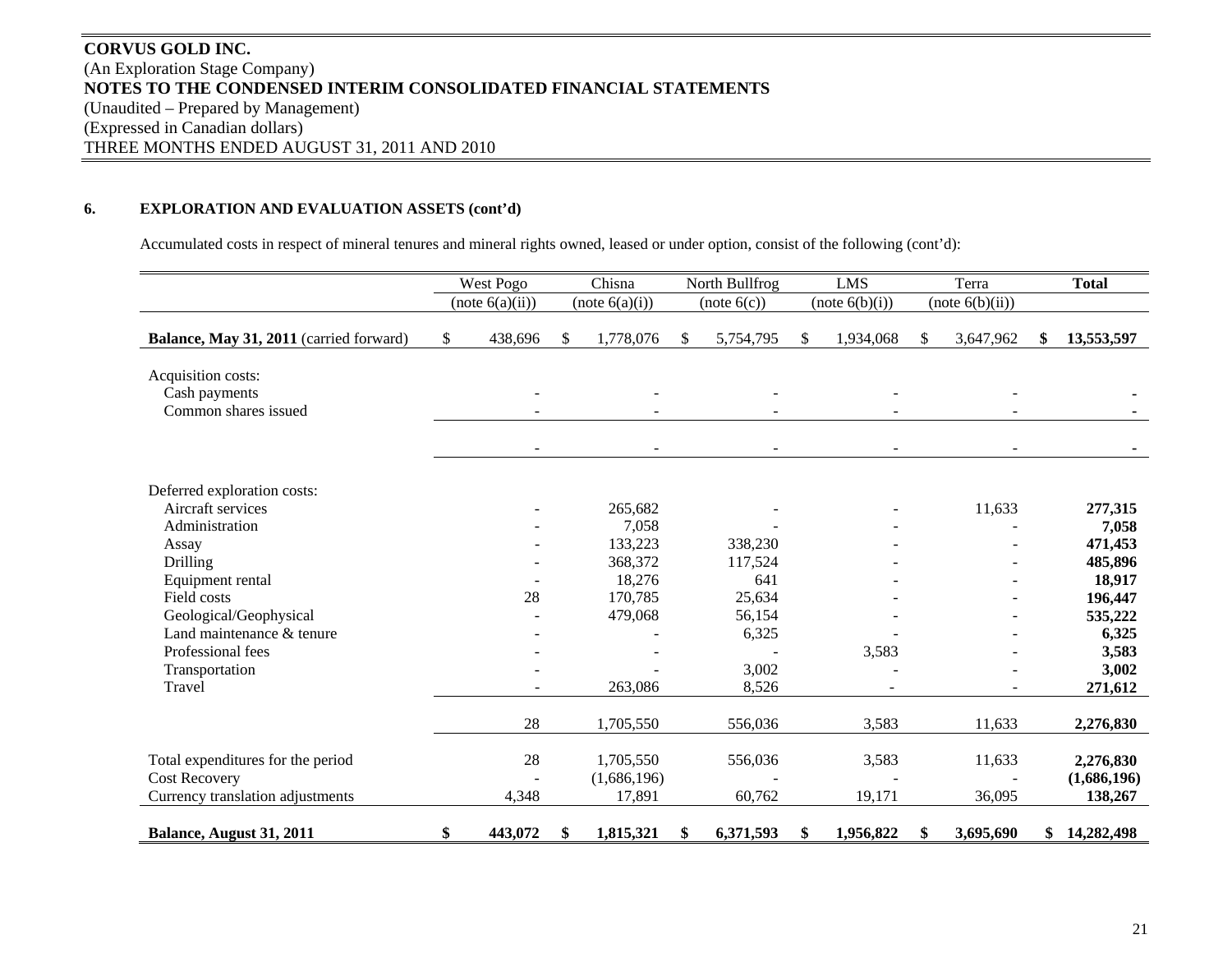**CORVUS GOLD INC.**
(An Exploration Stage Company)
**NOTES TO THE CONDENSED INTERIM CONSOLIDATED FINANCIAL STATEMENTS**
(Unaudited – Prepared by Management)
(Expressed in Canadian dollars)
THREE MONTHS ENDED AUGUST 31, 2011 AND 2010

**6. EXPLORATION AND EVALUATION ASSETS (cont'd)**

Accumulated costs in respect of mineral tenures and mineral rights owned, leased or under option, consist of the following (cont'd):

| | West Pogo (note 6(a)(ii)) | Chisna (note 6(a)(i)) | North Bullfrog (note 6(c)) | LMS (note 6(b)(i)) | Terra (note 6(b)(ii)) | **Total** |
|---|---|---|---|---|---|---|
| **Balance, May 31, 2011** (carried forward) | $ 438,696 | $ 1,778,076 | $ 5,754,795 | $ 1,934,068 | $ 3,647,962 | **$ 13,553,597** |
| Acquisition costs: | | | | | | |
| Cash payments | - | - | - | - | - | **-** |
| Common shares issued | - | - | - | - | - | **-** |
| | - | - | - | - | - | **-** |
| Deferred exploration costs: | | | | | | |
| Aircraft services | - | 265,682 | - | - | 11,633 | **277,315** |
| Administration | - | 7,058 | - | - | - | **7,058** |
| Assay | - | 133,223 | 338,230 | - | - | **471,453** |
| Drilling | - | 368,372 | 117,524 | - | - | **485,896** |
| Equipment rental | - | 18,276 | 641 | - | - | **18,917** |
| Field costs | 28 | 170,785 | 25,634 | - | - | **196,447** |
| Geological/Geophysical | - | 479,068 | 56,154 | - | - | **535,222** |
| Land maintenance & tenure | - | - | 6,325 | - | - | **6,325** |
| Professional fees | - | - | - | 3,583 | - | **3,583** |
| Transportation | - | - | 3,002 | - | - | **3,002** |
| Travel | - | 263,086 | 8,526 | - | - | **271,612** |
| | 28 | 1,705,550 | 556,036 | 3,583 | 11,633 | **2,276,830** |
| Total expenditures for the period | 28 | 1,705,550 | 556,036 | 3,583 | 11,633 | **2,276,830** |
| Cost Recovery | - | (1,686,196) | - | - | - | **(1,686,196)** |
| Currency translation adjustments | 4,348 | 17,891 | 60,762 | 19,171 | 36,095 | **138,267** |
| **Balance, August 31, 2011** | **$ 443,072** | **$ 1,815,321** | **$ 6,371,593** | **$ 1,956,822** | **$ 3,695,690** | **$ 14,282,498** |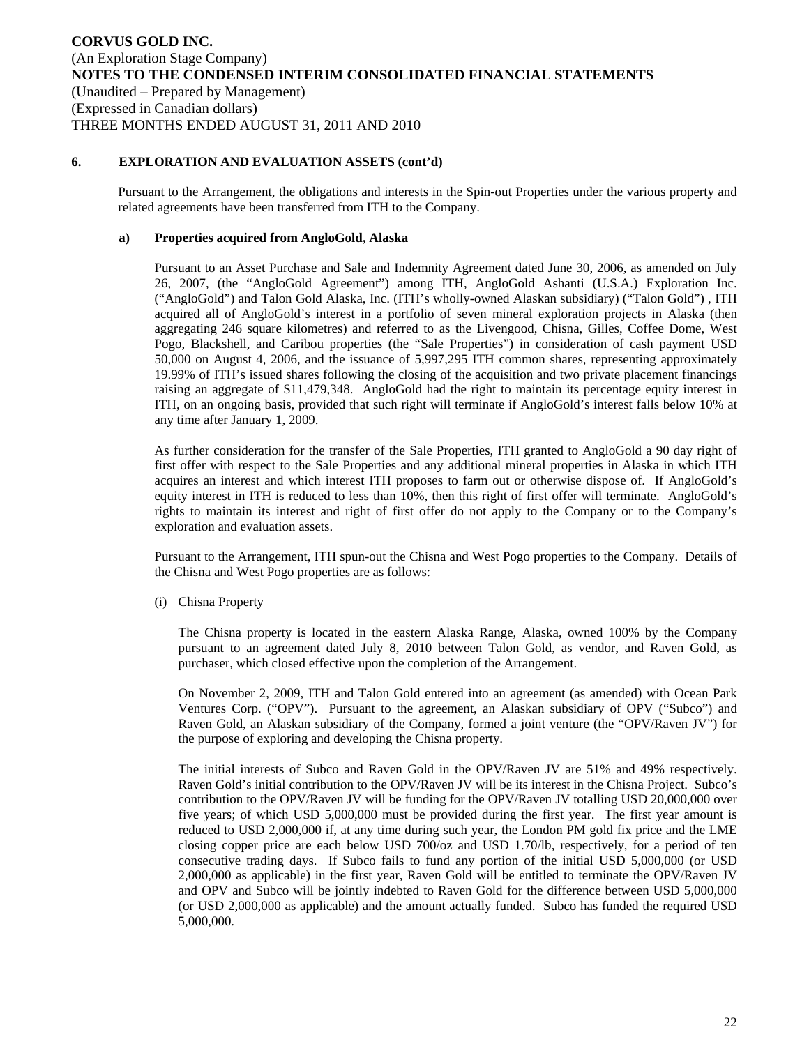## 6. EXPLORATION AND EVALUATION ASSETS (cont'd)

Pursuant to the Arrangement, the obligations and interests in the Spin-out Properties under the various property and related agreements have been transferred from ITH to the Company.

### a) Properties acquired from AngloGold, Alaska

Pursuant to an Asset Purchase and Sale and Indemnity Agreement dated June 30, 2006, as amended on July 26, 2007, (the "AngloGold Agreement") among ITH, AngloGold Ashanti (U.S.A.) Exploration Inc. ("AngloGold") and Talon Gold Alaska, Inc. (ITH's wholly-owned Alaskan subsidiary) ("Talon Gold") , ITH acquired all of AngloGold's interest in a portfolio of seven mineral exploration projects in Alaska (then aggregating 246 square kilometres) and referred to as the Livengood, Chisna, Gilles, Coffee Dome, West Pogo, Blackshell, and Caribou properties (the "Sale Properties") in consideration of cash payment USD 50,000 on August 4, 2006, and the issuance of 5,997,295 ITH common shares, representing approximately 19.99% of ITH's issued shares following the closing of the acquisition and two private placement financings raising an aggregate of $11,479,348. AngloGold had the right to maintain its percentage equity interest in ITH, on an ongoing basis, provided that such right will terminate if AngloGold's interest falls below 10% at any time after January 1, 2009.

As further consideration for the transfer of the Sale Properties, ITH granted to AngloGold a 90 day right of first offer with respect to the Sale Properties and any additional mineral properties in Alaska in which ITH acquires an interest and which interest ITH proposes to farm out or otherwise dispose of. If AngloGold's equity interest in ITH is reduced to less than 10%, then this right of first offer will terminate. AngloGold's rights to maintain its interest and right of first offer do not apply to the Company or to the Company's exploration and evaluation assets.

Pursuant to the Arrangement, ITH spun-out the Chisna and West Pogo properties to the Company. Details of the Chisna and West Pogo properties are as follows:

(i) Chisna Property

The Chisna property is located in the eastern Alaska Range, Alaska, owned 100% by the Company pursuant to an agreement dated July 8, 2010 between Talon Gold, as vendor, and Raven Gold, as purchaser, which closed effective upon the completion of the Arrangement.

On November 2, 2009, ITH and Talon Gold entered into an agreement (as amended) with Ocean Park Ventures Corp. ("OPV"). Pursuant to the agreement, an Alaskan subsidiary of OPV ("Subco") and Raven Gold, an Alaskan subsidiary of the Company, formed a joint venture (the "OPV/Raven JV") for the purpose of exploring and developing the Chisna property.

The initial interests of Subco and Raven Gold in the OPV/Raven JV are 51% and 49% respectively. Raven Gold's initial contribution to the OPV/Raven JV will be its interest in the Chisna Project. Subco's contribution to the OPV/Raven JV will be funding for the OPV/Raven JV totalling USD 20,000,000 over five years; of which USD 5,000,000 must be provided during the first year. The first year amount is reduced to USD 2,000,000 if, at any time during such year, the London PM gold fix price and the LME closing copper price are each below USD 700/oz and USD 1.70/lb, respectively, for a period of ten consecutive trading days. If Subco fails to fund any portion of the initial USD 5,000,000 (or USD 2,000,000 as applicable) in the first year, Raven Gold will be entitled to terminate the OPV/Raven JV and OPV and Subco will be jointly indebted to Raven Gold for the difference between USD 5,000,000 (or USD 2,000,000 as applicable) and the amount actually funded. Subco has funded the required USD 5,000,000.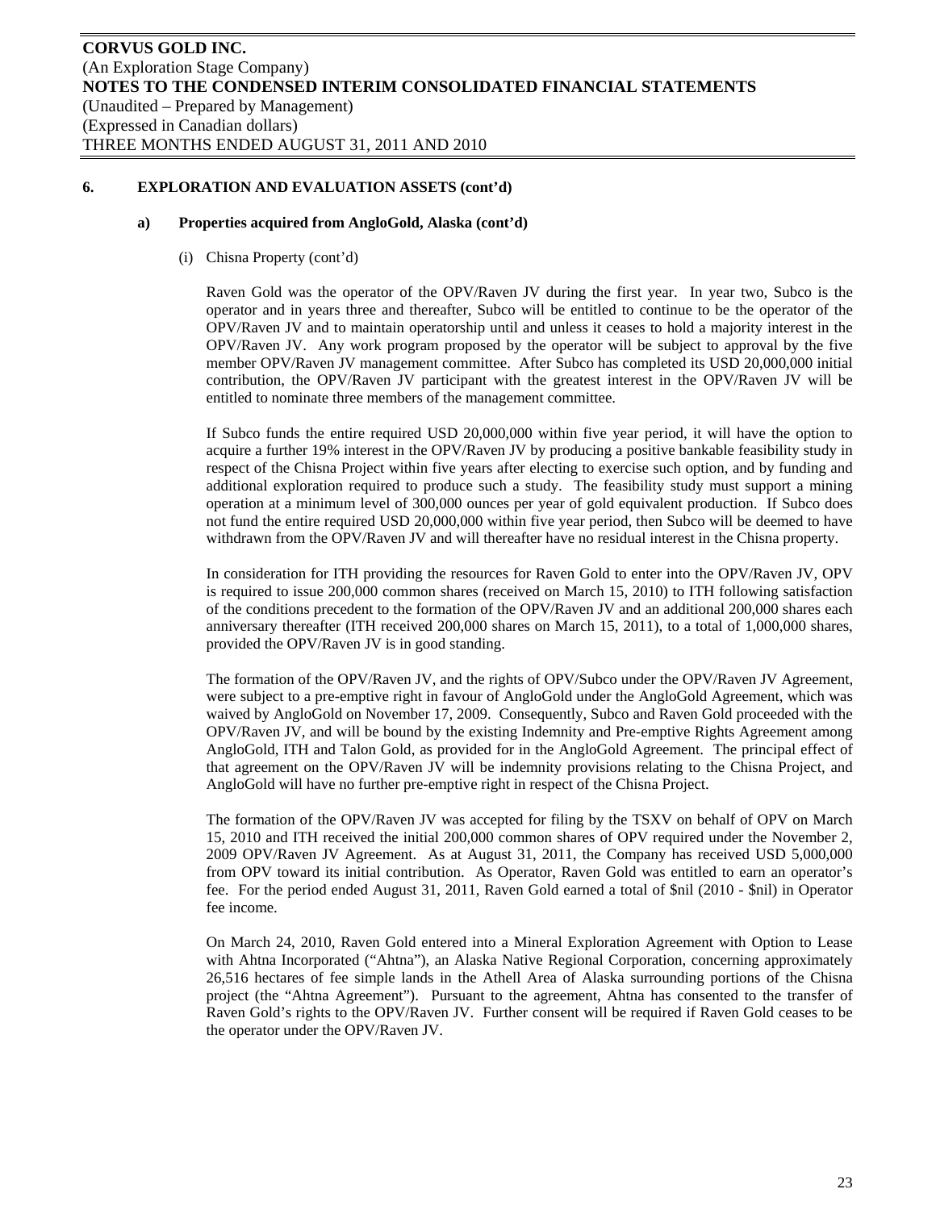## 6. EXPLORATION AND EVALUATION ASSETS (cont'd)

### a) Properties acquired from AngloGold, Alaska (cont'd)

(i) Chisna Property (cont'd)

Raven Gold was the operator of the OPV/Raven JV during the first year. In year two, Subco is the operator and in years three and thereafter, Subco will be entitled to continue to be the operator of the OPV/Raven JV and to maintain operatorship until and unless it ceases to hold a majority interest in the OPV/Raven JV. Any work program proposed by the operator will be subject to approval by the five member OPV/Raven JV management committee. After Subco has completed its USD 20,000,000 initial contribution, the OPV/Raven JV participant with the greatest interest in the OPV/Raven JV will be entitled to nominate three members of the management committee.

If Subco funds the entire required USD 20,000,000 within five year period, it will have the option to acquire a further 19% interest in the OPV/Raven JV by producing a positive bankable feasibility study in respect of the Chisna Project within five years after electing to exercise such option, and by funding and additional exploration required to produce such a study. The feasibility study must support a mining operation at a minimum level of 300,000 ounces per year of gold equivalent production. If Subco does not fund the entire required USD 20,000,000 within five year period, then Subco will be deemed to have withdrawn from the OPV/Raven JV and will thereafter have no residual interest in the Chisna property.

In consideration for ITH providing the resources for Raven Gold to enter into the OPV/Raven JV, OPV is required to issue 200,000 common shares (received on March 15, 2010) to ITH following satisfaction of the conditions precedent to the formation of the OPV/Raven JV and an additional 200,000 shares each anniversary thereafter (ITH received 200,000 shares on March 15, 2011), to a total of 1,000,000 shares, provided the OPV/Raven JV is in good standing.

The formation of the OPV/Raven JV, and the rights of OPV/Subco under the OPV/Raven JV Agreement, were subject to a pre-emptive right in favour of AngloGold under the AngloGold Agreement, which was waived by AngloGold on November 17, 2009. Consequently, Subco and Raven Gold proceeded with the OPV/Raven JV, and will be bound by the existing Indemnity and Pre-emptive Rights Agreement among AngloGold, ITH and Talon Gold, as provided for in the AngloGold Agreement. The principal effect of that agreement on the OPV/Raven JV will be indemnity provisions relating to the Chisna Project, and AngloGold will have no further pre-emptive right in respect of the Chisna Project.

The formation of the OPV/Raven JV was accepted for filing by the TSXV on behalf of OPV on March 15, 2010 and ITH received the initial 200,000 common shares of OPV required under the November 2, 2009 OPV/Raven JV Agreement. As at August 31, 2011, the Company has received USD 5,000,000 from OPV toward its initial contribution. As Operator, Raven Gold was entitled to earn an operator's fee. For the period ended August 31, 2011, Raven Gold earned a total of \$nil (2010 - \$nil) in Operator fee income.

On March 24, 2010, Raven Gold entered into a Mineral Exploration Agreement with Option to Lease with Ahtna Incorporated ("Ahtna"), an Alaska Native Regional Corporation, concerning approximately 26,516 hectares of fee simple lands in the Athell Area of Alaska surrounding portions of the Chisna project (the "Ahtna Agreement"). Pursuant to the agreement, Ahtna has consented to the transfer of Raven Gold's rights to the OPV/Raven JV. Further consent will be required if Raven Gold ceases to be the operator under the OPV/Raven JV.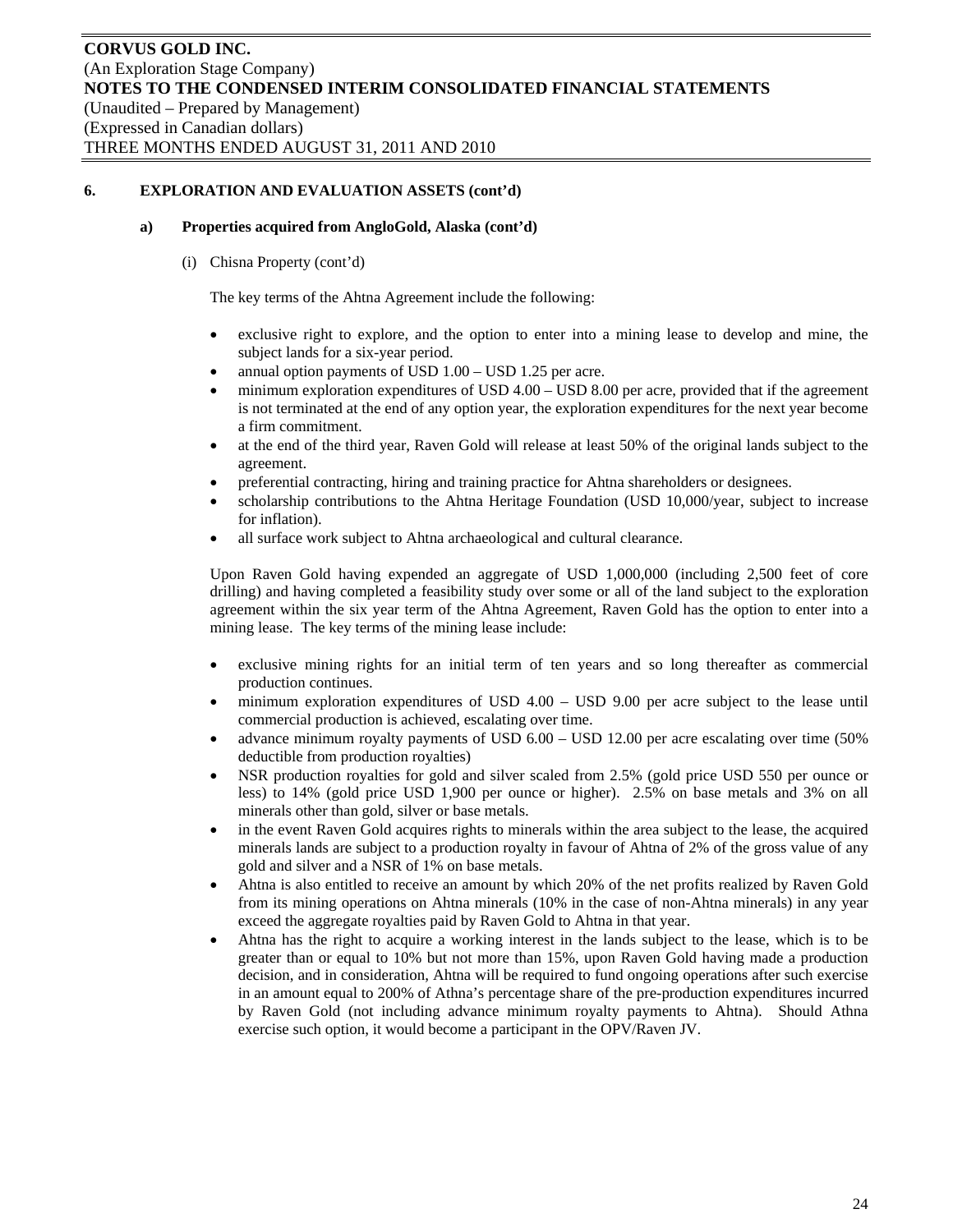## 6. EXPLORATION AND EVALUATION ASSETS (cont'd)

### a) Properties acquired from AngloGold, Alaska (cont'd)

(i) Chisna Property (cont'd)

The key terms of the Ahtna Agreement include the following:

- exclusive right to explore, and the option to enter into a mining lease to develop and mine, the subject lands for a six-year period.
- annual option payments of USD 1.00 – USD 1.25 per acre.
- minimum exploration expenditures of USD 4.00 – USD 8.00 per acre, provided that if the agreement is not terminated at the end of any option year, the exploration expenditures for the next year become a firm commitment.
- at the end of the third year, Raven Gold will release at least 50% of the original lands subject to the agreement.
- preferential contracting, hiring and training practice for Ahtna shareholders or designees.
- scholarship contributions to the Ahtna Heritage Foundation (USD 10,000/year, subject to increase for inflation).
- all surface work subject to Ahtna archaeological and cultural clearance.

Upon Raven Gold having expended an aggregate of USD 1,000,000 (including 2,500 feet of core drilling) and having completed a feasibility study over some or all of the land subject to the exploration agreement within the six year term of the Ahtna Agreement, Raven Gold has the option to enter into a mining lease. The key terms of the mining lease include:

- exclusive mining rights for an initial term of ten years and so long thereafter as commercial production continues.
- minimum exploration expenditures of USD 4.00 – USD 9.00 per acre subject to the lease until commercial production is achieved, escalating over time.
- advance minimum royalty payments of USD 6.00 – USD 12.00 per acre escalating over time (50% deductible from production royalties)
- NSR production royalties for gold and silver scaled from 2.5% (gold price USD 550 per ounce or less) to 14% (gold price USD 1,900 per ounce or higher). 2.5% on base metals and 3% on all minerals other than gold, silver or base metals.
- in the event Raven Gold acquires rights to minerals within the area subject to the lease, the acquired minerals lands are subject to a production royalty in favour of Ahtna of 2% of the gross value of any gold and silver and a NSR of 1% on base metals.
- Ahtna is also entitled to receive an amount by which 20% of the net profits realized by Raven Gold from its mining operations on Ahtna minerals (10% in the case of non-Ahtna minerals) in any year exceed the aggregate royalties paid by Raven Gold to Ahtna in that year.
- Ahtna has the right to acquire a working interest in the lands subject to the lease, which is to be greater than or equal to 10% but not more than 15%, upon Raven Gold having made a production decision, and in consideration, Ahtna will be required to fund ongoing operations after such exercise in an amount equal to 200% of Athna's percentage share of the pre-production expenditures incurred by Raven Gold (not including advance minimum royalty payments to Ahtna). Should Athna exercise such option, it would become a participant in the OPV/Raven JV.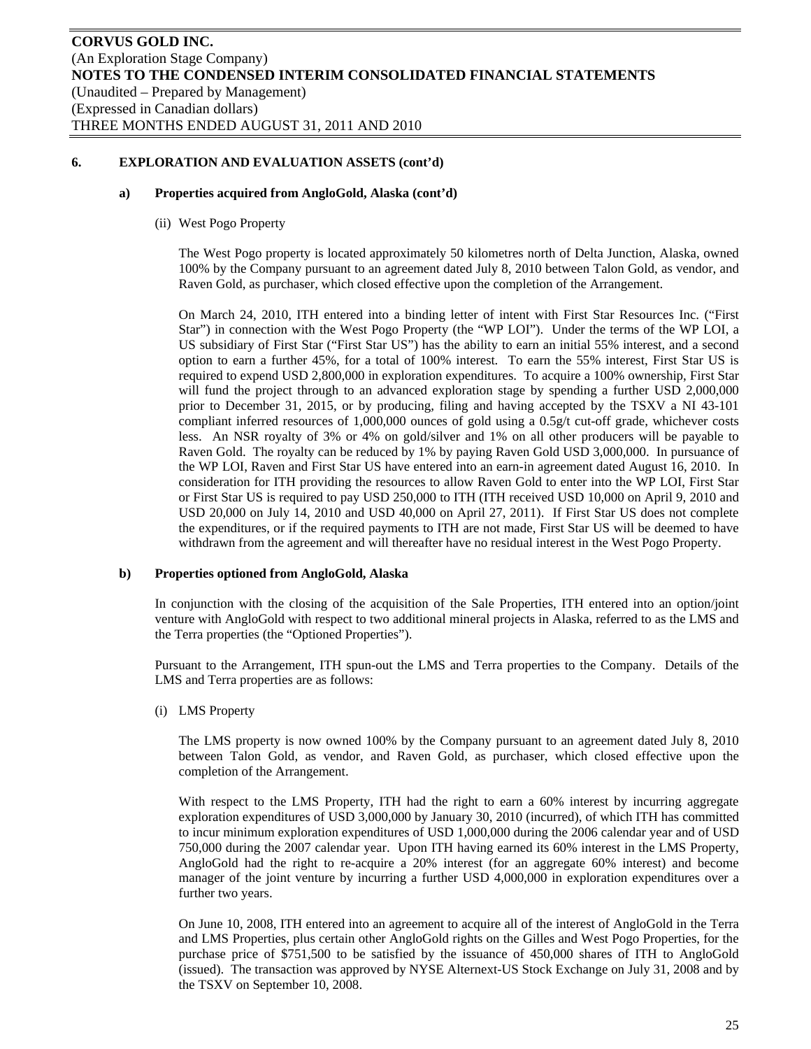## 6. EXPLORATION AND EVALUATION ASSETS (cont'd)

### a) Properties acquired from AngloGold, Alaska (cont'd)

(ii) West Pogo Property

The West Pogo property is located approximately 50 kilometres north of Delta Junction, Alaska, owned 100% by the Company pursuant to an agreement dated July 8, 2010 between Talon Gold, as vendor, and Raven Gold, as purchaser, which closed effective upon the completion of the Arrangement.

On March 24, 2010, ITH entered into a binding letter of intent with First Star Resources Inc. ("First Star") in connection with the West Pogo Property (the "WP LOI"). Under the terms of the WP LOI, a US subsidiary of First Star ("First Star US") has the ability to earn an initial 55% interest, and a second option to earn a further 45%, for a total of 100% interest. To earn the 55% interest, First Star US is required to expend USD 2,800,000 in exploration expenditures. To acquire a 100% ownership, First Star will fund the project through to an advanced exploration stage by spending a further USD 2,000,000 prior to December 31, 2015, or by producing, filing and having accepted by the TSXV a NI 43-101 compliant inferred resources of 1,000,000 ounces of gold using a 0.5g/t cut-off grade, whichever costs less. An NSR royalty of 3% or 4% on gold/silver and 1% on all other producers will be payable to Raven Gold. The royalty can be reduced by 1% by paying Raven Gold USD 3,000,000. In pursuance of the WP LOI, Raven and First Star US have entered into an earn-in agreement dated August 16, 2010. In consideration for ITH providing the resources to allow Raven Gold to enter into the WP LOI, First Star or First Star US is required to pay USD 250,000 to ITH (ITH received USD 10,000 on April 9, 2010 and USD 20,000 on July 14, 2010 and USD 40,000 on April 27, 2011). If First Star US does not complete the expenditures, or if the required payments to ITH are not made, First Star US will be deemed to have withdrawn from the agreement and will thereafter have no residual interest in the West Pogo Property.

### b) Properties optioned from AngloGold, Alaska

In conjunction with the closing of the acquisition of the Sale Properties, ITH entered into an option/joint venture with AngloGold with respect to two additional mineral projects in Alaska, referred to as the LMS and the Terra properties (the "Optioned Properties").

Pursuant to the Arrangement, ITH spun-out the LMS and Terra properties to the Company. Details of the LMS and Terra properties are as follows:

(i) LMS Property

The LMS property is now owned 100% by the Company pursuant to an agreement dated July 8, 2010 between Talon Gold, as vendor, and Raven Gold, as purchaser, which closed effective upon the completion of the Arrangement.

With respect to the LMS Property, ITH had the right to earn a 60% interest by incurring aggregate exploration expenditures of USD 3,000,000 by January 30, 2010 (incurred), of which ITH has committed to incur minimum exploration expenditures of USD 1,000,000 during the 2006 calendar year and of USD 750,000 during the 2007 calendar year. Upon ITH having earned its 60% interest in the LMS Property, AngloGold had the right to re-acquire a 20% interest (for an aggregate 60% interest) and become manager of the joint venture by incurring a further USD 4,000,000 in exploration expenditures over a further two years.

On June 10, 2008, ITH entered into an agreement to acquire all of the interest of AngloGold in the Terra and LMS Properties, plus certain other AngloGold rights on the Gilles and West Pogo Properties, for the purchase price of $751,500 to be satisfied by the issuance of 450,000 shares of ITH to AngloGold (issued). The transaction was approved by NYSE Alternext-US Stock Exchange on July 31, 2008 and by the TSXV on September 10, 2008.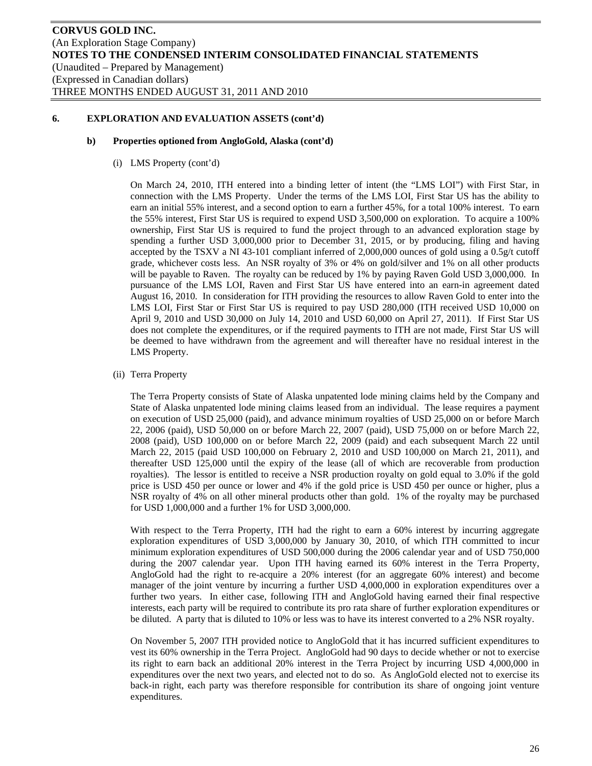## 6. EXPLORATION AND EVALUATION ASSETS (cont'd)

### b) Properties optioned from AngloGold, Alaska (cont'd)

(i) LMS Property (cont'd)

On March 24, 2010, ITH entered into a binding letter of intent (the "LMS LOI") with First Star, in connection with the LMS Property. Under the terms of the LMS LOI, First Star US has the ability to earn an initial 55% interest, and a second option to earn a further 45%, for a total 100% interest. To earn the 55% interest, First Star US is required to expend USD 3,500,000 on exploration. To acquire a 100% ownership, First Star US is required to fund the project through to an advanced exploration stage by spending a further USD 3,000,000 prior to December 31, 2015, or by producing, filing and having accepted by the TSXV a NI 43-101 compliant inferred of 2,000,000 ounces of gold using a 0.5g/t cutoff grade, whichever costs less. An NSR royalty of 3% or 4% on gold/silver and 1% on all other products will be payable to Raven. The royalty can be reduced by 1% by paying Raven Gold USD 3,000,000. In pursuance of the LMS LOI, Raven and First Star US have entered into an earn-in agreement dated August 16, 2010. In consideration for ITH providing the resources to allow Raven Gold to enter into the LMS LOI, First Star or First Star US is required to pay USD 280,000 (ITH received USD 10,000 on April 9, 2010 and USD 30,000 on July 14, 2010 and USD 60,000 on April 27, 2011). If First Star US does not complete the expenditures, or if the required payments to ITH are not made, First Star US will be deemed to have withdrawn from the agreement and will thereafter have no residual interest in the LMS Property.

(ii) Terra Property

The Terra Property consists of State of Alaska unpatented lode mining claims held by the Company and State of Alaska unpatented lode mining claims leased from an individual. The lease requires a payment on execution of USD 25,000 (paid), and advance minimum royalties of USD 25,000 on or before March 22, 2006 (paid), USD 50,000 on or before March 22, 2007 (paid), USD 75,000 on or before March 22, 2008 (paid), USD 100,000 on or before March 22, 2009 (paid) and each subsequent March 22 until March 22, 2015 (paid USD 100,000 on February 2, 2010 and USD 100,000 on March 21, 2011), and thereafter USD 125,000 until the expiry of the lease (all of which are recoverable from production royalties). The lessor is entitled to receive a NSR production royalty on gold equal to 3.0% if the gold price is USD 450 per ounce or lower and 4% if the gold price is USD 450 per ounce or higher, plus a NSR royalty of 4% on all other mineral products other than gold. 1% of the royalty may be purchased for USD 1,000,000 and a further 1% for USD 3,000,000.

With respect to the Terra Property, ITH had the right to earn a 60% interest by incurring aggregate exploration expenditures of USD 3,000,000 by January 30, 2010, of which ITH committed to incur minimum exploration expenditures of USD 500,000 during the 2006 calendar year and of USD 750,000 during the 2007 calendar year. Upon ITH having earned its 60% interest in the Terra Property, AngloGold had the right to re-acquire a 20% interest (for an aggregate 60% interest) and become manager of the joint venture by incurring a further USD 4,000,000 in exploration expenditures over a further two years. In either case, following ITH and AngloGold having earned their final respective interests, each party will be required to contribute its pro rata share of further exploration expenditures or be diluted. A party that is diluted to 10% or less was to have its interest converted to a 2% NSR royalty.

On November 5, 2007 ITH provided notice to AngloGold that it has incurred sufficient expenditures to vest its 60% ownership in the Terra Project. AngloGold had 90 days to decide whether or not to exercise its right to earn back an additional 20% interest in the Terra Project by incurring USD 4,000,000 in expenditures over the next two years, and elected not to do so. As AngloGold elected not to exercise its back-in right, each party was therefore responsible for contribution its share of ongoing joint venture expenditures.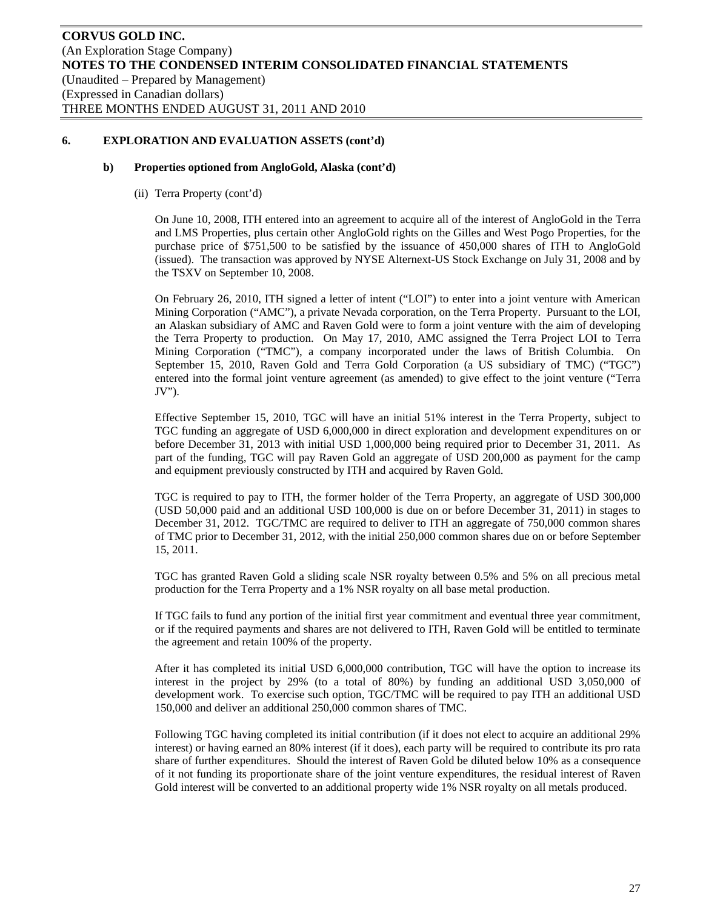### 6. EXPLORATION AND EVALUATION ASSETS (cont'd)

#### b) Properties optioned from AngloGold, Alaska (cont'd)

(ii) Terra Property (cont'd)

On June 10, 2008, ITH entered into an agreement to acquire all of the interest of AngloGold in the Terra and LMS Properties, plus certain other AngloGold rights on the Gilles and West Pogo Properties, for the purchase price of $751,500 to be satisfied by the issuance of 450,000 shares of ITH to AngloGold (issued). The transaction was approved by NYSE Alternext-US Stock Exchange on July 31, 2008 and by the TSXV on September 10, 2008.

On February 26, 2010, ITH signed a letter of intent ("LOI") to enter into a joint venture with American Mining Corporation ("AMC"), a private Nevada corporation, on the Terra Property. Pursuant to the LOI, an Alaskan subsidiary of AMC and Raven Gold were to form a joint venture with the aim of developing the Terra Property to production. On May 17, 2010, AMC assigned the Terra Project LOI to Terra Mining Corporation ("TMC"), a company incorporated under the laws of British Columbia. On September 15, 2010, Raven Gold and Terra Gold Corporation (a US subsidiary of TMC) ("TGC") entered into the formal joint venture agreement (as amended) to give effect to the joint venture ("Terra JV").

Effective September 15, 2010, TGC will have an initial 51% interest in the Terra Property, subject to TGC funding an aggregate of USD 6,000,000 in direct exploration and development expenditures on or before December 31, 2013 with initial USD 1,000,000 being required prior to December 31, 2011. As part of the funding, TGC will pay Raven Gold an aggregate of USD 200,000 as payment for the camp and equipment previously constructed by ITH and acquired by Raven Gold.

TGC is required to pay to ITH, the former holder of the Terra Property, an aggregate of USD 300,000 (USD 50,000 paid and an additional USD 100,000 is due on or before December 31, 2011) in stages to December 31, 2012. TGC/TMC are required to deliver to ITH an aggregate of 750,000 common shares of TMC prior to December 31, 2012, with the initial 250,000 common shares due on or before September 15, 2011.

TGC has granted Raven Gold a sliding scale NSR royalty between 0.5% and 5% on all precious metal production for the Terra Property and a 1% NSR royalty on all base metal production.

If TGC fails to fund any portion of the initial first year commitment and eventual three year commitment, or if the required payments and shares are not delivered to ITH, Raven Gold will be entitled to terminate the agreement and retain 100% of the property.

After it has completed its initial USD 6,000,000 contribution, TGC will have the option to increase its interest in the project by 29% (to a total of 80%) by funding an additional USD 3,050,000 of development work. To exercise such option, TGC/TMC will be required to pay ITH an additional USD 150,000 and deliver an additional 250,000 common shares of TMC.

Following TGC having completed its initial contribution (if it does not elect to acquire an additional 29% interest) or having earned an 80% interest (if it does), each party will be required to contribute its pro rata share of further expenditures. Should the interest of Raven Gold be diluted below 10% as a consequence of it not funding its proportionate share of the joint venture expenditures, the residual interest of Raven Gold interest will be converted to an additional property wide 1% NSR royalty on all metals produced.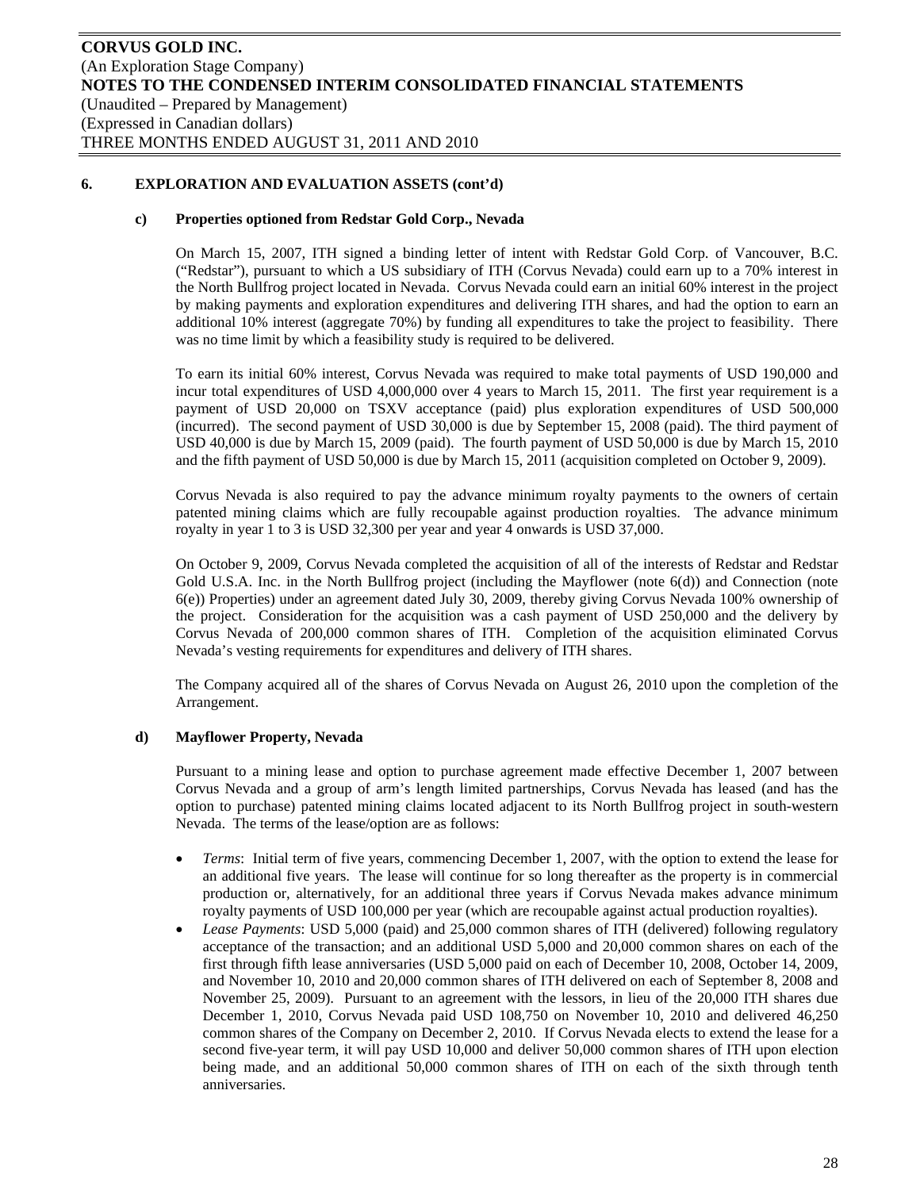## 6. EXPLORATION AND EVALUATION ASSETS (cont'd)

### c) Properties optioned from Redstar Gold Corp., Nevada

On March 15, 2007, ITH signed a binding letter of intent with Redstar Gold Corp. of Vancouver, B.C. ("Redstar"), pursuant to which a US subsidiary of ITH (Corvus Nevada) could earn up to a 70% interest in the North Bullfrog project located in Nevada. Corvus Nevada could earn an initial 60% interest in the project by making payments and exploration expenditures and delivering ITH shares, and had the option to earn an additional 10% interest (aggregate 70%) by funding all expenditures to take the project to feasibility. There was no time limit by which a feasibility study is required to be delivered.

To earn its initial 60% interest, Corvus Nevada was required to make total payments of USD 190,000 and incur total expenditures of USD 4,000,000 over 4 years to March 15, 2011. The first year requirement is a payment of USD 20,000 on TSXV acceptance (paid) plus exploration expenditures of USD 500,000 (incurred). The second payment of USD 30,000 is due by September 15, 2008 (paid). The third payment of USD 40,000 is due by March 15, 2009 (paid). The fourth payment of USD 50,000 is due by March 15, 2010 and the fifth payment of USD 50,000 is due by March 15, 2011 (acquisition completed on October 9, 2009).

Corvus Nevada is also required to pay the advance minimum royalty payments to the owners of certain patented mining claims which are fully recoupable against production royalties. The advance minimum royalty in year 1 to 3 is USD 32,300 per year and year 4 onwards is USD 37,000.

On October 9, 2009, Corvus Nevada completed the acquisition of all of the interests of Redstar and Redstar Gold U.S.A. Inc. in the North Bullfrog project (including the Mayflower (note 6(d)) and Connection (note 6(e)) Properties) under an agreement dated July 30, 2009, thereby giving Corvus Nevada 100% ownership of the project. Consideration for the acquisition was a cash payment of USD 250,000 and the delivery by Corvus Nevada of 200,000 common shares of ITH. Completion of the acquisition eliminated Corvus Nevada's vesting requirements for expenditures and delivery of ITH shares.

The Company acquired all of the shares of Corvus Nevada on August 26, 2010 upon the completion of the Arrangement.

### d) Mayflower Property, Nevada

Pursuant to a mining lease and option to purchase agreement made effective December 1, 2007 between Corvus Nevada and a group of arm's length limited partnerships, Corvus Nevada has leased (and has the option to purchase) patented mining claims located adjacent to its North Bullfrog project in south-western Nevada. The terms of the lease/option are as follows:

- *Terms*: Initial term of five years, commencing December 1, 2007, with the option to extend the lease for an additional five years. The lease will continue for so long thereafter as the property is in commercial production or, alternatively, for an additional three years if Corvus Nevada makes advance minimum royalty payments of USD 100,000 per year (which are recoupable against actual production royalties).
- *Lease Payments*: USD 5,000 (paid) and 25,000 common shares of ITH (delivered) following regulatory acceptance of the transaction; and an additional USD 5,000 and 20,000 common shares on each of the first through fifth lease anniversaries (USD 5,000 paid on each of December 10, 2008, October 14, 2009, and November 10, 2010 and 20,000 common shares of ITH delivered on each of September 8, 2008 and November 25, 2009). Pursuant to an agreement with the lessors, in lieu of the 20,000 ITH shares due December 1, 2010, Corvus Nevada paid USD 108,750 on November 10, 2010 and delivered 46,250 common shares of the Company on December 2, 2010. If Corvus Nevada elects to extend the lease for a second five-year term, it will pay USD 10,000 and deliver 50,000 common shares of ITH upon election being made, and an additional 50,000 common shares of ITH on each of the sixth through tenth anniversaries.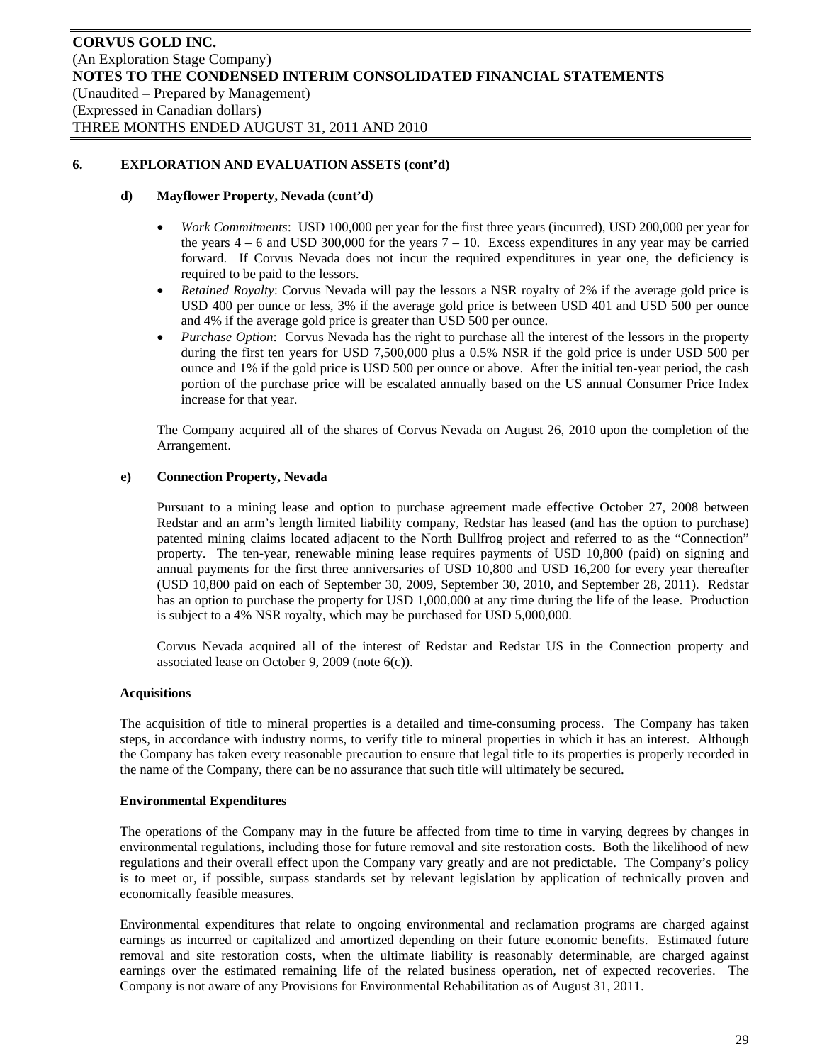## 6. EXPLORATION AND EVALUATION ASSETS (cont'd)

### d) Mayflower Property, Nevada (cont'd)

- *Work Commitments*: USD 100,000 per year for the first three years (incurred), USD 200,000 per year for the years 4 – 6 and USD 300,000 for the years 7 – 10. Excess expenditures in any year may be carried forward. If Corvus Nevada does not incur the required expenditures in year one, the deficiency is required to be paid to the lessors.
- *Retained Royalty*: Corvus Nevada will pay the lessors a NSR royalty of 2% if the average gold price is USD 400 per ounce or less, 3% if the average gold price is between USD 401 and USD 500 per ounce and 4% if the average gold price is greater than USD 500 per ounce.
- *Purchase Option*: Corvus Nevada has the right to purchase all the interest of the lessors in the property during the first ten years for USD 7,500,000 plus a 0.5% NSR if the gold price is under USD 500 per ounce and 1% if the gold price is USD 500 per ounce or above. After the initial ten-year period, the cash portion of the purchase price will be escalated annually based on the US annual Consumer Price Index increase for that year.

The Company acquired all of the shares of Corvus Nevada on August 26, 2010 upon the completion of the Arrangement.

### e) Connection Property, Nevada

Pursuant to a mining lease and option to purchase agreement made effective October 27, 2008 between Redstar and an arm's length limited liability company, Redstar has leased (and has the option to purchase) patented mining claims located adjacent to the North Bullfrog project and referred to as the "Connection" property. The ten-year, renewable mining lease requires payments of USD 10,800 (paid) on signing and annual payments for the first three anniversaries of USD 10,800 and USD 16,200 for every year thereafter (USD 10,800 paid on each of September 30, 2009, September 30, 2010, and September 28, 2011). Redstar has an option to purchase the property for USD 1,000,000 at any time during the life of the lease. Production is subject to a 4% NSR royalty, which may be purchased for USD 5,000,000.

Corvus Nevada acquired all of the interest of Redstar and Redstar US in the Connection property and associated lease on October 9, 2009 (note 6(c)).

**Acquisitions**

The acquisition of title to mineral properties is a detailed and time-consuming process. The Company has taken steps, in accordance with industry norms, to verify title to mineral properties in which it has an interest. Although the Company has taken every reasonable precaution to ensure that legal title to its properties is properly recorded in the name of the Company, there can be no assurance that such title will ultimately be secured.

**Environmental Expenditures**

The operations of the Company may in the future be affected from time to time in varying degrees by changes in environmental regulations, including those for future removal and site restoration costs. Both the likelihood of new regulations and their overall effect upon the Company vary greatly and are not predictable. The Company's policy is to meet or, if possible, surpass standards set by relevant legislation by application of technically proven and economically feasible measures.

Environmental expenditures that relate to ongoing environmental and reclamation programs are charged against earnings as incurred or capitalized and amortized depending on their future economic benefits. Estimated future removal and site restoration costs, when the ultimate liability is reasonably determinable, are charged against earnings over the estimated remaining life of the related business operation, net of expected recoveries. The Company is not aware of any Provisions for Environmental Rehabilitation as of August 31, 2011.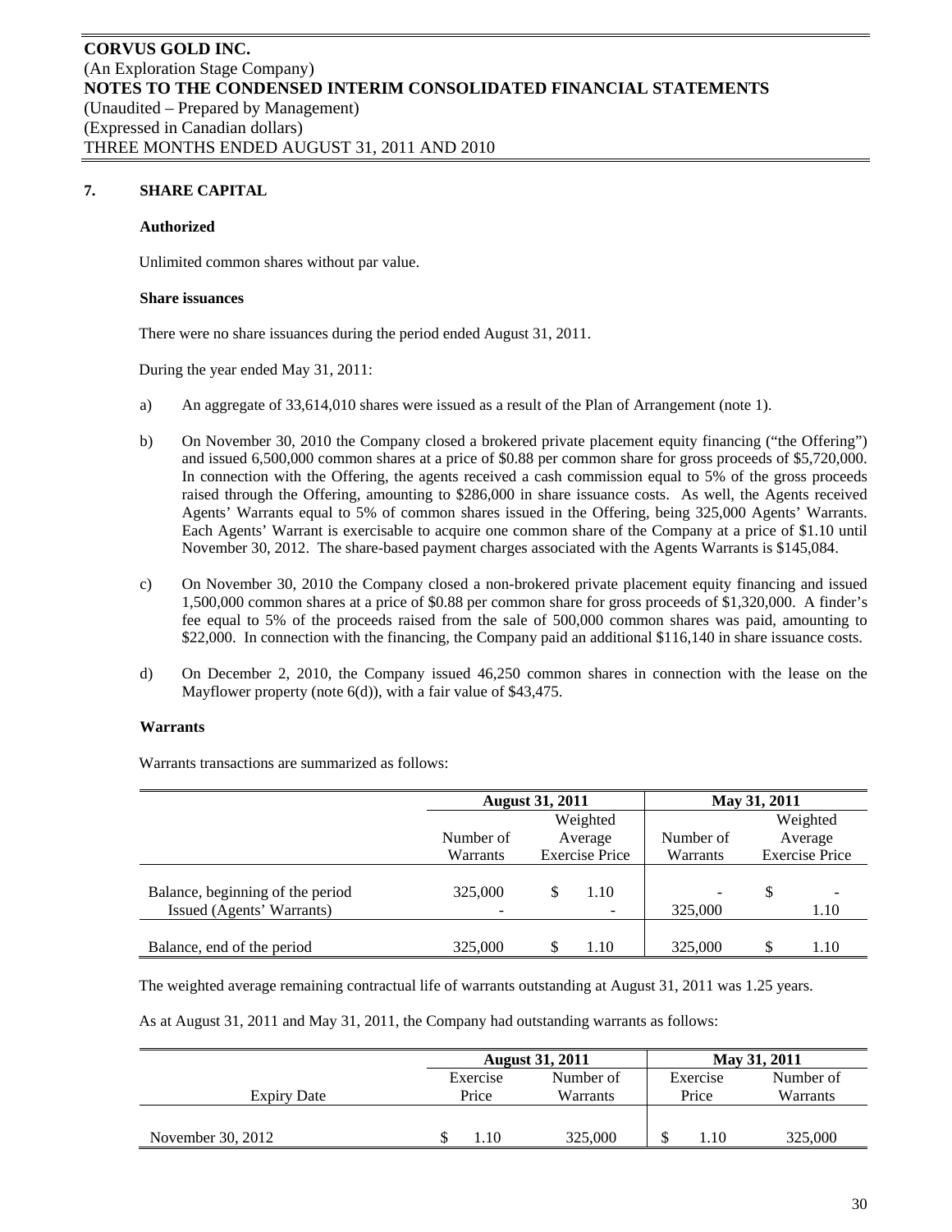## 7. SHARE CAPITAL

**Authorized**

Unlimited common shares without par value.

**Share issuances**

There were no share issuances during the period ended August 31, 2011.

During the year ended May 31, 2011:

a) An aggregate of 33,614,010 shares were issued as a result of the Plan of Arrangement (note 1).

b) On November 30, 2010 the Company closed a brokered private placement equity financing ("the Offering") and issued 6,500,000 common shares at a price of $0.88 per common share for gross proceeds of $5,720,000. In connection with the Offering, the agents received a cash commission equal to 5% of the gross proceeds raised through the Offering, amounting to $286,000 in share issuance costs. As well, the Agents received Agents' Warrants equal to 5% of common shares issued in the Offering, being 325,000 Agents' Warrants. Each Agents' Warrant is exercisable to acquire one common share of the Company at a price of $1.10 until November 30, 2012. The share-based payment charges associated with the Agents Warrants is $145,084.

c) On November 30, 2010 the Company closed a non-brokered private placement equity financing and issued 1,500,000 common shares at a price of $0.88 per common share for gross proceeds of $1,320,000. A finder's fee equal to 5% of the proceeds raised from the sale of 500,000 common shares was paid, amounting to $22,000. In connection with the financing, the Company paid an additional $116,140 in share issuance costs.

d) On December 2, 2010, the Company issued 46,250 common shares in connection with the lease on the Mayflower property (note 6(d)), with a fair value of $43,475.

**Warrants**

Warrants transactions are summarized as follows:

| | August 31, 2011 | | May 31, 2011 | |
|---|---|---|---|---|
| | Number of Warrants | Weighted Average Exercise Price | Number of Warrants | Weighted Average Exercise Price |
| Balance, beginning of the period | 325,000 | $ 1.10 | - | $ - |
| Issued (Agents' Warrants) | - | - | 325,000 | 1.10 |
| Balance, end of the period | 325,000 | $ 1.10 | 325,000 | $ 1.10 |

The weighted average remaining contractual life of warrants outstanding at August 31, 2011 was 1.25 years.

As at August 31, 2011 and May 31, 2011, the Company had outstanding warrants as follows:

| | August 31, 2011 | | May 31, 2011 | |
|---|---|---|---|---|
| Expiry Date | Exercise Price | Number of Warrants | Exercise Price | Number of Warrants |
| November 30, 2012 | $ 1.10 | 325,000 | $ 1.10 | 325,000 |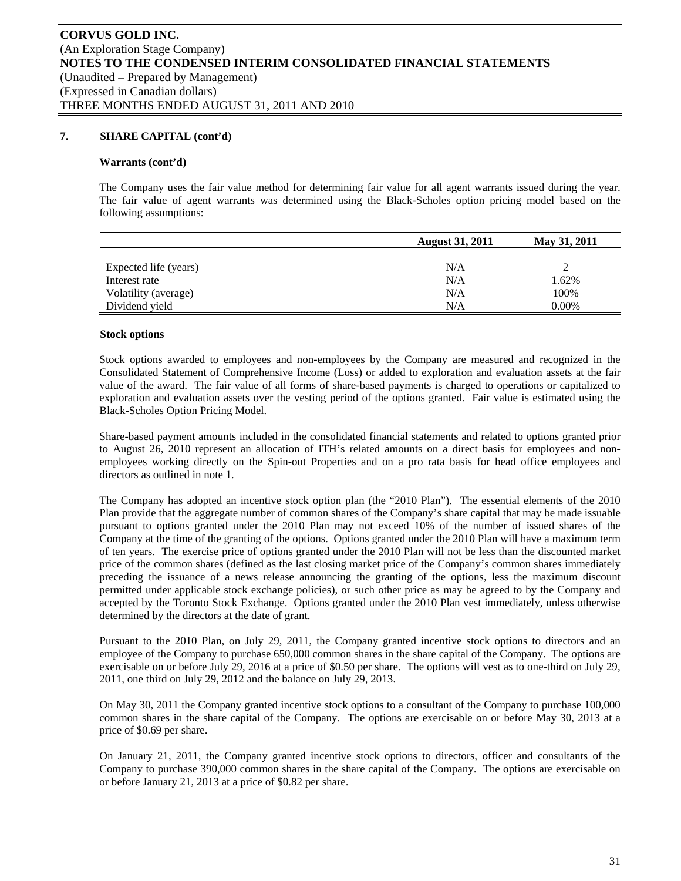## 7. SHARE CAPITAL (cont'd)

### Warrants (cont'd)

The Company uses the fair value method for determining fair value for all agent warrants issued during the year. The fair value of agent warrants was determined using the Black-Scholes option pricing model based on the following assumptions:

| | August 31, 2011 | May 31, 2011 |
|---|---|---|
| Expected life (years) | N/A | 2 |
| Interest rate | N/A | 1.62% |
| Volatility (average) | N/A | 100% |
| Dividend yield | N/A | 0.00% |

### Stock options

Stock options awarded to employees and non-employees by the Company are measured and recognized in the Consolidated Statement of Comprehensive Income (Loss) or added to exploration and evaluation assets at the fair value of the award. The fair value of all forms of share-based payments is charged to operations or capitalized to exploration and evaluation assets over the vesting period of the options granted. Fair value is estimated using the Black-Scholes Option Pricing Model.

Share-based payment amounts included in the consolidated financial statements and related to options granted prior to August 26, 2010 represent an allocation of ITH's related amounts on a direct basis for employees and non-employees working directly on the Spin-out Properties and on a pro rata basis for head office employees and directors as outlined in note 1.

The Company has adopted an incentive stock option plan (the "2010 Plan"). The essential elements of the 2010 Plan provide that the aggregate number of common shares of the Company's share capital that may be made issuable pursuant to options granted under the 2010 Plan may not exceed 10% of the number of issued shares of the Company at the time of the granting of the options. Options granted under the 2010 Plan will have a maximum term of ten years. The exercise price of options granted under the 2010 Plan will not be less than the discounted market price of the common shares (defined as the last closing market price of the Company's common shares immediately preceding the issuance of a news release announcing the granting of the options, less the maximum discount permitted under applicable stock exchange policies), or such other price as may be agreed to by the Company and accepted by the Toronto Stock Exchange. Options granted under the 2010 Plan vest immediately, unless otherwise determined by the directors at the date of grant.

Pursuant to the 2010 Plan, on July 29, 2011, the Company granted incentive stock options to directors and an employee of the Company to purchase 650,000 common shares in the share capital of the Company. The options are exercisable on or before July 29, 2016 at a price of $0.50 per share. The options will vest as to one-third on July 29, 2011, one third on July 29, 2012 and the balance on July 29, 2013.

On May 30, 2011 the Company granted incentive stock options to a consultant of the Company to purchase 100,000 common shares in the share capital of the Company. The options are exercisable on or before May 30, 2013 at a price of $0.69 per share.

On January 21, 2011, the Company granted incentive stock options to directors, officer and consultants of the Company to purchase 390,000 common shares in the share capital of the Company. The options are exercisable on or before January 21, 2013 at a price of $0.82 per share.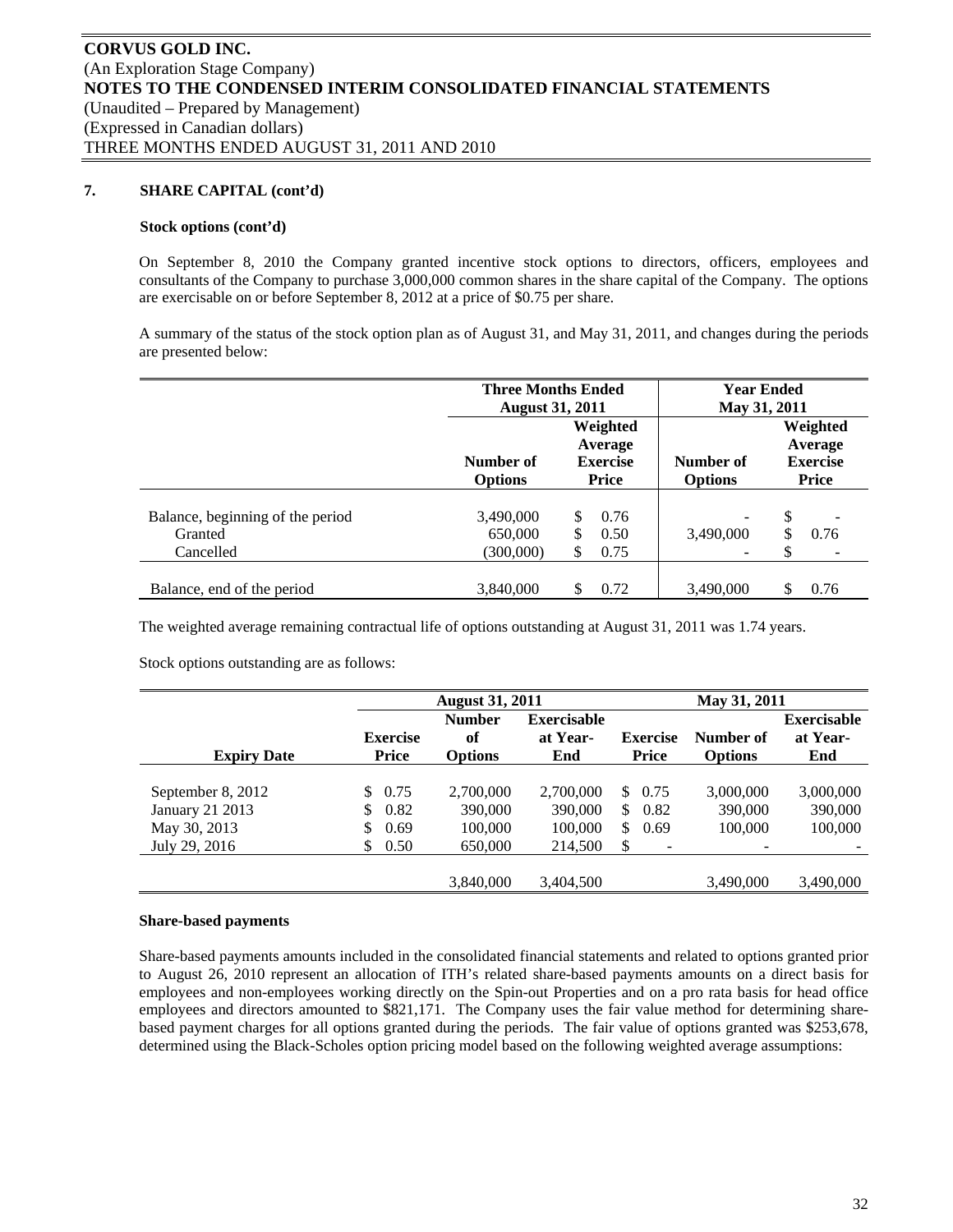## 7. SHARE CAPITAL (cont'd)

**Stock options (cont'd)**

On September 8, 2010 the Company granted incentive stock options to directors, officers, employees and consultants of the Company to purchase 3,000,000 common shares in the share capital of the Company. The options are exercisable on or before September 8, 2012 at a price of $0.75 per share.

A summary of the status of the stock option plan as of August 31, and May 31, 2011, and changes during the periods are presented below:

| | Three Months Ended August 31, 2011 | | Year Ended May 31, 2011 | |
|---|---|---|---|---|
| | Number of Options | Weighted Average Exercise Price | Number of Options | Weighted Average Exercise Price |
| Balance, beginning of the period | 3,490,000 | $ 0.76 | - | $ - |
| Granted | 650,000 | $ 0.50 | 3,490,000 | $ 0.76 |
| Cancelled | (300,000) | $ 0.75 | - | $ - |
| Balance, end of the period | 3,840,000 | $ 0.72 | 3,490,000 | $ 0.76 |

The weighted average remaining contractual life of options outstanding at August 31, 2011 was 1.74 years.

Stock options outstanding are as follows:

| | August 31, 2011 | | | May 31, 2011 | | |
|---|---|---|---|---|---|---|
| Expiry Date | Exercise Price | Number of Options | Exercisable at Year-End | Exercise Price | Number of Options | Exercisable at Year-End |
| September 8, 2012 | $ 0.75 | 2,700,000 | 2,700,000 | $ 0.75 | 3,000,000 | 3,000,000 |
| January 21 2013 | $ 0.82 | 390,000 | 390,000 | $ 0.82 | 390,000 | 390,000 |
| May 30, 2013 | $ 0.69 | 100,000 | 100,000 | $ 0.69 | 100,000 | 100,000 |
| July 29, 2016 | $ 0.50 | 650,000 | 214,500 | $ - | - | - |
| | | 3,840,000 | 3,404,500 | | 3,490,000 | 3,490,000 |

**Share-based payments**

Share-based payments amounts included in the consolidated financial statements and related to options granted prior to August 26, 2010 represent an allocation of ITH's related share-based payments amounts on a direct basis for employees and non-employees working directly on the Spin-out Properties and on a pro rata basis for head office employees and directors amounted to $821,171. The Company uses the fair value method for determining share-based payment charges for all options granted during the periods. The fair value of options granted was $253,678, determined using the Black-Scholes option pricing model based on the following weighted average assumptions: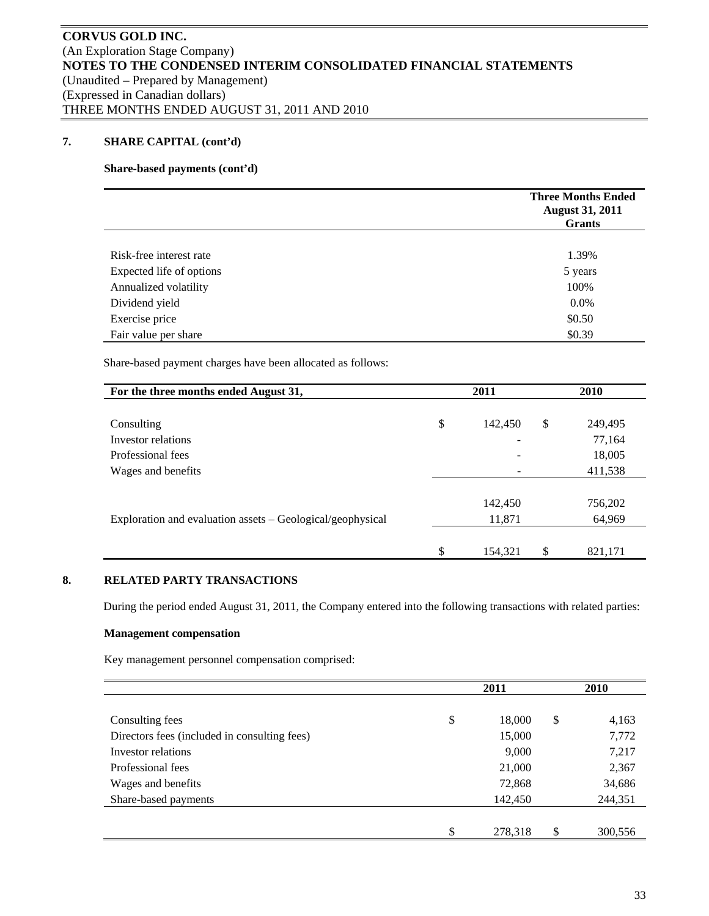**CORVUS GOLD INC.**
(An Exploration Stage Company)
**NOTES TO THE CONDENSED INTERIM CONSOLIDATED FINANCIAL STATEMENTS**
(Unaudited – Prepared by Management)
(Expressed in Canadian dollars)
THREE MONTHS ENDED AUGUST 31, 2011 AND 2010

## 7. SHARE CAPITAL (cont'd)

**Share-based payments (cont'd)**

| | Three Months Ended August 31, 2011 Grants |
|---|---|
| Risk-free interest rate | 1.39% |
| Expected life of options | 5 years |
| Annualized volatility | 100% |
| Dividend yield | 0.0% |
| Exercise price | $0.50 |
| Fair value per share | $0.39 |

Share-based payment charges have been allocated as follows:

| For the three months ended August 31, | 2011 | 2010 |
|---|---|---|
| Consulting | $ 142,450 | $ 249,495 |
| Investor relations | - | 77,164 |
| Professional fees | - | 18,005 |
| Wages and benefits | - | 411,538 |
| | 142,450 | 756,202 |
| Exploration and evaluation assets – Geological/geophysical | 11,871 | 64,969 |
| | $ 154,321 | $ 821,171 |

## 8. RELATED PARTY TRANSACTIONS

During the period ended August 31, 2011, the Company entered into the following transactions with related parties:

**Management compensation**

Key management personnel compensation comprised:

| | 2011 | 2010 |
|---|---|---|
| Consulting fees | $ 18,000 | $ 4,163 |
| Directors fees (included in consulting fees) | 15,000 | 7,772 |
| Investor relations | 9,000 | 7,217 |
| Professional fees | 21,000 | 2,367 |
| Wages and benefits | 72,868 | 34,686 |
| Share-based payments | 142,450 | 244,351 |
| | $ 278,318 | $ 300,556 |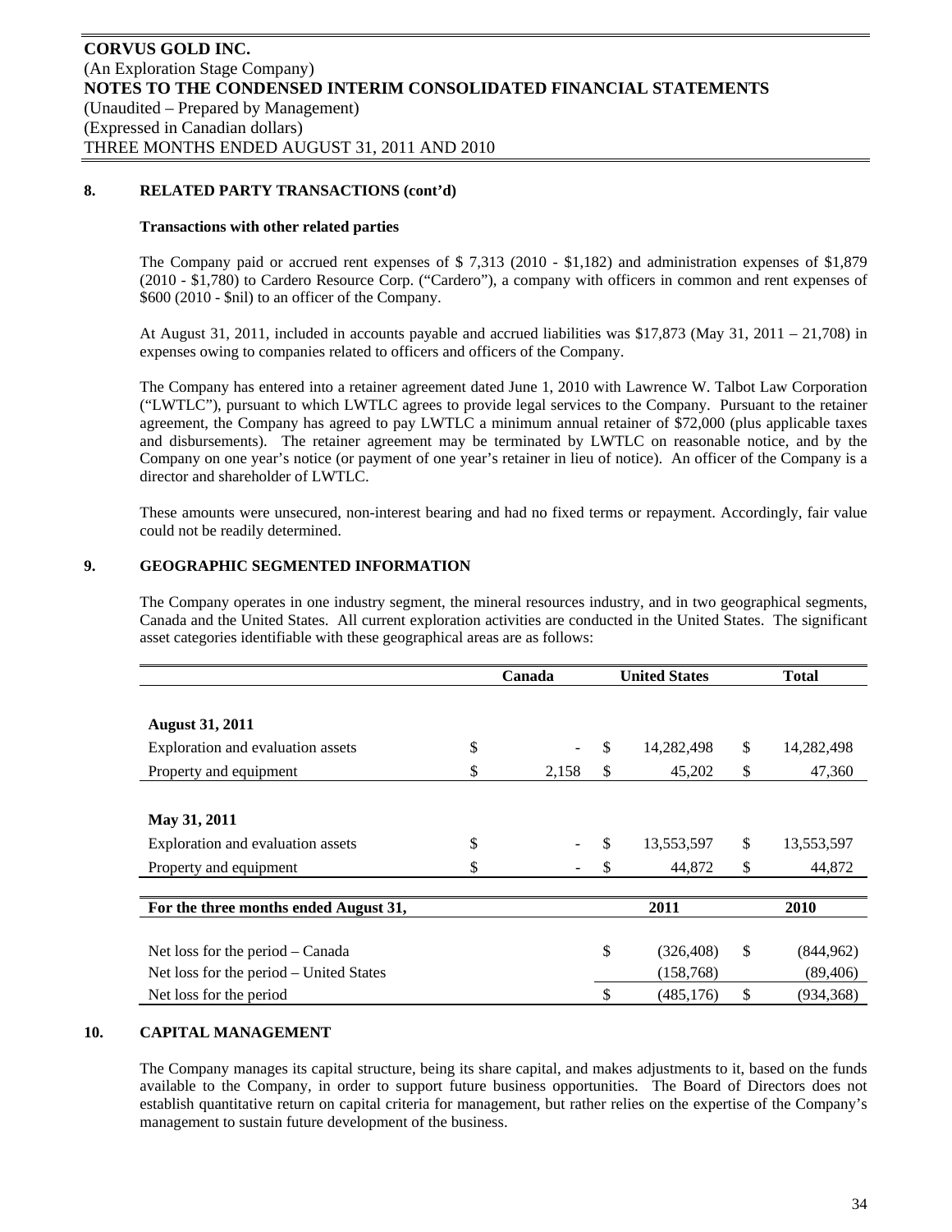**8. RELATED PARTY TRANSACTIONS (cont'd)**

**Transactions with other related parties**

The Company paid or accrued rent expenses of $ 7,313 (2010 - $1,182) and administration expenses of $1,879 (2010 - $1,780) to Cardero Resource Corp. ("Cardero"), a company with officers in common and rent expenses of $600 (2010 - $nil) to an officer of the Company.

At August 31, 2011, included in accounts payable and accrued liabilities was $17,873 (May 31, 2011 – 21,708) in expenses owing to companies related to officers and officers of the Company.

The Company has entered into a retainer agreement dated June 1, 2010 with Lawrence W. Talbot Law Corporation ("LWTLC"), pursuant to which LWTLC agrees to provide legal services to the Company. Pursuant to the retainer agreement, the Company has agreed to pay LWTLC a minimum annual retainer of $72,000 (plus applicable taxes and disbursements). The retainer agreement may be terminated by LWTLC on reasonable notice, and by the Company on one year's notice (or payment of one year's retainer in lieu of notice). An officer of the Company is a director and shareholder of LWTLC.

These amounts were unsecured, non-interest bearing and had no fixed terms or repayment. Accordingly, fair value could not be readily determined.

**9. GEOGRAPHIC SEGMENTED INFORMATION**

The Company operates in one industry segment, the mineral resources industry, and in two geographical segments, Canada and the United States. All current exploration activities are conducted in the United States. The significant asset categories identifiable with these geographical areas are as follows:

| | Canada | United States | Total |
|---|---|---|---|
| **August 31, 2011** | | | |
| Exploration and evaluation assets | $ - | $ 14,282,498 | $ 14,282,498 |
| Property and equipment | $ 2,158 | $ 45,202 | $ 47,360 |
| **May 31, 2011** | | | |
| Exploration and evaluation assets | $ - | $ 13,553,597 | $ 13,553,597 |
| Property and equipment | $ - | $ 44,872 | $ 44,872 |

| For the three months ended August 31, | 2011 | 2010 |
|---|---|---|
| Net loss for the period – Canada | $ (326,408) | $ (844,962) |
| Net loss for the period – United States | (158,768) | (89,406) |
| Net loss for the period | $ (485,176) | $ (934,368) |

**10. CAPITAL MANAGEMENT**

The Company manages its capital structure, being its share capital, and makes adjustments to it, based on the funds available to the Company, in order to support future business opportunities. The Board of Directors does not establish quantitative return on capital criteria for management, but rather relies on the expertise of the Company's management to sustain future development of the business.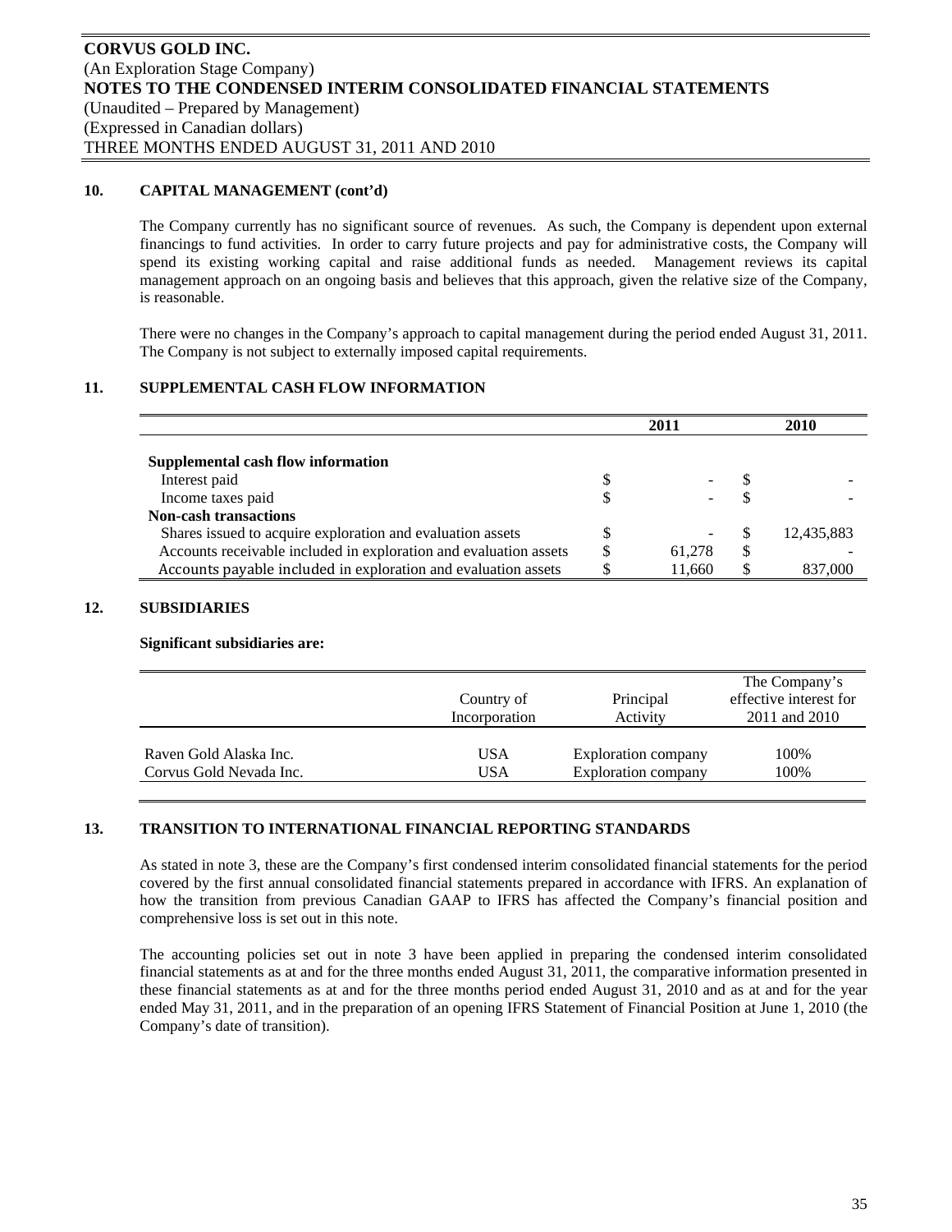### 10. CAPITAL MANAGEMENT (cont'd)

The Company currently has no significant source of revenues. As such, the Company is dependent upon external financings to fund activities. In order to carry future projects and pay for administrative costs, the Company will spend its existing working capital and raise additional funds as needed. Management reviews its capital management approach on an ongoing basis and believes that this approach, given the relative size of the Company, is reasonable.

There were no changes in the Company's approach to capital management during the period ended August 31, 2011. The Company is not subject to externally imposed capital requirements.

### 11. SUPPLEMENTAL CASH FLOW INFORMATION

| | 2011 | 2010 |
|---|---|---|
| **Supplemental cash flow information** | | |
| Interest paid | $ - | $ - |
| Income taxes paid | $ - | $ - |
| **Non-cash transactions** | | |
| Shares issued to acquire exploration and evaluation assets | $ - | $ 12,435,883 |
| Accounts receivable included in exploration and evaluation assets | $ 61,278 | $ - |
| Accounts payable included in exploration and evaluation assets | $ 11,660 | $ 837,000 |

### 12. SUBSIDIARIES

**Significant subsidiaries are:**

| | Country of Incorporation | Principal Activity | The Company's effective interest for 2011 and 2010 |
|---|---|---|---|
| Raven Gold Alaska Inc. | USA | Exploration company | 100% |
| Corvus Gold Nevada Inc. | USA | Exploration company | 100% |

### 13. TRANSITION TO INTERNATIONAL FINANCIAL REPORTING STANDARDS

As stated in note 3, these are the Company's first condensed interim consolidated financial statements for the period covered by the first annual consolidated financial statements prepared in accordance with IFRS. An explanation of how the transition from previous Canadian GAAP to IFRS has affected the Company's financial position and comprehensive loss is set out in this note.

The accounting policies set out in note 3 have been applied in preparing the condensed interim consolidated financial statements as at and for the three months ended August 31, 2011, the comparative information presented in these financial statements as at and for the three months period ended August 31, 2010 and as at and for the year ended May 31, 2011, and in the preparation of an opening IFRS Statement of Financial Position at June 1, 2010 (the Company's date of transition).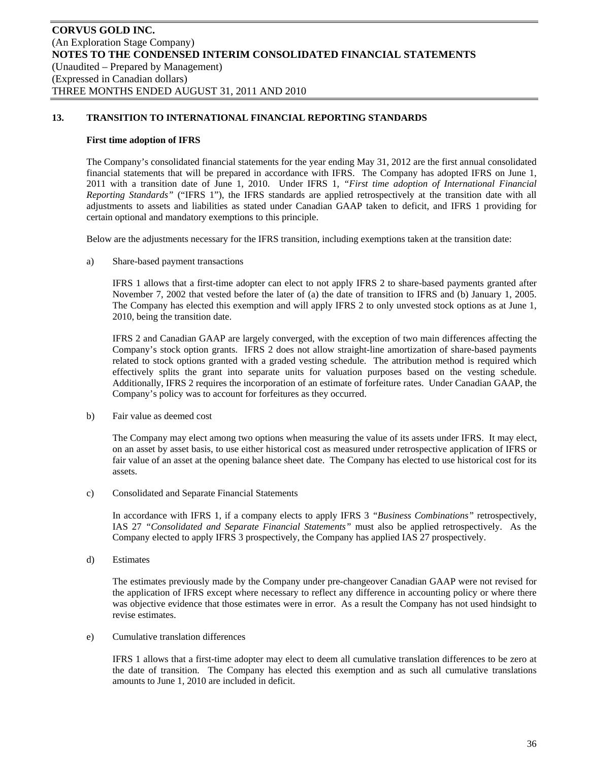## 13. TRANSITION TO INTERNATIONAL FINANCIAL REPORTING STANDARDS

**First time adoption of IFRS**

The Company's consolidated financial statements for the year ending May 31, 2012 are the first annual consolidated financial statements that will be prepared in accordance with IFRS. The Company has adopted IFRS on June 1, 2011 with a transition date of June 1, 2010. Under IFRS 1, *"First time adoption of International Financial Reporting Standards"* ("IFRS 1"), the IFRS standards are applied retrospectively at the transition date with all adjustments to assets and liabilities as stated under Canadian GAAP taken to deficit, and IFRS 1 providing for certain optional and mandatory exemptions to this principle.

Below are the adjustments necessary for the IFRS transition, including exemptions taken at the transition date:

a) Share-based payment transactions

IFRS 1 allows that a first-time adopter can elect to not apply IFRS 2 to share-based payments granted after November 7, 2002 that vested before the later of (a) the date of transition to IFRS and (b) January 1, 2005. The Company has elected this exemption and will apply IFRS 2 to only unvested stock options as at June 1, 2010, being the transition date.

IFRS 2 and Canadian GAAP are largely converged, with the exception of two main differences affecting the Company's stock option grants. IFRS 2 does not allow straight-line amortization of share-based payments related to stock options granted with a graded vesting schedule. The attribution method is required which effectively splits the grant into separate units for valuation purposes based on the vesting schedule. Additionally, IFRS 2 requires the incorporation of an estimate of forfeiture rates. Under Canadian GAAP, the Company's policy was to account for forfeitures as they occurred.

b) Fair value as deemed cost

The Company may elect among two options when measuring the value of its assets under IFRS. It may elect, on an asset by asset basis, to use either historical cost as measured under retrospective application of IFRS or fair value of an asset at the opening balance sheet date. The Company has elected to use historical cost for its assets.

c) Consolidated and Separate Financial Statements

In accordance with IFRS 1, if a company elects to apply IFRS 3 *"Business Combinations"* retrospectively, IAS 27 *"Consolidated and Separate Financial Statements"* must also be applied retrospectively. As the Company elected to apply IFRS 3 prospectively, the Company has applied IAS 27 prospectively.

d) Estimates

The estimates previously made by the Company under pre-changeover Canadian GAAP were not revised for the application of IFRS except where necessary to reflect any difference in accounting policy or where there was objective evidence that those estimates were in error. As a result the Company has not used hindsight to revise estimates.

e) Cumulative translation differences

IFRS 1 allows that a first-time adopter may elect to deem all cumulative translation differences to be zero at the date of transition. The Company has elected this exemption and as such all cumulative translations amounts to June 1, 2010 are included in deficit.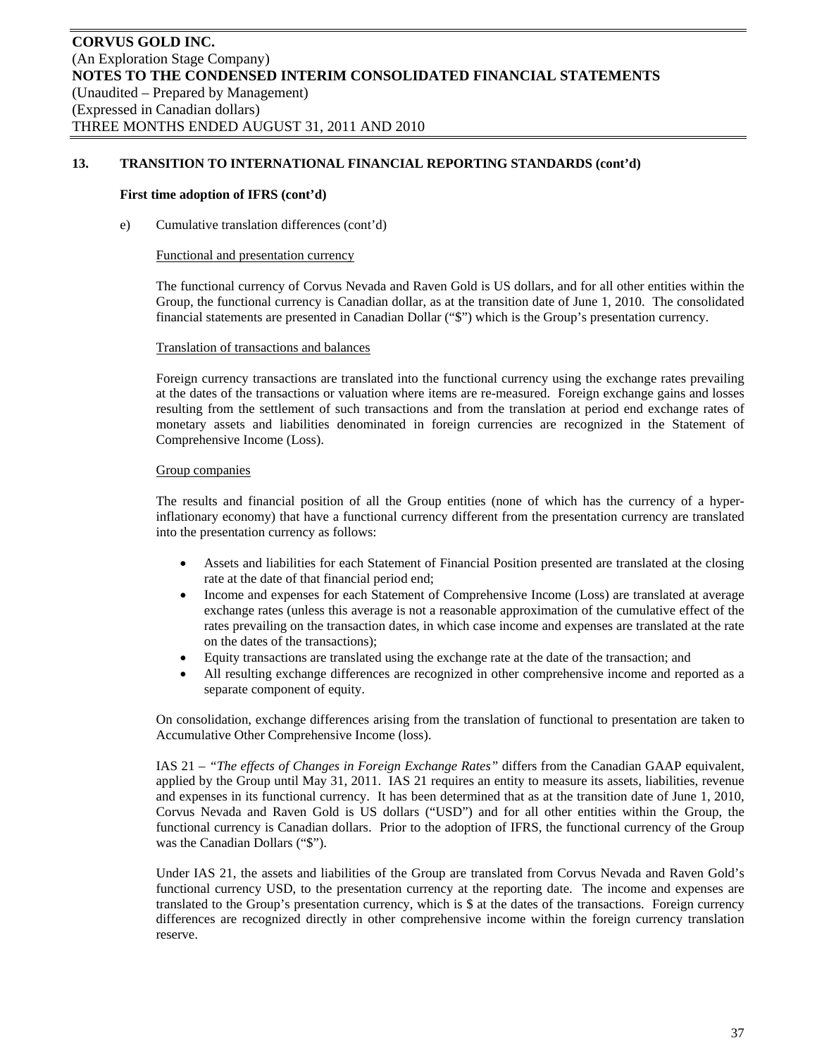## 13. TRANSITION TO INTERNATIONAL FINANCIAL REPORTING STANDARDS (cont'd)

**First time adoption of IFRS (cont'd)**

e) Cumulative translation differences (cont'd)

Functional and presentation currency

The functional currency of Corvus Nevada and Raven Gold is US dollars, and for all other entities within the Group, the functional currency is Canadian dollar, as at the transition date of June 1, 2010. The consolidated financial statements are presented in Canadian Dollar ("$") which is the Group's presentation currency.

Translation of transactions and balances

Foreign currency transactions are translated into the functional currency using the exchange rates prevailing at the dates of the transactions or valuation where items are re-measured. Foreign exchange gains and losses resulting from the settlement of such transactions and from the translation at period end exchange rates of monetary assets and liabilities denominated in foreign currencies are recognized in the Statement of Comprehensive Income (Loss).

Group companies

The results and financial position of all the Group entities (none of which has the currency of a hyper-inflationary economy) that have a functional currency different from the presentation currency are translated into the presentation currency as follows:

- Assets and liabilities for each Statement of Financial Position presented are translated at the closing rate at the date of that financial period end;
- Income and expenses for each Statement of Comprehensive Income (Loss) are translated at average exchange rates (unless this average is not a reasonable approximation of the cumulative effect of the rates prevailing on the transaction dates, in which case income and expenses are translated at the rate on the dates of the transactions);
- Equity transactions are translated using the exchange rate at the date of the transaction; and
- All resulting exchange differences are recognized in other comprehensive income and reported as a separate component of equity.

On consolidation, exchange differences arising from the translation of functional to presentation are taken to Accumulative Other Comprehensive Income (loss).

IAS 21 – *"The effects of Changes in Foreign Exchange Rates"* differs from the Canadian GAAP equivalent, applied by the Group until May 31, 2011. IAS 21 requires an entity to measure its assets, liabilities, revenue and expenses in its functional currency. It has been determined that as at the transition date of June 1, 2010, Corvus Nevada and Raven Gold is US dollars ("USD") and for all other entities within the Group, the functional currency is Canadian dollars. Prior to the adoption of IFRS, the functional currency of the Group was the Canadian Dollars ("$").

Under IAS 21, the assets and liabilities of the Group are translated from Corvus Nevada and Raven Gold's functional currency USD, to the presentation currency at the reporting date. The income and expenses are translated to the Group's presentation currency, which is $ at the dates of the transactions. Foreign currency differences are recognized directly in other comprehensive income within the foreign currency translation reserve.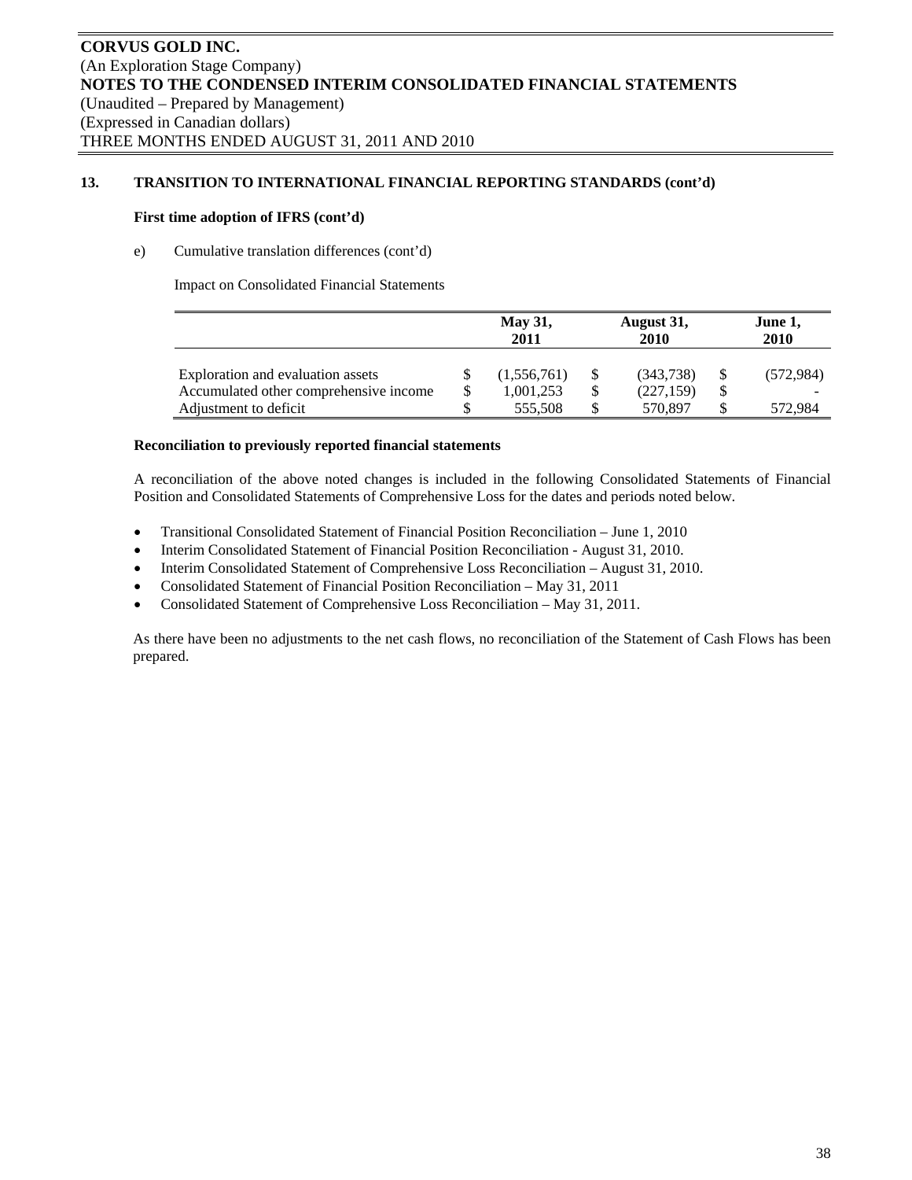## 13. TRANSITION TO INTERNATIONAL FINANCIAL REPORTING STANDARDS (cont'd)

### First time adoption of IFRS (cont'd)

e) Cumulative translation differences (cont'd)

Impact on Consolidated Financial Statements

| | May 31, 2011 | August 31, 2010 | June 1, 2010 |
|---|---|---|---|
| Exploration and evaluation assets | $ (1,556,761) | $ (343,738) | $ (572,984) |
| Accumulated other comprehensive income | $ 1,001,253 | $ (227,159) | $ - |
| Adjustment to deficit | $ 555,508 | $ 570,897 | $ 572,984 |

### Reconciliation to previously reported financial statements

A reconciliation of the above noted changes is included in the following Consolidated Statements of Financial Position and Consolidated Statements of Comprehensive Loss for the dates and periods noted below.

- Transitional Consolidated Statement of Financial Position Reconciliation – June 1, 2010
- Interim Consolidated Statement of Financial Position Reconciliation - August 31, 2010.
- Interim Consolidated Statement of Comprehensive Loss Reconciliation – August 31, 2010.
- Consolidated Statement of Financial Position Reconciliation – May 31, 2011
- Consolidated Statement of Comprehensive Loss Reconciliation – May 31, 2011.

As there have been no adjustments to the net cash flows, no reconciliation of the Statement of Cash Flows has been prepared.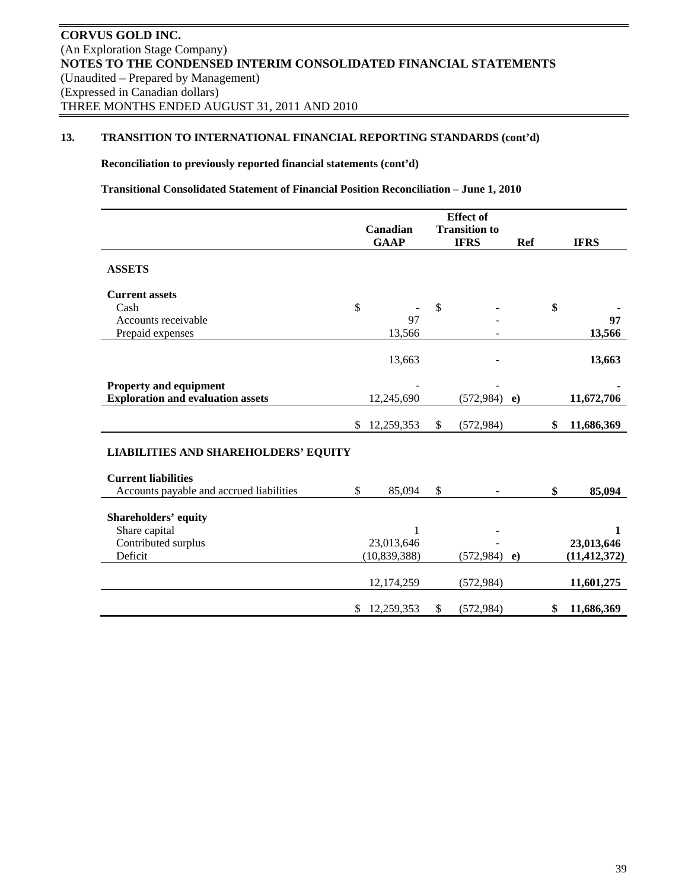**CORVUS GOLD INC.**
(An Exploration Stage Company)
**NOTES TO THE CONDENSED INTERIM CONSOLIDATED FINANCIAL STATEMENTS**
(Unaudited – Prepared by Management)
(Expressed in Canadian dollars)
THREE MONTHS ENDED AUGUST 31, 2011 AND 2010

**13. TRANSITION TO INTERNATIONAL FINANCIAL REPORTING STANDARDS (cont'd)**

**Reconciliation to previously reported financial statements (cont'd)**

**Transitional Consolidated Statement of Financial Position Reconciliation – June 1, 2010**

| | Canadian GAAP | Effect of Transition to IFRS | Ref | IFRS |
|---|---|---|---|---|
| **ASSETS** | | | | |
| **Current assets** | | | | |
| Cash | $ - | $ - | | **$ -** |
| Accounts receivable | 97 | - | | **97** |
| Prepaid expenses | 13,566 | - | | **13,566** |
| | 13,663 | - | | **13,663** |
| **Property and equipment** | - | - | | **-** |
| **Exploration and evaluation assets** | 12,245,690 | (572,984) | **e)** | **11,672,706** |
| | $ 12,259,353 | $ (572,984) | | **$ 11,686,369** |
| **LIABILITIES AND SHAREHOLDERS' EQUITY** | | | | |
| **Current liabilities** | | | | |
| Accounts payable and accrued liabilities | $ 85,094 | $ - | | **$ 85,094** |
| **Shareholders' equity** | | | | |
| Share capital | 1 | - | | **1** |
| Contributed surplus | 23,013,646 | - | | **23,013,646** |
| Deficit | (10,839,388) | (572,984) | **e)** | **(11,412,372)** |
| | 12,174,259 | (572,984) | | **11,601,275** |
| | $ 12,259,353 | $ (572,984) | | **$ 11,686,369** |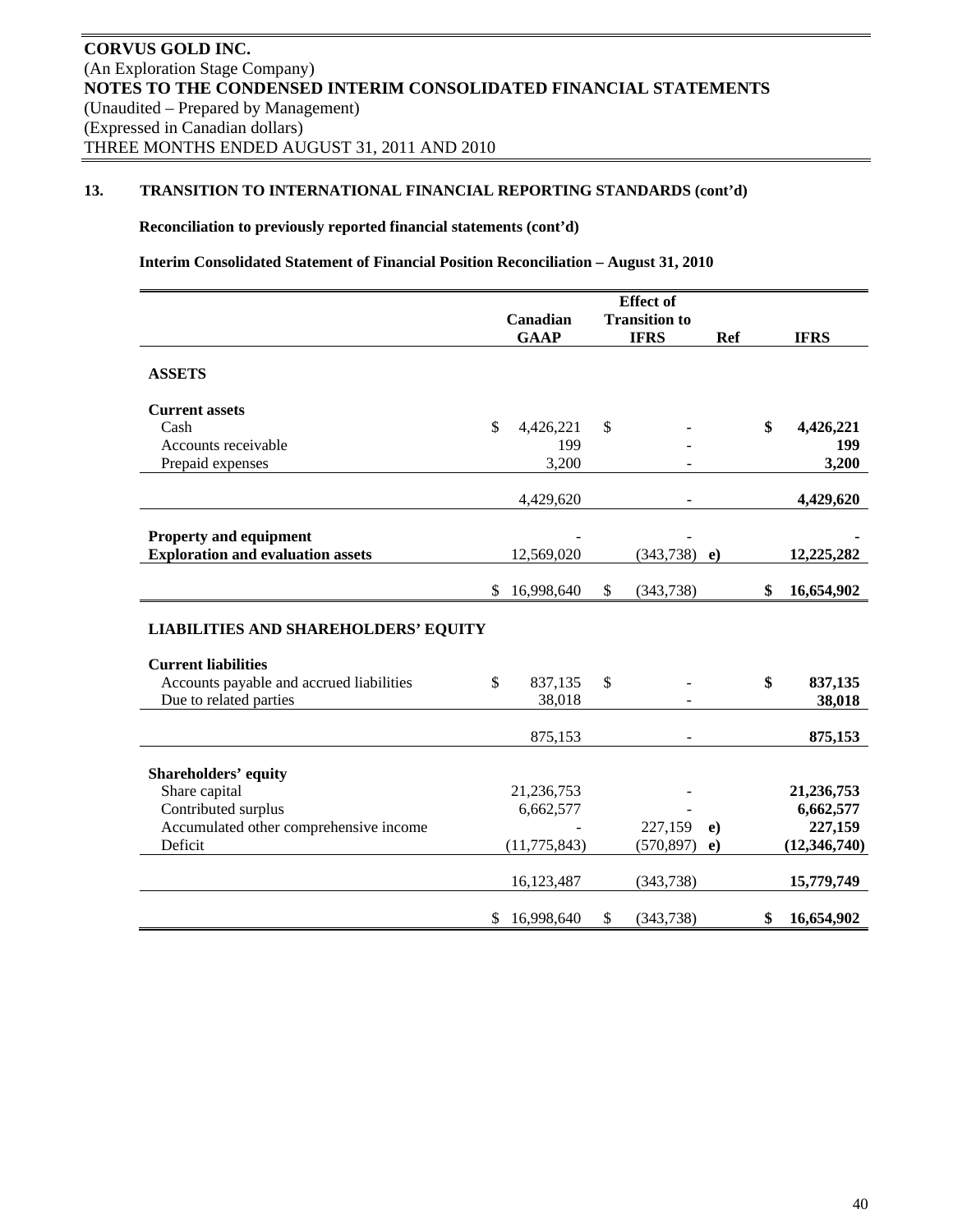**CORVUS GOLD INC.**
(An Exploration Stage Company)
**NOTES TO THE CONDENSED INTERIM CONSOLIDATED FINANCIAL STATEMENTS**
(Unaudited – Prepared by Management)
(Expressed in Canadian dollars)
THREE MONTHS ENDED AUGUST 31, 2011 AND 2010

## 13. TRANSITION TO INTERNATIONAL FINANCIAL REPORTING STANDARDS (cont'd)

**Reconciliation to previously reported financial statements (cont'd)**

**Interim Consolidated Statement of Financial Position Reconciliation – August 31, 2010**

| | Canadian GAAP | Effect of Transition to IFRS | Ref | IFRS |
|---|---|---|---|---|
| **ASSETS** | | | | |
| **Current assets** | | | | |
| Cash | $ 4,426,221 | $ - | | **$ 4,426,221** |
| Accounts receivable | 199 | - | | **199** |
| Prepaid expenses | 3,200 | - | | **3,200** |
| | 4,429,620 | - | | **4,429,620** |
| **Property and equipment** | - | - | | **-** |
| **Exploration and evaluation assets** | 12,569,020 | (343,738) | **e)** | **12,225,282** |
| | $ 16,998,640 | $ (343,738) | | **$ 16,654,902** |
| **LIABILITIES AND SHAREHOLDERS' EQUITY** | | | | |
| **Current liabilities** | | | | |
| Accounts payable and accrued liabilities | $ 837,135 | $ - | | **$ 837,135** |
| Due to related parties | 38,018 | - | | **38,018** |
| | 875,153 | - | | **875,153** |
| **Shareholders' equity** | | | | |
| Share capital | 21,236,753 | - | | **21,236,753** |
| Contributed surplus | 6,662,577 | - | | **6,662,577** |
| Accumulated other comprehensive income | - | 227,159 | **e)** | **227,159** |
| Deficit | (11,775,843) | (570,897) | **e)** | **(12,346,740)** |
| | 16,123,487 | (343,738) | | **15,779,749** |
| | $ 16,998,640 | $ (343,738) | | **$ 16,654,902** |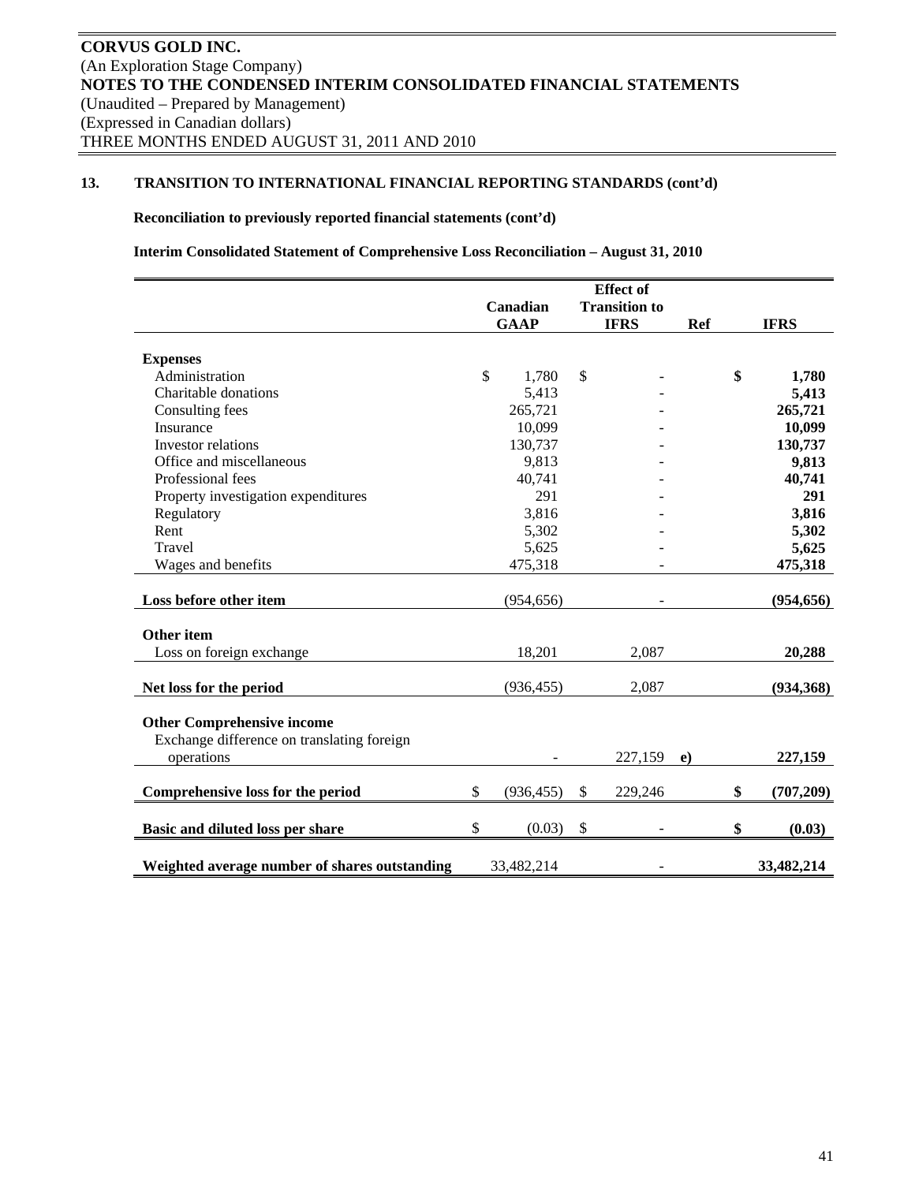**CORVUS GOLD INC.**
(An Exploration Stage Company)
**NOTES TO THE CONDENSED INTERIM CONSOLIDATED FINANCIAL STATEMENTS**
(Unaudited – Prepared by Management)
(Expressed in Canadian dollars)
THREE MONTHS ENDED AUGUST 31, 2011 AND 2010

## 13. TRANSITION TO INTERNATIONAL FINANCIAL REPORTING STANDARDS (cont'd)

**Reconciliation to previously reported financial statements (cont'd)**

**Interim Consolidated Statement of Comprehensive Loss Reconciliation – August 31, 2010**

| | Canadian GAAP | Effect of Transition to IFRS | Ref | IFRS |
|---|---|---|---|---|
| **Expenses** | | | | |
| Administration | $ 1,780 | $ - | | **$ 1,780** |
| Charitable donations | 5,413 | - | | **5,413** |
| Consulting fees | 265,721 | - | | **265,721** |
| Insurance | 10,099 | - | | **10,099** |
| Investor relations | 130,737 | - | | **130,737** |
| Office and miscellaneous | 9,813 | - | | **9,813** |
| Professional fees | 40,741 | - | | **40,741** |
| Property investigation expenditures | 291 | - | | **291** |
| Regulatory | 3,816 | - | | **3,816** |
| Rent | 5,302 | - | | **5,302** |
| Travel | 5,625 | - | | **5,625** |
| Wages and benefits | 475,318 | - | | **475,318** |
| **Loss before other item** | (954,656) | - | | **(954,656)** |
| **Other item** | | | | |
| Loss on foreign exchange | 18,201 | 2,087 | | **20,288** |
| **Net loss for the period** | (936,455) | 2,087 | | **(934,368)** |
| **Other Comprehensive income** | | | | |
| Exchange difference on translating foreign operations | - | 227,159 | **e)** | **227,159** |
| **Comprehensive loss for the period** | $ (936,455) | $ 229,246 | | **$ (707,209)** |
| **Basic and diluted loss per share** | $ (0.03) | $ - | | **$ (0.03)** |
| **Weighted average number of shares outstanding** | 33,482,214 | - | | **33,482,214** |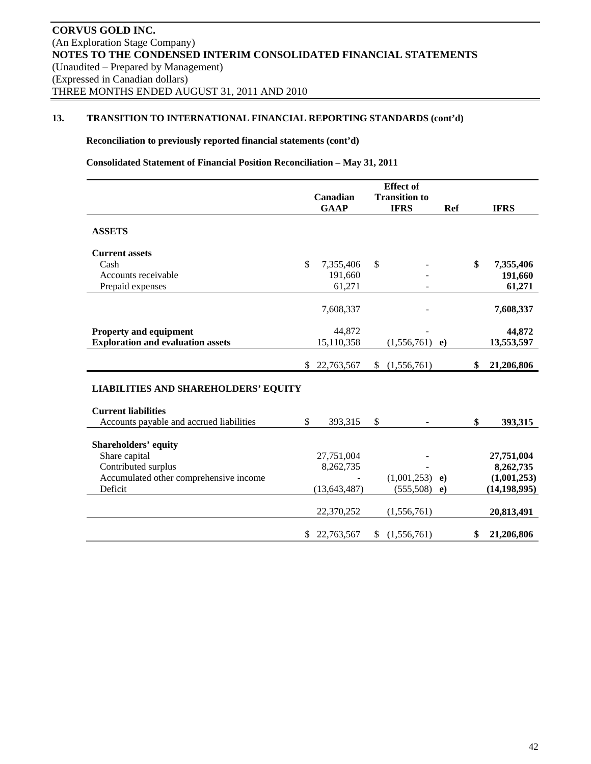**CORVUS GOLD INC.**
(An Exploration Stage Company)
**NOTES TO THE CONDENSED INTERIM CONSOLIDATED FINANCIAL STATEMENTS**
(Unaudited – Prepared by Management)
(Expressed in Canadian dollars)
THREE MONTHS ENDED AUGUST 31, 2011 AND 2010

## 13. TRANSITION TO INTERNATIONAL FINANCIAL REPORTING STANDARDS (cont'd)

**Reconciliation to previously reported financial statements (cont'd)**

**Consolidated Statement of Financial Position Reconciliation – May 31, 2011**

| | Canadian GAAP | Effect of Transition to IFRS | Ref | IFRS |
|---|---|---|---|---|
| **ASSETS** | | | | |
| **Current assets** | | | | |
| Cash | $ 7,355,406 | $ - | | **$ 7,355,406** |
| Accounts receivable | 191,660 | - | | **191,660** |
| Prepaid expenses | 61,271 | - | | **61,271** |
| | 7,608,337 | - | | **7,608,337** |
| **Property and equipment** | 44,872 | - | | **44,872** |
| **Exploration and evaluation assets** | 15,110,358 | (1,556,761) | **e)** | **13,553,597** |
| | $ 22,763,567 | $ (1,556,761) | | **$ 21,206,806** |
| **LIABILITIES AND SHAREHOLDERS' EQUITY** | | | | |
| **Current liabilities** | | | | |
| Accounts payable and accrued liabilities | $ 393,315 | $ - | | **$ 393,315** |
| **Shareholders' equity** | | | | |
| Share capital | 27,751,004 | - | | **27,751,004** |
| Contributed surplus | 8,262,735 | - | | **8,262,735** |
| Accumulated other comprehensive income | - | (1,001,253) | **e)** | **(1,001,253)** |
| Deficit | (13,643,487) | (555,508) | **e)** | **(14,198,995)** |
| | 22,370,252 | (1,556,761) | | **20,813,491** |
| | $ 22,763,567 | $ (1,556,761) | | **$ 21,206,806** |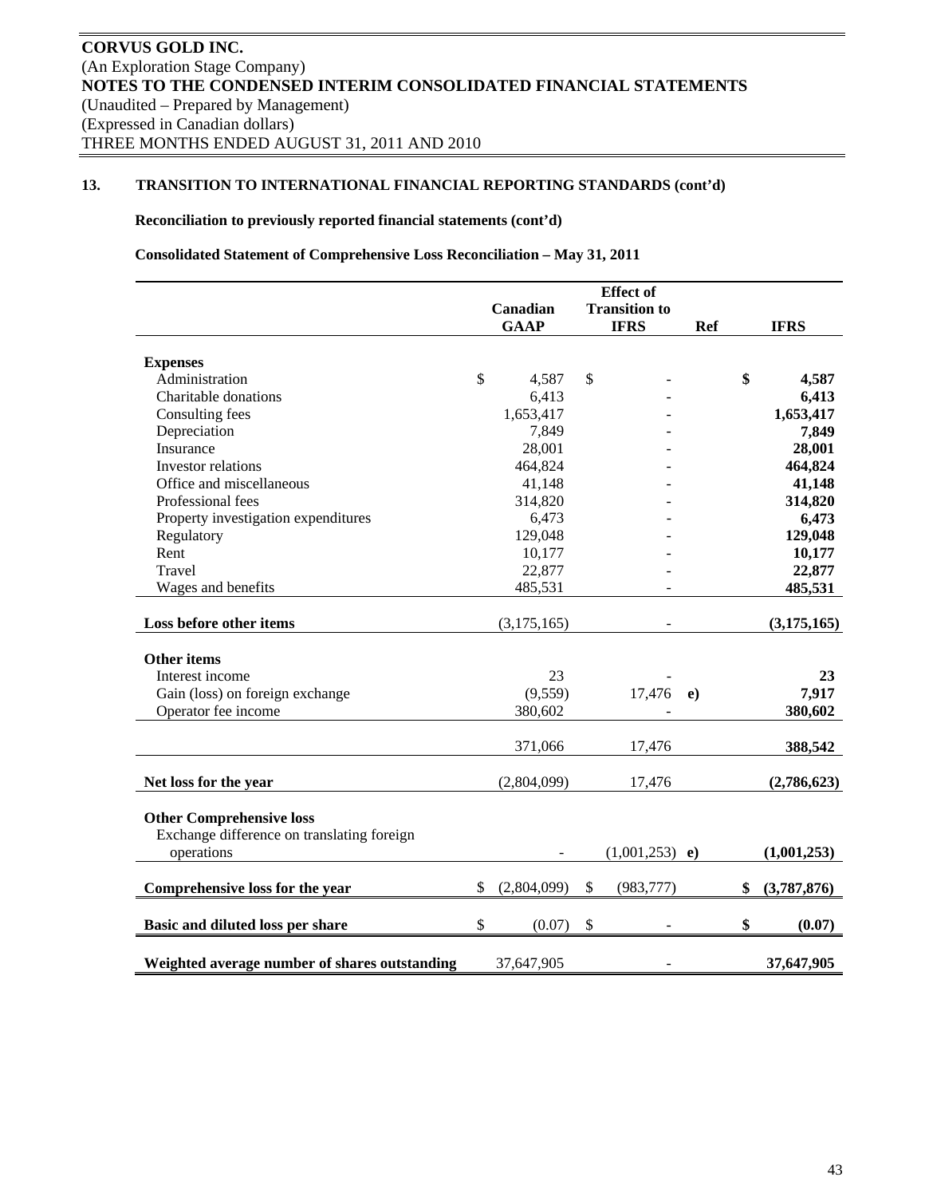**CORVUS GOLD INC.**
(An Exploration Stage Company)
**NOTES TO THE CONDENSED INTERIM CONSOLIDATED FINANCIAL STATEMENTS**
(Unaudited – Prepared by Management)
(Expressed in Canadian dollars)
THREE MONTHS ENDED AUGUST 31, 2011 AND 2010

## 13. TRANSITION TO INTERNATIONAL FINANCIAL REPORTING STANDARDS (cont'd)

**Reconciliation to previously reported financial statements (cont'd)**

**Consolidated Statement of Comprehensive Loss Reconciliation – May 31, 2011**

| | Canadian GAAP | Effect of Transition to IFRS | Ref | IFRS |
|---|---|---|---|---|
| **Expenses** | | | | |
| Administration | $ 4,587 | $ - | | **$ 4,587** |
| Charitable donations | 6,413 | - | | **6,413** |
| Consulting fees | 1,653,417 | - | | **1,653,417** |
| Depreciation | 7,849 | - | | **7,849** |
| Insurance | 28,001 | - | | **28,001** |
| Investor relations | 464,824 | - | | **464,824** |
| Office and miscellaneous | 41,148 | - | | **41,148** |
| Professional fees | 314,820 | - | | **314,820** |
| Property investigation expenditures | 6,473 | - | | **6,473** |
| Regulatory | 129,048 | - | | **129,048** |
| Rent | 10,177 | - | | **10,177** |
| Travel | 22,877 | - | | **22,877** |
| Wages and benefits | 485,531 | - | | **485,531** |
| **Loss before other items** | (3,175,165) | - | | **(3,175,165)** |
| **Other items** | | | | |
| Interest income | 23 | - | | **23** |
| Gain (loss) on foreign exchange | (9,559) | 17,476 | **e)** | **7,917** |
| Operator fee income | 380,602 | - | | **380,602** |
| | 371,066 | 17,476 | | **388,542** |
| **Net loss for the year** | (2,804,099) | 17,476 | | **(2,786,623)** |
| **Other Comprehensive loss** | | | | |
| Exchange difference on translating foreign operations | - | (1,001,253) | **e)** | **(1,001,253)** |
| **Comprehensive loss for the year** | $ (2,804,099) | $ (983,777) | | **$ (3,787,876)** |
| **Basic and diluted loss per share** | $ (0.07) | $ - | | **$ (0.07)** |
| **Weighted average number of shares outstanding** | 37,647,905 | - | | **37,647,905** |